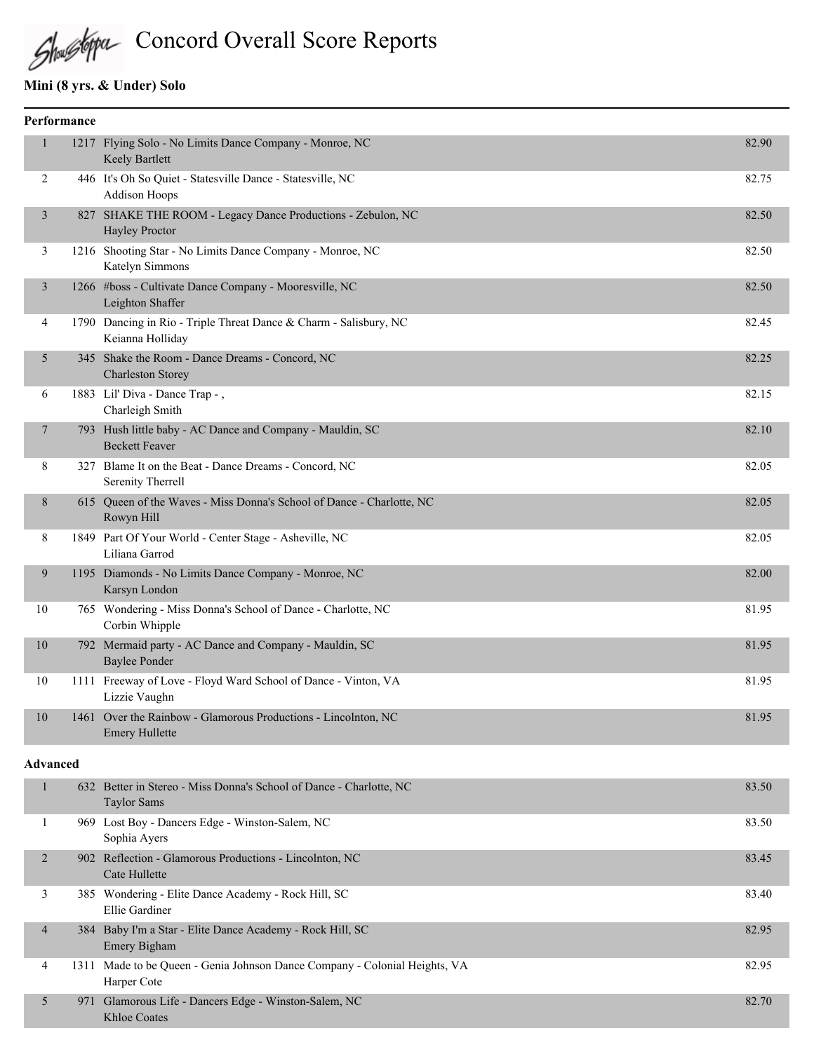# Concord Overall Score Reports

## Mini (8 yrs. & Under) Solo

### Performance

| Place | # | Entry | Score |
|---|---|---|---|
| 1 | 1217 | Flying Solo - No Limits Dance Company - Monroe, NC<br>Keely Bartlett | 82.90 |
| 2 | 446 | It's Oh So Quiet - Statesville Dance - Statesville, NC<br>Addison Hoops | 82.75 |
| 3 | 827 | SHAKE THE ROOM - Legacy Dance Productions - Zebulon, NC<br>Hayley Proctor | 82.50 |
| 3 | 1216 | Shooting Star - No Limits Dance Company - Monroe, NC<br>Katelyn Simmons | 82.50 |
| 3 | 1266 | #boss - Cultivate Dance Company - Mooresville, NC<br>Leighton Shaffer | 82.50 |
| 4 | 1790 | Dancing in Rio - Triple Threat Dance & Charm - Salisbury, NC<br>Keianna Holliday | 82.45 |
| 5 | 345 | Shake the Room - Dance Dreams - Concord, NC<br>Charleston Storey | 82.25 |
| 6 | 1883 | Lil' Diva - Dance Trap - ,<br>Charleigh Smith | 82.15 |
| 7 | 793 | Hush little baby - AC Dance and Company - Mauldin, SC<br>Beckett Feaver | 82.10 |
| 8 | 327 | Blame It on the Beat - Dance Dreams - Concord, NC<br>Serenity Therrell | 82.05 |
| 8 | 615 | Queen of the Waves - Miss Donna's School of Dance - Charlotte, NC<br>Rowyn Hill | 82.05 |
| 8 | 1849 | Part Of Your World - Center Stage - Asheville, NC<br>Liliana Garrod | 82.05 |
| 9 | 1195 | Diamonds - No Limits Dance Company - Monroe, NC<br>Karsyn London | 82.00 |
| 10 | 765 | Wondering - Miss Donna's School of Dance - Charlotte, NC<br>Corbin Whipple | 81.95 |
| 10 | 792 | Mermaid party - AC Dance and Company - Mauldin, SC<br>Baylee Ponder | 81.95 |
| 10 | 1111 | Freeway of Love - Floyd Ward School of Dance - Vinton, VA<br>Lizzie Vaughn | 81.95 |
| 10 | 1461 | Over the Rainbow - Glamorous Productions - Lincolnton, NC<br>Emery Hullette | 81.95 |

### Advanced

| Place | # | Entry | Score |
|---|---|---|---|
| 1 | 632 | Better in Stereo - Miss Donna's School of Dance - Charlotte, NC<br>Taylor Sams | 83.50 |
| 1 | 969 | Lost Boy - Dancers Edge - Winston-Salem, NC<br>Sophia Ayers | 83.50 |
| 2 | 902 | Reflection - Glamorous Productions - Lincolnton, NC<br>Cate Hullette | 83.45 |
| 3 | 385 | Wondering - Elite Dance Academy - Rock Hill, SC<br>Ellie Gardiner | 83.40 |
| 4 | 384 | Baby I'm a Star - Elite Dance Academy - Rock Hill, SC<br>Emery Bigham | 82.95 |
| 4 | 1311 | Made to be Queen - Genia Johnson Dance Company - Colonial Heights, VA<br>Harper Cote | 82.95 |
| 5 | 971 | Glamorous Life - Dancers Edge - Winston-Salem, NC<br>Khloe Coates | 82.70 |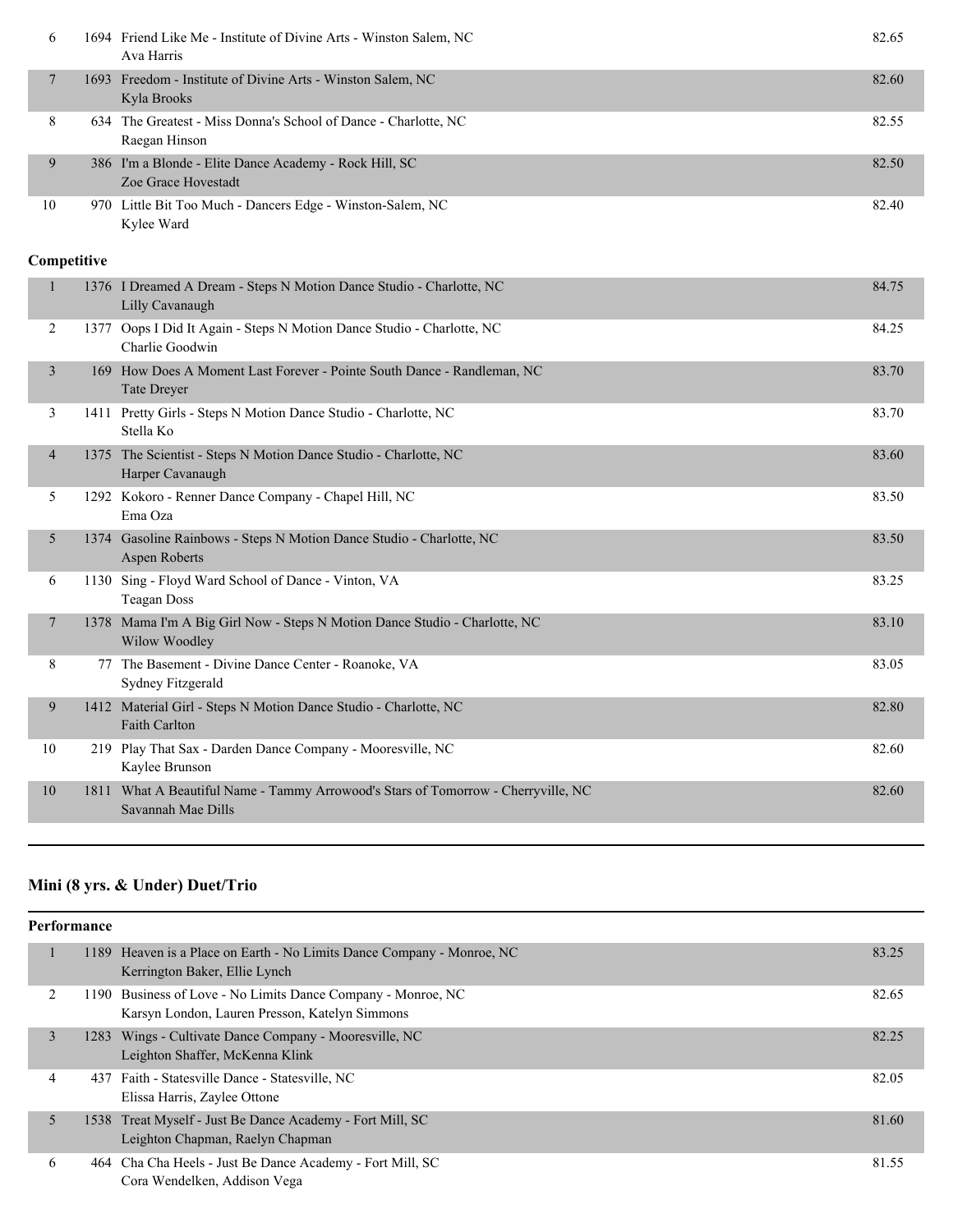| | | | |
|---|---|---|---|
| 6 | 1694 | Friend Like Me - Institute of Divine Arts - Winston Salem, NC<br>Ava Harris | 82.65 |
| 7 | 1693 | Freedom - Institute of Divine Arts - Winston Salem, NC<br>Kyla Brooks | 82.60 |
| 8 | 634 | The Greatest - Miss Donna's School of Dance - Charlotte, NC<br>Raegan Hinson | 82.55 |
| 9 | 386 | I'm a Blonde - Elite Dance Academy - Rock Hill, SC<br>Zoe Grace Hovestadt | 82.50 |
| 10 | 970 | Little Bit Too Much - Dancers Edge - Winston-Salem, NC<br>Kylee Ward | 82.40 |

**Competitive**

| | | | |
|---|---|---|---|
| 1 | 1376 | I Dreamed A Dream - Steps N Motion Dance Studio - Charlotte, NC<br>Lilly Cavanaugh | 84.75 |
| 2 | 1377 | Oops I Did It Again - Steps N Motion Dance Studio - Charlotte, NC<br>Charlie Goodwin | 84.25 |
| 3 | 169 | How Does A Moment Last Forever - Pointe South Dance - Randleman, NC<br>Tate Dreyer | 83.70 |
| 3 | 1411 | Pretty Girls - Steps N Motion Dance Studio - Charlotte, NC<br>Stella Ko | 83.70 |
| 4 | 1375 | The Scientist - Steps N Motion Dance Studio - Charlotte, NC<br>Harper Cavanaugh | 83.60 |
| 5 | 1292 | Kokoro - Renner Dance Company - Chapel Hill, NC<br>Ema Oza | 83.50 |
| 5 | 1374 | Gasoline Rainbows - Steps N Motion Dance Studio - Charlotte, NC<br>Aspen Roberts | 83.50 |
| 6 | 1130 | Sing - Floyd Ward School of Dance - Vinton, VA<br>Teagan Doss | 83.25 |
| 7 | 1378 | Mama I'm A Big Girl Now - Steps N Motion Dance Studio - Charlotte, NC<br>Wilow Woodley | 83.10 |
| 8 | 77 | The Basement - Divine Dance Center - Roanoke, VA<br>Sydney Fitzgerald | 83.05 |
| 9 | 1412 | Material Girl - Steps N Motion Dance Studio - Charlotte, NC<br>Faith Carlton | 82.80 |
| 10 | 219 | Play That Sax - Darden Dance Company - Mooresville, NC<br>Kaylee Brunson | 82.60 |
| 10 | 1811 | What A Beautiful Name - Tammy Arrowood's Stars of Tomorrow - Cherryville, NC<br>Savannah Mae Dills | 82.60 |

## Mini (8 yrs. & Under) Duet/Trio

**Performance**

| | | | |
|---|---|---|---|
| 1 | 1189 | Heaven is a Place on Earth - No Limits Dance Company - Monroe, NC<br>Kerrington Baker, Ellie Lynch | 83.25 |
| 2 | 1190 | Business of Love - No Limits Dance Company - Monroe, NC<br>Karsyn London, Lauren Presson, Katelyn Simmons | 82.65 |
| 3 | 1283 | Wings - Cultivate Dance Company - Mooresville, NC<br>Leighton Shaffer, McKenna Klink | 82.25 |
| 4 | 437 | Faith - Statesville Dance - Statesville, NC<br>Elissa Harris, Zaylee Ottone | 82.05 |
| 5 | 1538 | Treat Myself - Just Be Dance Academy - Fort Mill, SC<br>Leighton Chapman, Raelyn Chapman | 81.60 |
| 6 | 464 | Cha Cha Heels - Just Be Dance Academy - Fort Mill, SC<br>Cora Wendelken, Addison Vega | 81.55 |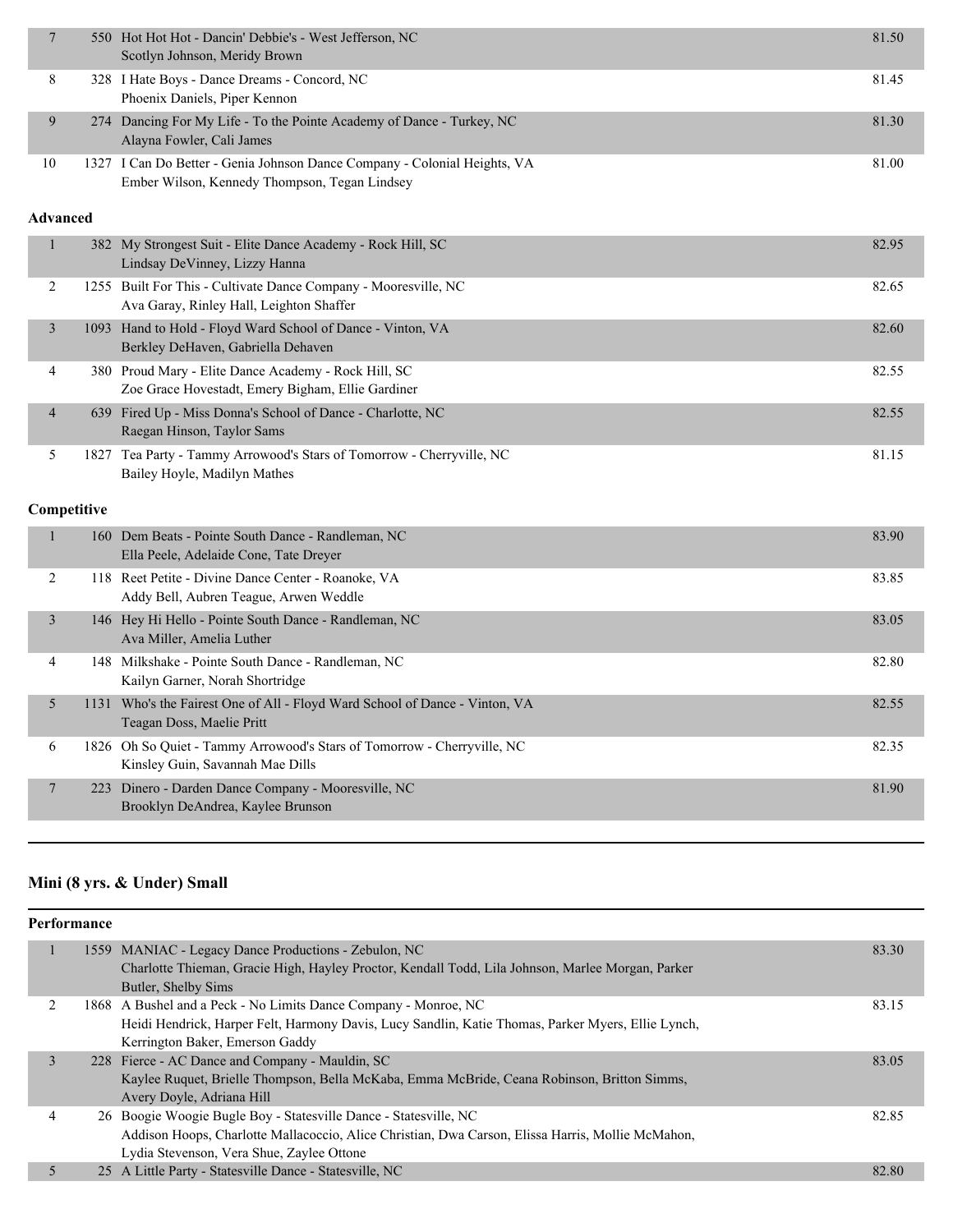| Place | No. | Routine / Studio / Dancers | Score |
|---|---|---|---|
| 7 | 550 | Hot Hot Hot - Dancin' Debbie's - West Jefferson, NC<br>Scotlyn Johnson, Meridy Brown | 81.50 |
| 8 | 328 | I Hate Boys - Dance Dreams - Concord, NC<br>Phoenix Daniels, Piper Kennon | 81.45 |
| 9 | 274 | Dancing For My Life - To the Pointe Academy of Dance - Turkey, NC<br>Alayna Fowler, Cali James | 81.30 |
| 10 | 1327 | I Can Do Better - Genia Johnson Dance Company - Colonial Heights, VA<br>Ember Wilson, Kennedy Thompson, Tegan Lindsey | 81.00 |

**Advanced**

| Place | No. | Routine / Studio / Dancers | Score |
|---|---|---|---|
| 1 | 382 | My Strongest Suit - Elite Dance Academy - Rock Hill, SC<br>Lindsay DeVinney, Lizzy Hanna | 82.95 |
| 2 | 1255 | Built For This - Cultivate Dance Company - Mooresville, NC<br>Ava Garay, Rinley Hall, Leighton Shaffer | 82.65 |
| 3 | 1093 | Hand to Hold - Floyd Ward School of Dance - Vinton, VA<br>Berkley DeHaven, Gabriella Dehaven | 82.60 |
| 4 | 380 | Proud Mary - Elite Dance Academy - Rock Hill, SC<br>Zoe Grace Hovestadt, Emery Bigham, Ellie Gardiner | 82.55 |
| 4 | 639 | Fired Up - Miss Donna's School of Dance - Charlotte, NC<br>Raegan Hinson, Taylor Sams | 82.55 |
| 5 | 1827 | Tea Party - Tammy Arrowood's Stars of Tomorrow - Cherryville, NC<br>Bailey Hoyle, Madilyn Mathes | 81.15 |

**Competitive**

| Place | No. | Routine / Studio / Dancers | Score |
|---|---|---|---|
| 1 | 160 | Dem Beats - Pointe South Dance - Randleman, NC<br>Ella Peele, Adelaide Cone, Tate Dreyer | 83.90 |
| 2 | 118 | Reet Petite - Divine Dance Center - Roanoke, VA<br>Addy Bell, Aubren Teague, Arwen Weddle | 83.85 |
| 3 | 146 | Hey Hi Hello - Pointe South Dance - Randleman, NC<br>Ava Miller, Amelia Luther | 83.05 |
| 4 | 148 | Milkshake - Pointe South Dance - Randleman, NC<br>Kailyn Garner, Norah Shortridge | 82.80 |
| 5 | 1131 | Who's the Fairest One of All - Floyd Ward School of Dance - Vinton, VA<br>Teagan Doss, Maelie Pritt | 82.55 |
| 6 | 1826 | Oh So Quiet - Tammy Arrowood's Stars of Tomorrow - Cherryville, NC<br>Kinsley Guin, Savannah Mae Dills | 82.35 |
| 7 | 223 | Dinero - Darden Dance Company - Mooresville, NC<br>Brooklyn DeAndrea, Kaylee Brunson | 81.90 |

## Mini (8 yrs. & Under) Small

**Performance**

| Place | No. | Routine / Studio / Dancers | Score |
|---|---|---|---|
| 1 | 1559 | MANIAC - Legacy Dance Productions - Zebulon, NC<br>Charlotte Thieman, Gracie High, Hayley Proctor, Kendall Todd, Lila Johnson, Marlee Morgan, Parker Butler, Shelby Sims | 83.30 |
| 2 | 1868 | A Bushel and a Peck - No Limits Dance Company - Monroe, NC<br>Heidi Hendrick, Harper Felt, Harmony Davis, Lucy Sandlin, Katie Thomas, Parker Myers, Ellie Lynch, Kerrington Baker, Emerson Gaddy | 83.15 |
| 3 | 228 | Fierce - AC Dance and Company - Mauldin, SC<br>Kaylee Ruquet, Brielle Thompson, Bella McKaba, Emma McBride, Ceana Robinson, Britton Simms, Avery Doyle, Adriana Hill | 83.05 |
| 4 | 26 | Boogie Woogie Bugle Boy - Statesville Dance - Statesville, NC<br>Addison Hoops, Charlotte Mallacoccio, Alice Christian, Dwa Carson, Elissa Harris, Mollie McMahon, Lydia Stevenson, Vera Shue, Zaylee Ottone | 82.85 |
| 5 | 25 | A Little Party - Statesville Dance - Statesville, NC | 82.80 |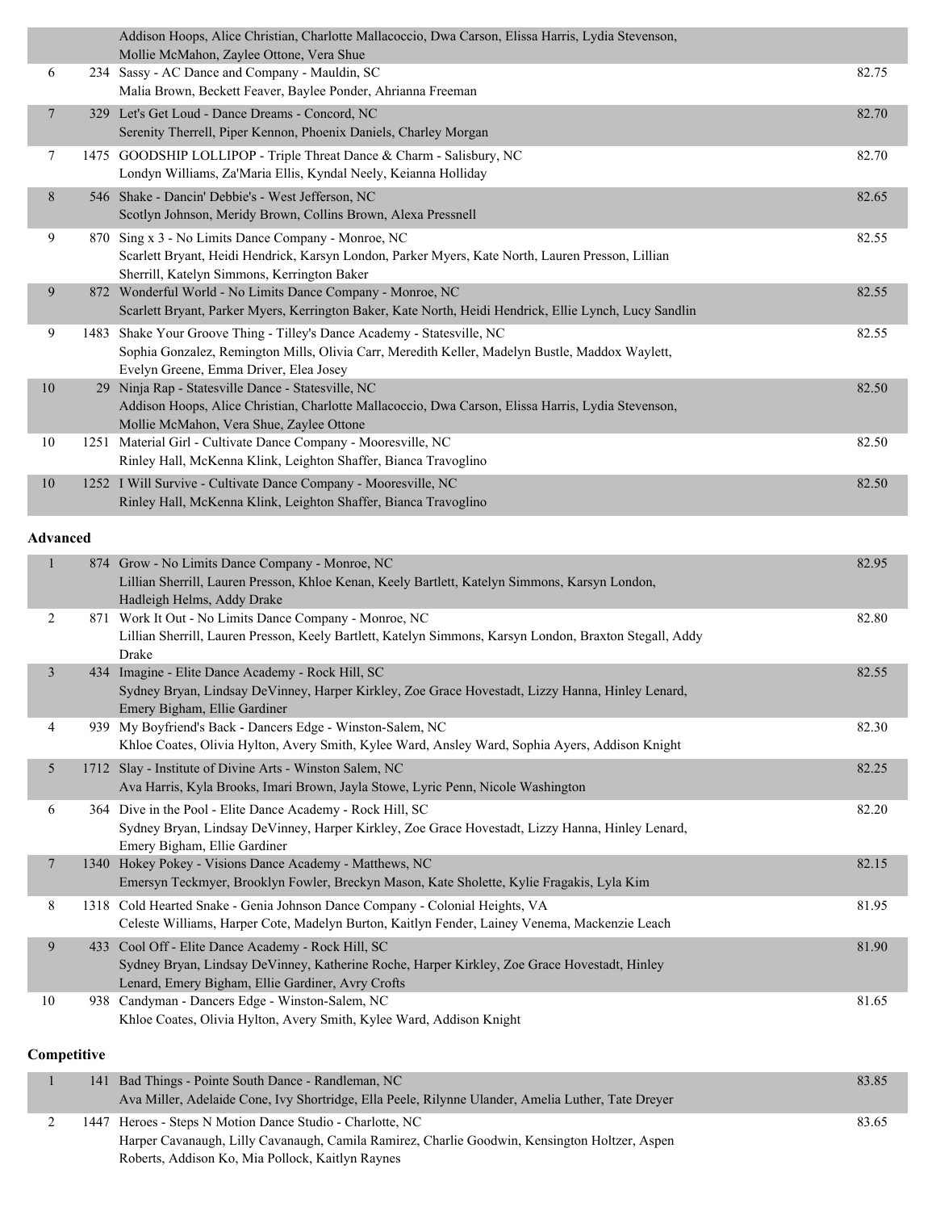| Place | Entry # | Routine / Dancers | Score |
|---|---|---|---|
| | | Addison Hoops, Alice Christian, Charlotte Mallacoccio, Dwa Carson, Elissa Harris, Lydia Stevenson, Mollie McMahon, Zaylee Ottone, Vera Shue | |
| 6 | 234 | Sassy - AC Dance and Company - Mauldin, SC<br>Malia Brown, Beckett Feaver, Baylee Ponder, Ahrianna Freeman | 82.75 |
| 7 | 329 | Let's Get Loud - Dance Dreams - Concord, NC<br>Serenity Therrell, Piper Kennon, Phoenix Daniels, Charley Morgan | 82.70 |
| 7 | 1475 | GOODSHIP LOLLIPOP - Triple Threat Dance & Charm - Salisbury, NC<br>Londyn Williams, Za'Maria Ellis, Kyndal Neely, Keianna Holliday | 82.70 |
| 8 | 546 | Shake - Dancin' Debbie's - West Jefferson, NC<br>Scotlyn Johnson, Meridy Brown, Collins Brown, Alexa Pressnell | 82.65 |
| 9 | 870 | Sing x 3 - No Limits Dance Company - Monroe, NC<br>Scarlett Bryant, Heidi Hendrick, Karsyn London, Parker Myers, Kate North, Lauren Presson, Lillian Sherrill, Katelyn Simmons, Kerrington Baker | 82.55 |
| 9 | 872 | Wonderful World - No Limits Dance Company - Monroe, NC<br>Scarlett Bryant, Parker Myers, Kerrington Baker, Kate North, Heidi Hendrick, Ellie Lynch, Lucy Sandlin | 82.55 |
| 9 | 1483 | Shake Your Groove Thing - Tilley's Dance Academy - Statesville, NC<br>Sophia Gonzalez, Remington Mills, Olivia Carr, Meredith Keller, Madelyn Bustle, Maddox Waylett, Evelyn Greene, Emma Driver, Elea Josey | 82.55 |
| 10 | 29 | Ninja Rap - Statesville Dance - Statesville, NC<br>Addison Hoops, Alice Christian, Charlotte Mallacoccio, Dwa Carson, Elissa Harris, Lydia Stevenson, Mollie McMahon, Vera Shue, Zaylee Ottone | 82.50 |
| 10 | 1251 | Material Girl - Cultivate Dance Company - Mooresville, NC<br>Rinley Hall, McKenna Klink, Leighton Shaffer, Bianca Travoglino | 82.50 |
| 10 | 1252 | I Will Survive - Cultivate Dance Company - Mooresville, NC<br>Rinley Hall, McKenna Klink, Leighton Shaffer, Bianca Travoglino | 82.50 |

**Advanced**

| Place | Entry # | Routine / Dancers | Score |
|---|---|---|---|
| 1 | 874 | Grow - No Limits Dance Company - Monroe, NC<br>Lillian Sherrill, Lauren Presson, Khloe Kenan, Keely Bartlett, Katelyn Simmons, Karsyn London, Hadleigh Helms, Addy Drake | 82.95 |
| 2 | 871 | Work It Out - No Limits Dance Company - Monroe, NC<br>Lillian Sherrill, Lauren Presson, Keely Bartlett, Katelyn Simmons, Karsyn London, Braxton Stegall, Addy Drake | 82.80 |
| 3 | 434 | Imagine - Elite Dance Academy - Rock Hill, SC<br>Sydney Bryan, Lindsay DeVinney, Harper Kirkley, Zoe Grace Hovestadt, Lizzy Hanna, Hinley Lenard, Emery Bigham, Ellie Gardiner | 82.55 |
| 4 | 939 | My Boyfriend's Back - Dancers Edge - Winston-Salem, NC<br>Khloe Coates, Olivia Hylton, Avery Smith, Kylee Ward, Ansley Ward, Sophia Ayers, Addison Knight | 82.30 |
| 5 | 1712 | Slay - Institute of Divine Arts - Winston Salem, NC<br>Ava Harris, Kyla Brooks, Imari Brown, Jayla Stowe, Lyric Penn, Nicole Washington | 82.25 |
| 6 | 364 | Dive in the Pool - Elite Dance Academy - Rock Hill, SC<br>Sydney Bryan, Lindsay DeVinney, Harper Kirkley, Zoe Grace Hovestadt, Lizzy Hanna, Hinley Lenard, Emery Bigham, Ellie Gardiner | 82.20 |
| 7 | 1340 | Hokey Pokey - Visions Dance Academy - Matthews, NC<br>Emersyn Teckmyer, Brooklyn Fowler, Breckyn Mason, Kate Sholette, Kylie Fragakis, Lyla Kim | 82.15 |
| 8 | 1318 | Cold Hearted Snake - Genia Johnson Dance Company - Colonial Heights, VA<br>Celeste Williams, Harper Cote, Madelyn Burton, Kaitlyn Fender, Lainey Venema, Mackenzie Leach | 81.95 |
| 9 | 433 | Cool Off - Elite Dance Academy - Rock Hill, SC<br>Sydney Bryan, Lindsay DeVinney, Katherine Roche, Harper Kirkley, Zoe Grace Hovestadt, Hinley Lenard, Emery Bigham, Ellie Gardiner, Avry Crofts | 81.90 |
| 10 | 938 | Candyman - Dancers Edge - Winston-Salem, NC<br>Khloe Coates, Olivia Hylton, Avery Smith, Kylee Ward, Addison Knight | 81.65 |

**Competitive**

| Place | Entry # | Routine / Dancers | Score |
|---|---|---|---|
| 1 | 141 | Bad Things - Pointe South Dance - Randleman, NC<br>Ava Miller, Adelaide Cone, Ivy Shortridge, Ella Peele, Rilynne Ulander, Amelia Luther, Tate Dreyer | 83.85 |
| 2 | 1447 | Heroes - Steps N Motion Dance Studio - Charlotte, NC<br>Harper Cavanaugh, Lilly Cavanaugh, Camila Ramirez, Charlie Goodwin, Kensington Holtzer, Aspen Roberts, Addison Ko, Mia Pollock, Kaitlyn Raynes | 83.65 |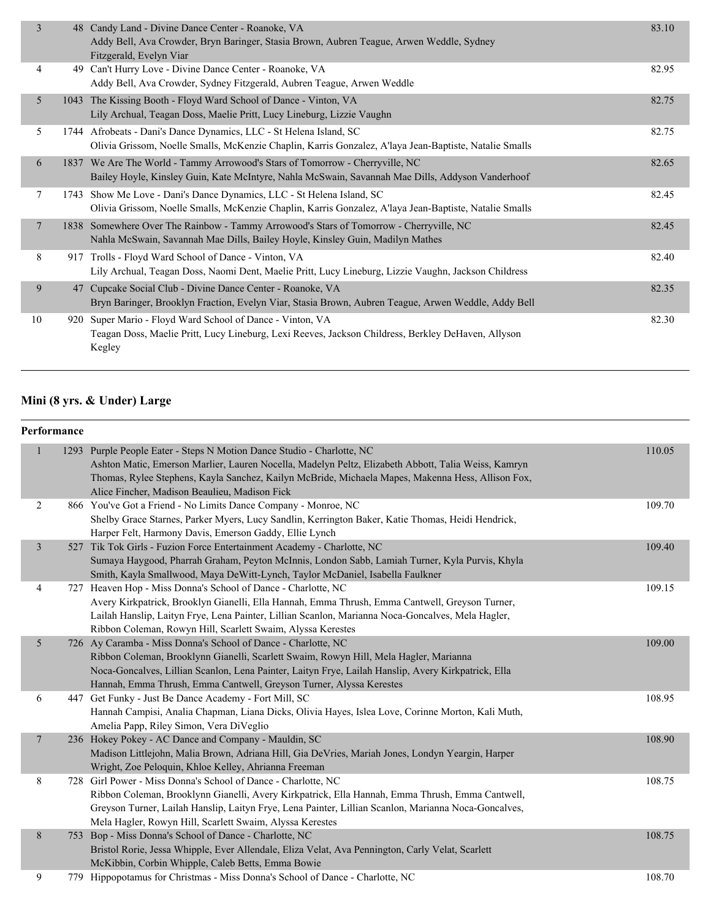| Place | No. | Routine / Studio / Dancers | Score |
|---|---|---|---|
| 3 | 48 | Candy Land - Divine Dance Center - Roanoke, VA<br>Addy Bell, Ava Crowder, Bryn Baringer, Stasia Brown, Aubren Teague, Arwen Weddle, Sydney Fitzgerald, Evelyn Viar | 83.10 |
| 4 | 49 | Can't Hurry Love - Divine Dance Center - Roanoke, VA<br>Addy Bell, Ava Crowder, Sydney Fitzgerald, Aubren Teague, Arwen Weddle | 82.95 |
| 5 | 1043 | The Kissing Booth - Floyd Ward School of Dance - Vinton, VA<br>Lily Archual, Teagan Doss, Maelie Pritt, Lucy Lineburg, Lizzie Vaughn | 82.75 |
| 5 | 1744 | Afrobeats - Dani's Dance Dynamics, LLC - St Helena Island, SC<br>Olivia Grissom, Noelle Smalls, McKenzie Chaplin, Karris Gonzalez, A'laya Jean-Baptiste, Natalie Smalls | 82.75 |
| 6 | 1837 | We Are The World - Tammy Arrowood's Stars of Tomorrow - Cherryville, NC<br>Bailey Hoyle, Kinsley Guin, Kate McIntyre, Nahla McSwain, Savannah Mae Dills, Addyson Vanderhoof | 82.65 |
| 7 | 1743 | Show Me Love - Dani's Dance Dynamics, LLC - St Helena Island, SC<br>Olivia Grissom, Noelle Smalls, McKenzie Chaplin, Karris Gonzalez, A'laya Jean-Baptiste, Natalie Smalls | 82.45 |
| 7 | 1838 | Somewhere Over The Rainbow - Tammy Arrowood's Stars of Tomorrow - Cherryville, NC<br>Nahla McSwain, Savannah Mae Dills, Bailey Hoyle, Kinsley Guin, Madilyn Mathes | 82.45 |
| 8 | 917 | Trolls - Floyd Ward School of Dance - Vinton, VA<br>Lily Archual, Teagan Doss, Naomi Dent, Maelie Pritt, Lucy Lineburg, Lizzie Vaughn, Jackson Childress | 82.40 |
| 9 | 47 | Cupcake Social Club - Divine Dance Center - Roanoke, VA<br>Bryn Baringer, Brooklyn Fraction, Evelyn Viar, Stasia Brown, Aubren Teague, Arwen Weddle, Addy Bell | 82.35 |
| 10 | 920 | Super Mario - Floyd Ward School of Dance - Vinton, VA<br>Teagan Doss, Maelie Pritt, Lucy Lineburg, Lexi Reeves, Jackson Childress, Berkley DeHaven, Allyson Kegley | 82.30 |

## Mini (8 yrs. & Under) Large

**Performance**

| Place | No. | Routine / Studio / Dancers | Score |
|---|---|---|---|
| 1 | 1293 | Purple People Eater - Steps N Motion Dance Studio - Charlotte, NC<br>Ashton Matic, Emerson Marlier, Lauren Nocella, Madelyn Peltz, Elizabeth Abbott, Talia Weiss, Kamryn Thomas, Rylee Stephens, Kayla Sanchez, Kailyn McBride, Michaela Mapes, Makenna Hess, Allison Fox, Alice Fincher, Madison Beaulieu, Madison Fick | 110.05 |
| 2 | 866 | You've Got a Friend - No Limits Dance Company - Monroe, NC<br>Shelby Grace Starnes, Parker Myers, Lucy Sandlin, Kerrington Baker, Katie Thomas, Heidi Hendrick, Harper Felt, Harmony Davis, Emerson Gaddy, Ellie Lynch | 109.70 |
| 3 | 527 | Tik Tok Girls - Fuzion Force Entertainment Academy - Charlotte, NC<br>Sumaya Haygood, Pharrah Graham, Peyton McInnis, London Sabb, Lamiah Turner, Kyla Purvis, Khyla Smith, Kayla Smallwood, Maya DeWitt-Lynch, Taylor McDaniel, Isabella Faulkner | 109.40 |
| 4 | 727 | Heaven Hop - Miss Donna's School of Dance - Charlotte, NC<br>Avery Kirkpatrick, Brooklyn Gianelli, Ella Hannah, Emma Thrush, Emma Cantwell, Greyson Turner, Lailah Hanslip, Laityn Frye, Lena Painter, Lillian Scanlon, Marianna Noca-Goncalves, Mela Hagler, Ribbon Coleman, Rowyn Hill, Scarlett Swaim, Alyssa Kerestes | 109.15 |
| 5 | 726 | Ay Caramba - Miss Donna's School of Dance - Charlotte, NC<br>Ribbon Coleman, Brooklynn Gianelli, Scarlett Swaim, Rowyn Hill, Mela Hagler, Marianna Noca-Goncalves, Lillian Scanlon, Lena Painter, Laityn Frye, Lailah Hanslip, Avery Kirkpatrick, Ella Hannah, Emma Thrush, Emma Cantwell, Greyson Turner, Alyssa Kerestes | 109.00 |
| 6 | 447 | Get Funky - Just Be Dance Academy - Fort Mill, SC<br>Hannah Campisi, Analia Chapman, Liana Dicks, Olivia Hayes, Islea Love, Corinne Morton, Kali Muth, Amelia Papp, Riley Simon, Vera DiVeglio | 108.95 |
| 7 | 236 | Hokey Pokey - AC Dance and Company - Mauldin, SC<br>Madison Littlejohn, Malia Brown, Adriana Hill, Gia DeVries, Mariah Jones, Londyn Yeargin, Harper Wright, Zoe Peloquin, Khloe Kelley, Ahrianna Freeman | 108.90 |
| 8 | 728 | Girl Power - Miss Donna's School of Dance - Charlotte, NC<br>Ribbon Coleman, Brooklynn Gianelli, Avery Kirkpatrick, Ella Hannah, Emma Thrush, Emma Cantwell, Greyson Turner, Lailah Hanslip, Laityn Frye, Lena Painter, Lillian Scanlon, Marianna Noca-Goncalves, Mela Hagler, Rowyn Hill, Scarlett Swaim, Alyssa Kerestes | 108.75 |
| 8 | 753 | Bop - Miss Donna's School of Dance - Charlotte, NC<br>Bristol Rorie, Jessa Whipple, Ever Allendale, Eliza Velat, Ava Pennington, Carly Velat, Scarlett McKibbin, Corbin Whipple, Caleb Betts, Emma Bowie | 108.75 |
| 9 | 779 | Hippopotamus for Christmas - Miss Donna's School of Dance - Charlotte, NC | 108.70 |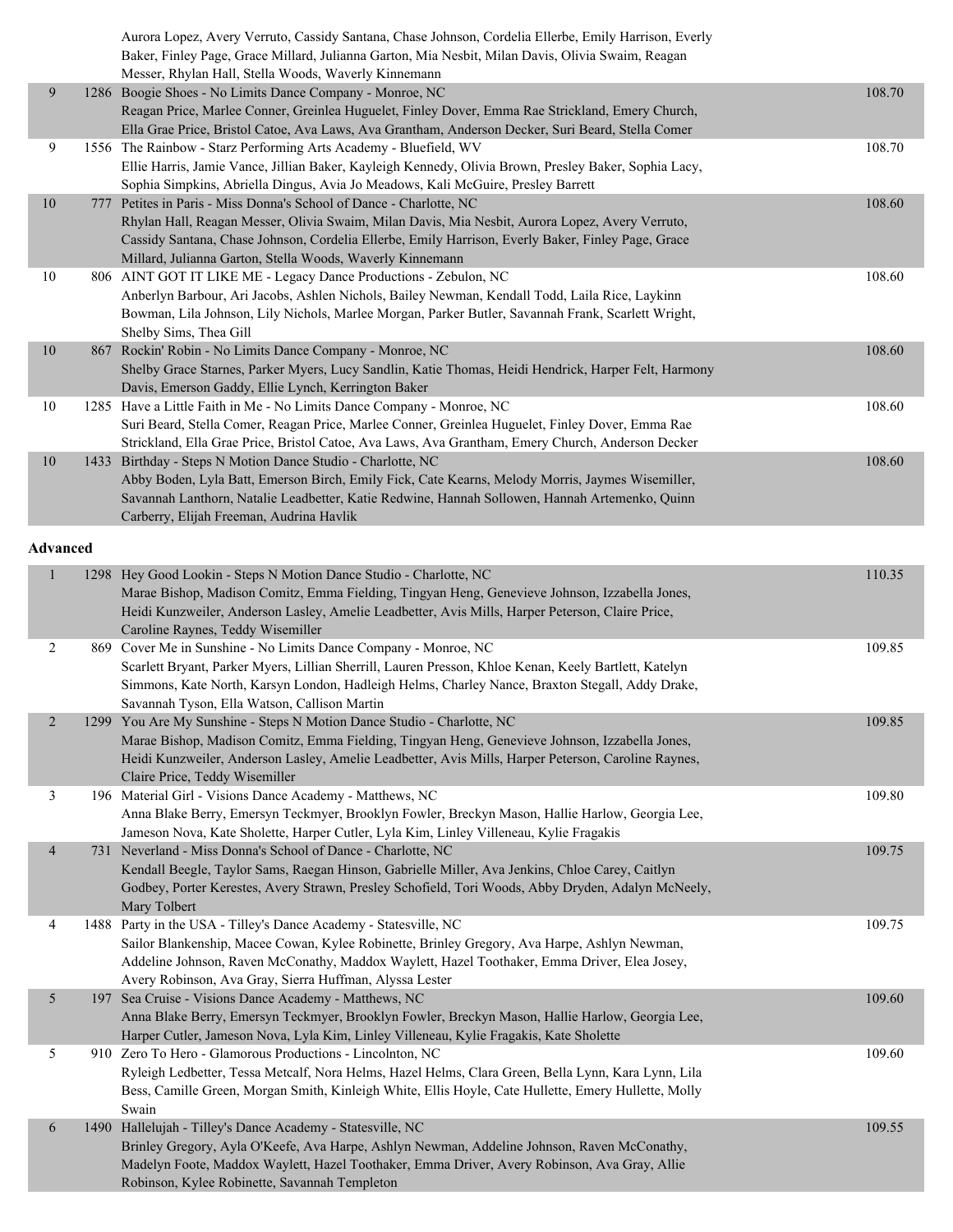| | | | |
|---|---|---|---|
| | | Aurora Lopez, Avery Verruto, Cassidy Santana, Chase Johnson, Cordelia Ellerbe, Emily Harrison, Everly Baker, Finley Page, Grace Millard, Julianna Garton, Mia Nesbit, Milan Davis, Olivia Swaim, Reagan Messer, Rhylan Hall, Stella Woods, Waverly Kinnemann | |
| 9 | 1286 | Boogie Shoes - No Limits Dance Company - Monroe, NC<br>Reagan Price, Marlee Conner, Greinlea Huguelet, Finley Dover, Emma Rae Strickland, Emery Church, Ella Grae Price, Bristol Catoe, Ava Laws, Ava Grantham, Anderson Decker, Suri Beard, Stella Comer | 108.70 |
| 9 | 1556 | The Rainbow - Starz Performing Arts Academy - Bluefield, WV<br>Ellie Harris, Jamie Vance, Jillian Baker, Kayleigh Kennedy, Olivia Brown, Presley Baker, Sophia Lacy, Sophia Simpkins, Abriella Dingus, Avia Jo Meadows, Kali McGuire, Presley Barrett | 108.70 |
| 10 | 777 | Petites in Paris - Miss Donna's School of Dance - Charlotte, NC<br>Rhylan Hall, Reagan Messer, Olivia Swaim, Milan Davis, Mia Nesbit, Aurora Lopez, Avery Verruto, Cassidy Santana, Chase Johnson, Cordelia Ellerbe, Emily Harrison, Everly Baker, Finley Page, Grace Millard, Julianna Garton, Stella Woods, Waverly Kinnemann | 108.60 |
| 10 | 806 | AINT GOT IT LIKE ME - Legacy Dance Productions - Zebulon, NC<br>Anberlyn Barbour, Ari Jacobs, Ashlen Nichols, Bailey Newman, Kendall Todd, Laila Rice, Laykinn Bowman, Lila Johnson, Lily Nichols, Marlee Morgan, Parker Butler, Savannah Frank, Scarlett Wright, Shelby Sims, Thea Gill | 108.60 |
| 10 | 867 | Rockin' Robin - No Limits Dance Company - Monroe, NC<br>Shelby Grace Starnes, Parker Myers, Lucy Sandlin, Katie Thomas, Heidi Hendrick, Harper Felt, Harmony Davis, Emerson Gaddy, Ellie Lynch, Kerrington Baker | 108.60 |
| 10 | 1285 | Have a Little Faith in Me - No Limits Dance Company - Monroe, NC<br>Suri Beard, Stella Comer, Reagan Price, Marlee Conner, Greinlea Huguelet, Finley Dover, Emma Rae Strickland, Ella Grae Price, Bristol Catoe, Ava Laws, Ava Grantham, Emery Church, Anderson Decker | 108.60 |
| 10 | 1433 | Birthday - Steps N Motion Dance Studio - Charlotte, NC<br>Abby Boden, Lyla Batt, Emerson Birch, Emily Fick, Cate Kearns, Melody Morris, Jaymes Wisemiller, Savannah Lanthorn, Natalie Leadbetter, Katie Redwine, Hannah Sollowen, Hannah Artemenko, Quinn Carberry, Elijah Freeman, Audrina Havlik | 108.60 |

**Advanced**

| | | | |
|---|---|---|---|
| 1 | 1298 | Hey Good Lookin - Steps N Motion Dance Studio - Charlotte, NC<br>Marae Bishop, Madison Comitz, Emma Fielding, Tingyan Heng, Genevieve Johnson, Izzabella Jones, Heidi Kunzweiler, Anderson Lasley, Amelie Leadbetter, Avis Mills, Harper Peterson, Claire Price, Caroline Raynes, Teddy Wisemiller | 110.35 |
| 2 | 869 | Cover Me in Sunshine - No Limits Dance Company - Monroe, NC<br>Scarlett Bryant, Parker Myers, Lillian Sherrill, Lauren Presson, Khloe Kenan, Keely Bartlett, Katelyn Simmons, Kate North, Karsyn London, Hadleigh Helms, Charley Nance, Braxton Stegall, Addy Drake, Savannah Tyson, Ella Watson, Callison Martin | 109.85 |
| 2 | 1299 | You Are My Sunshine - Steps N Motion Dance Studio - Charlotte, NC<br>Marae Bishop, Madison Comitz, Emma Fielding, Tingyan Heng, Genevieve Johnson, Izzabella Jones, Heidi Kunzweiler, Anderson Lasley, Amelie Leadbetter, Avis Mills, Harper Peterson, Caroline Raynes, Claire Price, Teddy Wisemiller | 109.85 |
| 3 | 196 | Material Girl - Visions Dance Academy - Matthews, NC<br>Anna Blake Berry, Emersyn Teckmyer, Brooklyn Fowler, Breckyn Mason, Hallie Harlow, Georgia Lee, Jameson Nova, Kate Sholette, Harper Cutler, Lyla Kim, Linley Villeneau, Kylie Fragakis | 109.80 |
| 4 | 731 | Neverland - Miss Donna's School of Dance - Charlotte, NC<br>Kendall Beegle, Taylor Sams, Raegan Hinson, Gabrielle Miller, Ava Jenkins, Chloe Carey, Caitlyn Godbey, Porter Kerestes, Avery Strawn, Presley Schofield, Tori Woods, Abby Dryden, Adalyn McNeely, Mary Tolbert | 109.75 |
| 4 | 1488 | Party in the USA - Tilley's Dance Academy - Statesville, NC<br>Sailor Blankenship, Macee Cowan, Kylee Robinette, Brinley Gregory, Ava Harpe, Ashlyn Newman, Addeline Johnson, Raven McConathy, Maddox Waylett, Hazel Toothaker, Emma Driver, Elea Josey, Avery Robinson, Ava Gray, Sierra Huffman, Alyssa Lester | 109.75 |
| 5 | 197 | Sea Cruise - Visions Dance Academy - Matthews, NC<br>Anna Blake Berry, Emersyn Teckmyer, Brooklyn Fowler, Breckyn Mason, Hallie Harlow, Georgia Lee, Harper Cutler, Jameson Nova, Lyla Kim, Linley Villeneau, Kylie Fragakis, Kate Sholette | 109.60 |
| 5 | 910 | Zero To Hero - Glamorous Productions - Lincolnton, NC<br>Ryleigh Ledbetter, Tessa Metcalf, Nora Helms, Hazel Helms, Clara Green, Bella Lynn, Kara Lynn, Lila Bess, Camille Green, Morgan Smith, Kinleigh White, Ellis Hoyle, Cate Hullette, Emery Hullette, Molly Swain | 109.60 |
| 6 | 1490 | Hallelujah - Tilley's Dance Academy - Statesville, NC<br>Brinley Gregory, Ayla O'Keefe, Ava Harpe, Ashlyn Newman, Addeline Johnson, Raven McConathy, Madelyn Foote, Maddox Waylett, Hazel Toothaker, Emma Driver, Avery Robinson, Ava Gray, Allie Robinson, Kylee Robinette, Savannah Templeton | 109.55 |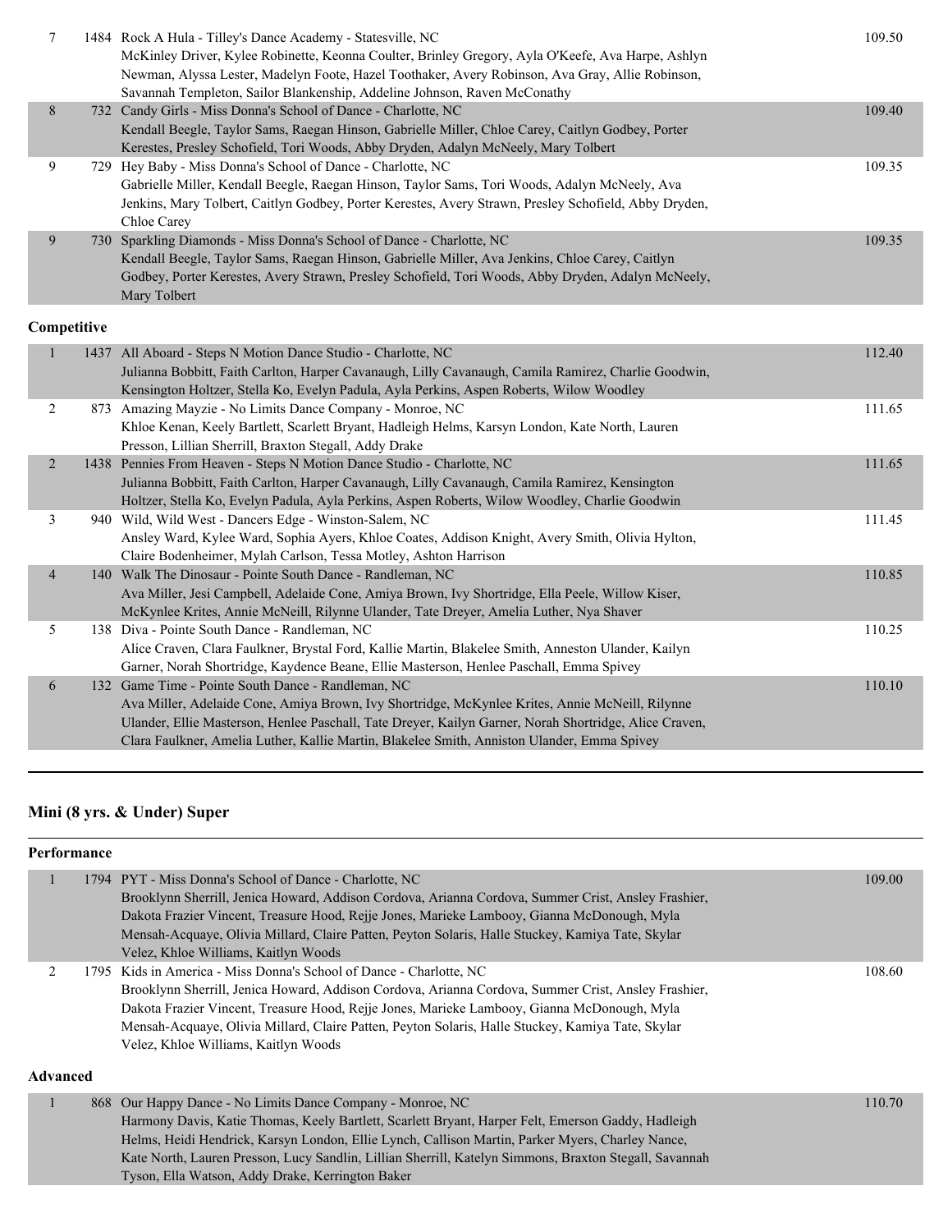| | | | |
|---|---|---|---|
| 7 | 1484 | Rock A Hula - Tilley's Dance Academy - Statesville, NC<br>McKinley Driver, Kylee Robinette, Keonna Coulter, Brinley Gregory, Ayla O'Keefe, Ava Harpe, Ashlyn Newman, Alyssa Lester, Madelyn Foote, Hazel Toothaker, Avery Robinson, Ava Gray, Allie Robinson, Savannah Templeton, Sailor Blankenship, Addeline Johnson, Raven McConathy | 109.50 |
| 8 | 732 | Candy Girls - Miss Donna's School of Dance - Charlotte, NC<br>Kendall Beegle, Taylor Sams, Raegan Hinson, Gabrielle Miller, Chloe Carey, Caitlyn Godbey, Porter Kerestes, Presley Schofield, Tori Woods, Abby Dryden, Adalyn McNeely, Mary Tolbert | 109.40 |
| 9 | 729 | Hey Baby - Miss Donna's School of Dance - Charlotte, NC<br>Gabrielle Miller, Kendall Beegle, Raegan Hinson, Taylor Sams, Tori Woods, Adalyn McNeely, Ava Jenkins, Mary Tolbert, Caitlyn Godbey, Porter Kerestes, Avery Strawn, Presley Schofield, Abby Dryden, Chloe Carey | 109.35 |
| 9 | 730 | Sparkling Diamonds - Miss Donna's School of Dance - Charlotte, NC<br>Kendall Beegle, Taylor Sams, Raegan Hinson, Gabrielle Miller, Ava Jenkins, Chloe Carey, Caitlyn Godbey, Porter Kerestes, Avery Strawn, Presley Schofield, Tori Woods, Abby Dryden, Adalyn McNeely, Mary Tolbert | 109.35 |

**Competitive**

| | | | |
|---|---|---|---|
| 1 | 1437 | All Aboard - Steps N Motion Dance Studio - Charlotte, NC<br>Julianna Bobbitt, Faith Carlton, Harper Cavanaugh, Lilly Cavanaugh, Camila Ramirez, Charlie Goodwin, Kensington Holtzer, Stella Ko, Evelyn Padula, Ayla Perkins, Aspen Roberts, Wilow Woodley | 112.40 |
| 2 | 873 | Amazing Mayzie - No Limits Dance Company - Monroe, NC<br>Khloe Kenan, Keely Bartlett, Scarlett Bryant, Hadleigh Helms, Karsyn London, Kate North, Lauren Presson, Lillian Sherrill, Braxton Stegall, Addy Drake | 111.65 |
| 2 | 1438 | Pennies From Heaven - Steps N Motion Dance Studio - Charlotte, NC<br>Julianna Bobbitt, Faith Carlton, Harper Cavanaugh, Lilly Cavanaugh, Camila Ramirez, Kensington Holtzer, Stella Ko, Evelyn Padula, Ayla Perkins, Aspen Roberts, Wilow Woodley, Charlie Goodwin | 111.65 |
| 3 | 940 | Wild, Wild West - Dancers Edge - Winston-Salem, NC<br>Ansley Ward, Kylee Ward, Sophia Ayers, Khloe Coates, Addison Knight, Avery Smith, Olivia Hylton, Claire Bodenheimer, Mylah Carlson, Tessa Motley, Ashton Harrison | 111.45 |
| 4 | 140 | Walk The Dinosaur - Pointe South Dance - Randleman, NC<br>Ava Miller, Jesi Campbell, Adelaide Cone, Amiya Brown, Ivy Shortridge, Ella Peele, Willow Kiser, McKynlee Krites, Annie McNeill, Rilynne Ulander, Tate Dreyer, Amelia Luther, Nya Shaver | 110.85 |
| 5 | 138 | Diva - Pointe South Dance - Randleman, NC<br>Alice Craven, Clara Faulkner, Brystal Ford, Kallie Martin, Blakelee Smith, Anneston Ulander, Kailyn Garner, Norah Shortridge, Kaydence Beane, Ellie Masterson, Henlee Paschall, Emma Spivey | 110.25 |
| 6 | 132 | Game Time - Pointe South Dance - Randleman, NC<br>Ava Miller, Adelaide Cone, Amiya Brown, Ivy Shortridge, McKynlee Krites, Annie McNeill, Rilynne Ulander, Ellie Masterson, Henlee Paschall, Tate Dreyer, Kailyn Garner, Norah Shortridge, Alice Craven, Clara Faulkner, Amelia Luther, Kallie Martin, Blakelee Smith, Anniston Ulander, Emma Spivey | 110.10 |

## Mini (8 yrs. & Under) Super

**Performance**

| | | | |
|---|---|---|---|
| 1 | 1794 | PYT - Miss Donna's School of Dance - Charlotte, NC<br>Brooklynn Sherrill, Jenica Howard, Addison Cordova, Arianna Cordova, Summer Crist, Ansley Frashier, Dakota Frazier Vincent, Treasure Hood, Rejje Jones, Marieke Lambooy, Gianna McDonough, Myla Mensah-Acquaye, Olivia Millard, Claire Patten, Peyton Solaris, Halle Stuckey, Kamiya Tate, Skylar Velez, Khloe Williams, Kaitlyn Woods | 109.00 |
| 2 | 1795 | Kids in America - Miss Donna's School of Dance - Charlotte, NC<br>Brooklynn Sherrill, Jenica Howard, Addison Cordova, Arianna Cordova, Summer Crist, Ansley Frashier, Dakota Frazier Vincent, Treasure Hood, Rejje Jones, Marieke Lambooy, Gianna McDonough, Myla Mensah-Acquaye, Olivia Millard, Claire Patten, Peyton Solaris, Halle Stuckey, Kamiya Tate, Skylar Velez, Khloe Williams, Kaitlyn Woods | 108.60 |

**Advanced**

| | | | |
|---|---|---|---|
| 1 | 868 | Our Happy Dance - No Limits Dance Company - Monroe, NC<br>Harmony Davis, Katie Thomas, Keely Bartlett, Scarlett Bryant, Harper Felt, Emerson Gaddy, Hadleigh Helms, Heidi Hendrick, Karsyn London, Ellie Lynch, Callison Martin, Parker Myers, Charley Nance, Kate North, Lauren Presson, Lucy Sandlin, Lillian Sherrill, Katelyn Simmons, Braxton Stegall, Savannah Tyson, Ella Watson, Addy Drake, Kerrington Baker | 110.70 |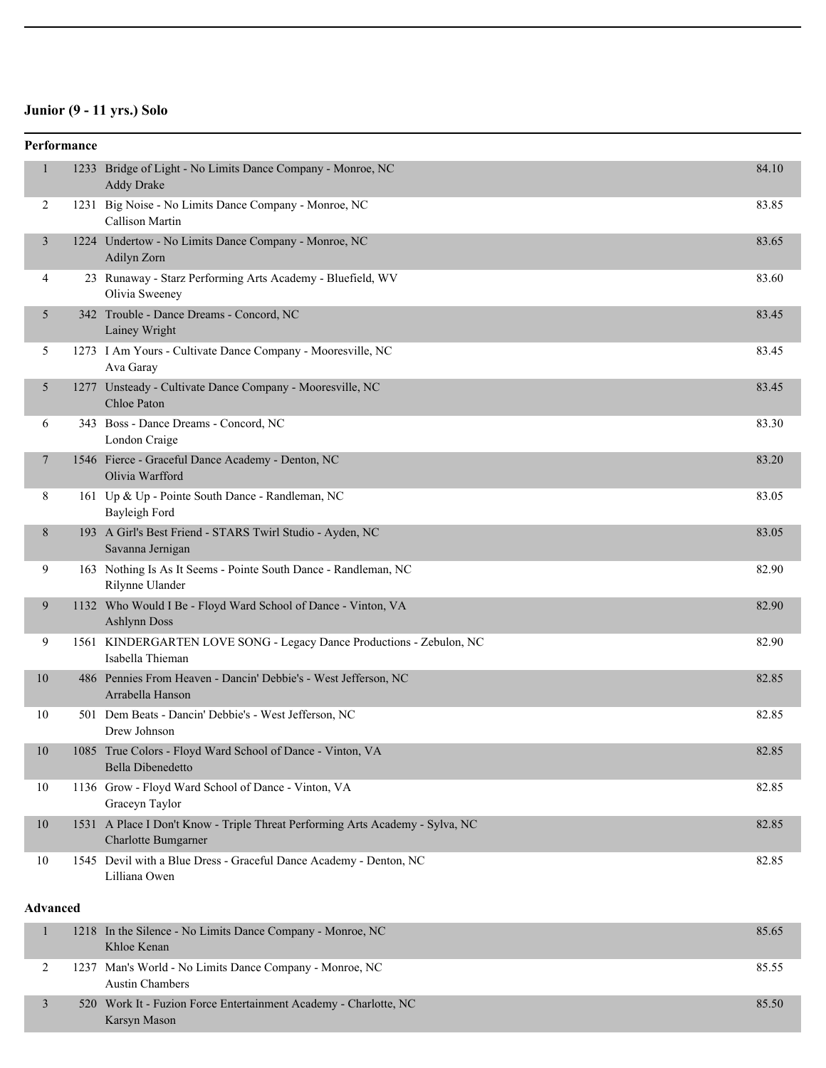## Junior (9 - 11 yrs.) Solo

### Performance

| Place | No. | Entry | Score |
|---|---|---|---|
| 1 | 1233 | Bridge of Light - No Limits Dance Company - Monroe, NC<br>Addy Drake | 84.10 |
| 2 | 1231 | Big Noise - No Limits Dance Company - Monroe, NC<br>Callison Martin | 83.85 |
| 3 | 1224 | Undertow - No Limits Dance Company - Monroe, NC<br>Adilyn Zorn | 83.65 |
| 4 | 23 | Runaway - Starz Performing Arts Academy - Bluefield, WV<br>Olivia Sweeney | 83.60 |
| 5 | 342 | Trouble - Dance Dreams - Concord, NC<br>Lainey Wright | 83.45 |
| 5 | 1273 | I Am Yours - Cultivate Dance Company - Mooresville, NC<br>Ava Garay | 83.45 |
| 5 | 1277 | Unsteady - Cultivate Dance Company - Mooresville, NC<br>Chloe Paton | 83.45 |
| 6 | 343 | Boss - Dance Dreams - Concord, NC<br>London Craige | 83.30 |
| 7 | 1546 | Fierce - Graceful Dance Academy - Denton, NC<br>Olivia Warfford | 83.20 |
| 8 | 161 | Up & Up - Pointe South Dance - Randleman, NC<br>Bayleigh Ford | 83.05 |
| 8 | 193 | A Girl's Best Friend - STARS Twirl Studio - Ayden, NC<br>Savanna Jernigan | 83.05 |
| 9 | 163 | Nothing Is As It Seems - Pointe South Dance - Randleman, NC<br>Rilynne Ulander | 82.90 |
| 9 | 1132 | Who Would I Be - Floyd Ward School of Dance - Vinton, VA<br>Ashlynn Doss | 82.90 |
| 9 | 1561 | KINDERGARTEN LOVE SONG - Legacy Dance Productions - Zebulon, NC<br>Isabella Thieman | 82.90 |
| 10 | 486 | Pennies From Heaven - Dancin' Debbie's - West Jefferson, NC<br>Arrabella Hanson | 82.85 |
| 10 | 501 | Dem Beats - Dancin' Debbie's - West Jefferson, NC<br>Drew Johnson | 82.85 |
| 10 | 1085 | True Colors - Floyd Ward School of Dance - Vinton, VA<br>Bella Dibenedetto | 82.85 |
| 10 | 1136 | Grow - Floyd Ward School of Dance - Vinton, VA<br>Graceyn Taylor | 82.85 |
| 10 | 1531 | A Place I Don't Know - Triple Threat Performing Arts Academy - Sylva, NC<br>Charlotte Bumgarner | 82.85 |
| 10 | 1545 | Devil with a Blue Dress - Graceful Dance Academy - Denton, NC<br>Lilliana Owen | 82.85 |

### Advanced

| Place | No. | Entry | Score |
|---|---|---|---|
| 1 | 1218 | In the Silence - No Limits Dance Company - Monroe, NC<br>Khloe Kenan | 85.65 |
| 2 | 1237 | Man's World - No Limits Dance Company - Monroe, NC<br>Austin Chambers | 85.55 |
| 3 | 520 | Work It - Fuzion Force Entertainment Academy - Charlotte, NC<br>Karsyn Mason | 85.50 |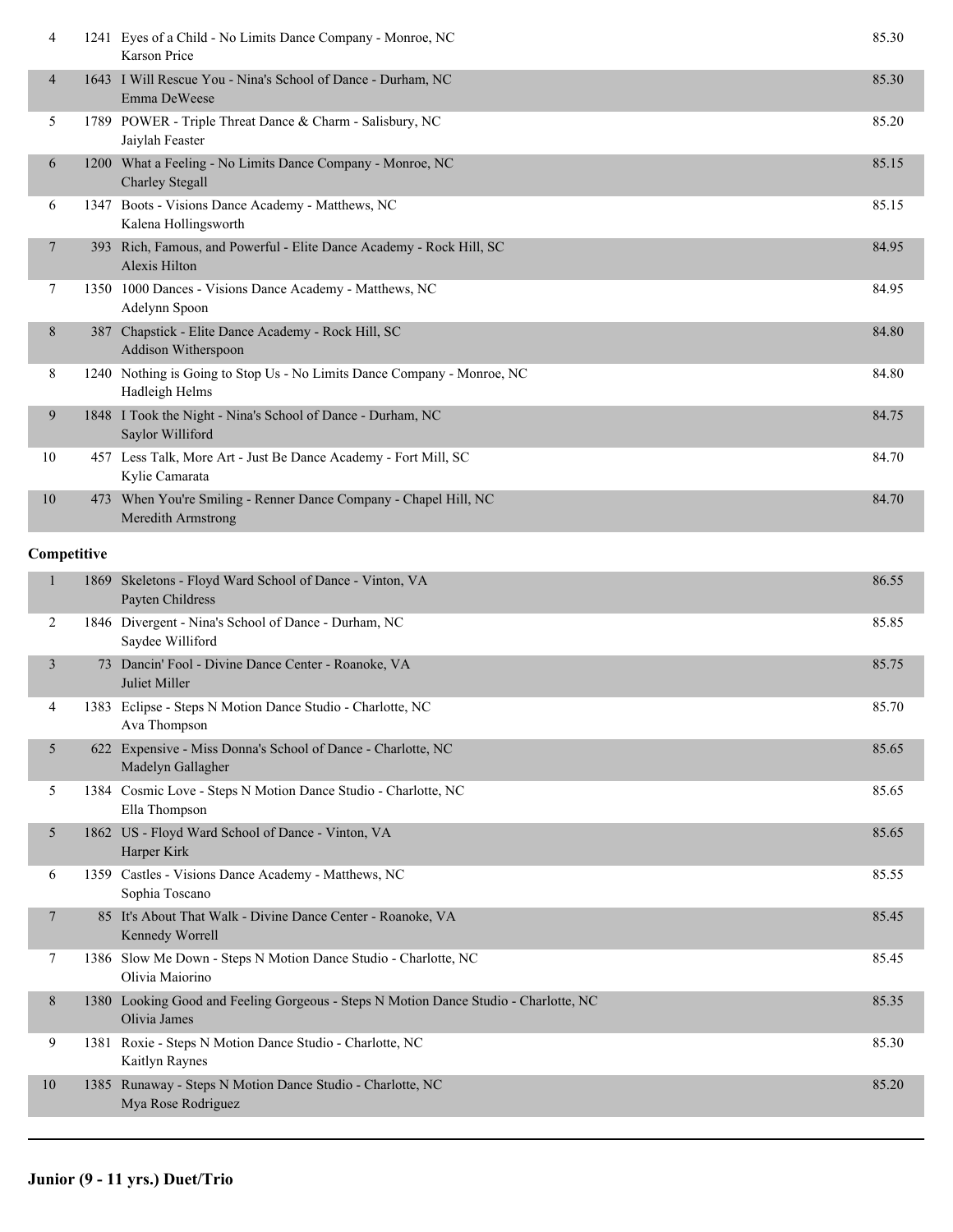| Place | No. | Entry | Score |
|---|---|---|---|
| 4 | 1241 | Eyes of a Child - No Limits Dance Company - Monroe, NC<br>Karson Price | 85.30 |
| 4 | 1643 | I Will Rescue You - Nina's School of Dance - Durham, NC<br>Emma DeWeese | 85.30 |
| 5 | 1789 | POWER - Triple Threat Dance & Charm - Salisbury, NC<br>Jaiylah Feaster | 85.20 |
| 6 | 1200 | What a Feeling - No Limits Dance Company - Monroe, NC<br>Charley Stegall | 85.15 |
| 6 | 1347 | Boots - Visions Dance Academy - Matthews, NC<br>Kalena Hollingsworth | 85.15 |
| 7 | 393 | Rich, Famous, and Powerful - Elite Dance Academy - Rock Hill, SC<br>Alexis Hilton | 84.95 |
| 7 | 1350 | 1000 Dances - Visions Dance Academy - Matthews, NC<br>Adelynn Spoon | 84.95 |
| 8 | 387 | Chapstick - Elite Dance Academy - Rock Hill, SC<br>Addison Witherspoon | 84.80 |
| 8 | 1240 | Nothing is Going to Stop Us - No Limits Dance Company - Monroe, NC<br>Hadleigh Helms | 84.80 |
| 9 | 1848 | I Took the Night - Nina's School of Dance - Durham, NC<br>Saylor Williford | 84.75 |
| 10 | 457 | Less Talk, More Art - Just Be Dance Academy - Fort Mill, SC<br>Kylie Camarata | 84.70 |
| 10 | 473 | When You're Smiling - Renner Dance Company - Chapel Hill, NC<br>Meredith Armstrong | 84.70 |

**Competitive**

| Place | No. | Entry | Score |
|---|---|---|---|
| 1 | 1869 | Skeletons - Floyd Ward School of Dance - Vinton, VA<br>Payten Childress | 86.55 |
| 2 | 1846 | Divergent - Nina's School of Dance - Durham, NC<br>Saydee Williford | 85.85 |
| 3 | 73 | Dancin' Fool - Divine Dance Center - Roanoke, VA<br>Juliet Miller | 85.75 |
| 4 | 1383 | Eclipse - Steps N Motion Dance Studio - Charlotte, NC<br>Ava Thompson | 85.70 |
| 5 | 622 | Expensive - Miss Donna's School of Dance - Charlotte, NC<br>Madelyn Gallagher | 85.65 |
| 5 | 1384 | Cosmic Love - Steps N Motion Dance Studio - Charlotte, NC<br>Ella Thompson | 85.65 |
| 5 | 1862 | US - Floyd Ward School of Dance - Vinton, VA<br>Harper Kirk | 85.65 |
| 6 | 1359 | Castles - Visions Dance Academy - Matthews, NC<br>Sophia Toscano | 85.55 |
| 7 | 85 | It's About That Walk - Divine Dance Center - Roanoke, VA<br>Kennedy Worrell | 85.45 |
| 7 | 1386 | Slow Me Down - Steps N Motion Dance Studio - Charlotte, NC<br>Olivia Maiorino | 85.45 |
| 8 | 1380 | Looking Good and Feeling Gorgeous - Steps N Motion Dance Studio - Charlotte, NC<br>Olivia James | 85.35 |
| 9 | 1381 | Roxie - Steps N Motion Dance Studio - Charlotte, NC<br>Kaitlyn Raynes | 85.30 |
| 10 | 1385 | Runaway - Steps N Motion Dance Studio - Charlotte, NC<br>Mya Rose Rodriguez | 85.20 |

---

**Junior (9 - 11 yrs.) Duet/Trio**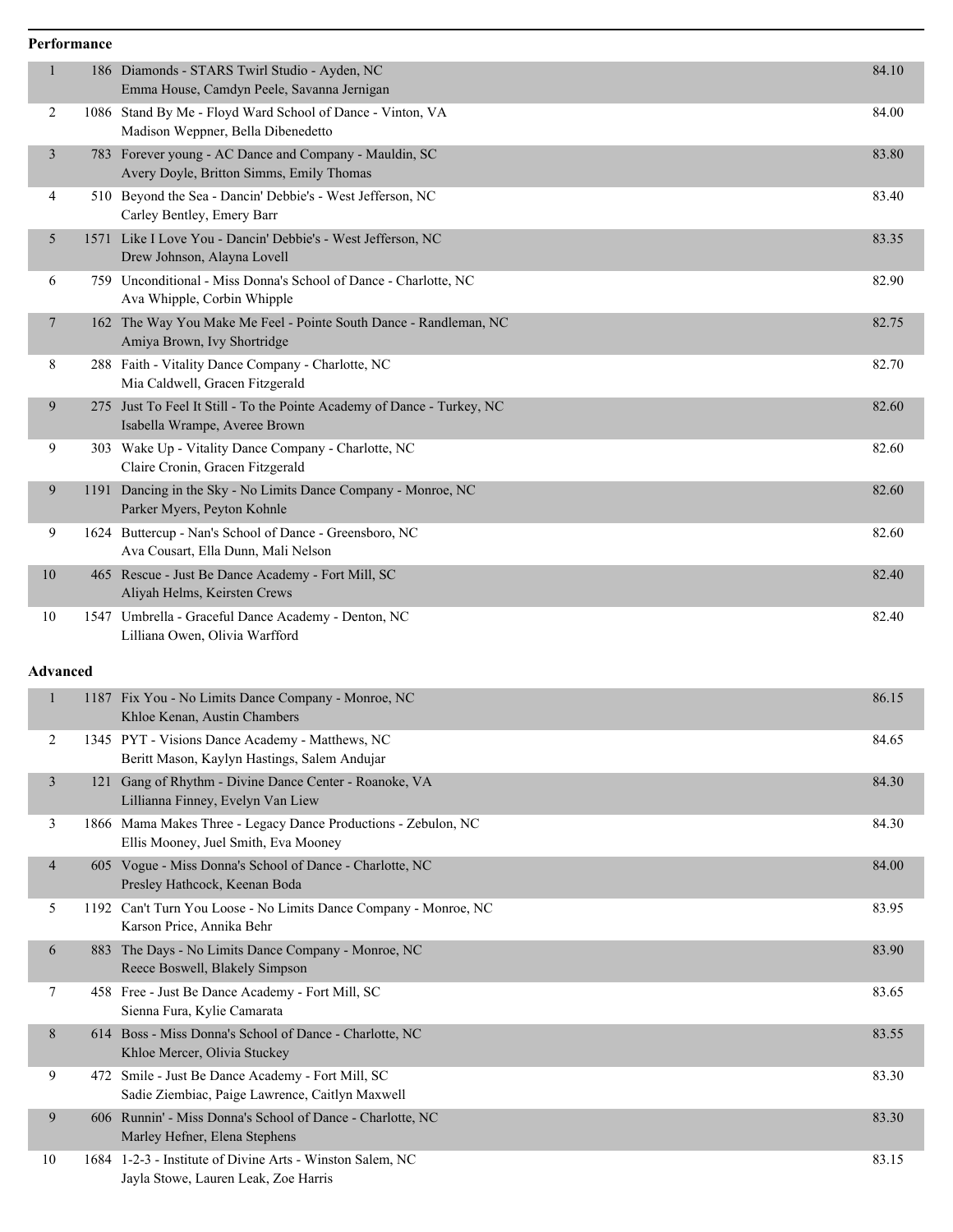**Performance**

| Place | No. | Entry | Score |
|---|---|---|---|
| 1 | 186 | Diamonds - STARS Twirl Studio - Ayden, NC<br>Emma House, Camdyn Peele, Savanna Jernigan | 84.10 |
| 2 | 1086 | Stand By Me - Floyd Ward School of Dance - Vinton, VA<br>Madison Weppner, Bella Dibenedetto | 84.00 |
| 3 | 783 | Forever young - AC Dance and Company - Mauldin, SC<br>Avery Doyle, Britton Simms, Emily Thomas | 83.80 |
| 4 | 510 | Beyond the Sea - Dancin' Debbie's - West Jefferson, NC<br>Carley Bentley, Emery Barr | 83.40 |
| 5 | 1571 | Like I Love You - Dancin' Debbie's - West Jefferson, NC<br>Drew Johnson, Alayna Lovell | 83.35 |
| 6 | 759 | Unconditional - Miss Donna's School of Dance - Charlotte, NC<br>Ava Whipple, Corbin Whipple | 82.90 |
| 7 | 162 | The Way You Make Me Feel - Pointe South Dance - Randleman, NC<br>Amiya Brown, Ivy Shortridge | 82.75 |
| 8 | 288 | Faith - Vitality Dance Company - Charlotte, NC<br>Mia Caldwell, Gracen Fitzgerald | 82.70 |
| 9 | 275 | Just To Feel It Still - To the Pointe Academy of Dance - Turkey, NC<br>Isabella Wrampe, Averee Brown | 82.60 |
| 9 | 303 | Wake Up - Vitality Dance Company - Charlotte, NC<br>Claire Cronin, Gracen Fitzgerald | 82.60 |
| 9 | 1191 | Dancing in the Sky - No Limits Dance Company - Monroe, NC<br>Parker Myers, Peyton Kohnle | 82.60 |
| 9 | 1624 | Buttercup - Nan's School of Dance - Greensboro, NC<br>Ava Cousart, Ella Dunn, Mali Nelson | 82.60 |
| 10 | 465 | Rescue - Just Be Dance Academy - Fort Mill, SC<br>Aliyah Helms, Keirsten Crews | 82.40 |
| 10 | 1547 | Umbrella - Graceful Dance Academy - Denton, NC<br>Lilliana Owen, Olivia Warfford | 82.40 |

**Advanced**

| Place | No. | Entry | Score |
|---|---|---|---|
| 1 | 1187 | Fix You - No Limits Dance Company - Monroe, NC<br>Khloe Kenan, Austin Chambers | 86.15 |
| 2 | 1345 | PYT - Visions Dance Academy - Matthews, NC<br>Beritt Mason, Kaylyn Hastings, Salem Andujar | 84.65 |
| 3 | 121 | Gang of Rhythm - Divine Dance Center - Roanoke, VA<br>Lillianna Finney, Evelyn Van Liew | 84.30 |
| 3 | 1866 | Mama Makes Three - Legacy Dance Productions - Zebulon, NC<br>Ellis Mooney, Juel Smith, Eva Mooney | 84.30 |
| 4 | 605 | Vogue - Miss Donna's School of Dance - Charlotte, NC<br>Presley Hathcock, Keenan Boda | 84.00 |
| 5 | 1192 | Can't Turn You Loose - No Limits Dance Company - Monroe, NC<br>Karson Price, Annika Behr | 83.95 |
| 6 | 883 | The Days - No Limits Dance Company - Monroe, NC<br>Reece Boswell, Blakely Simpson | 83.90 |
| 7 | 458 | Free - Just Be Dance Academy - Fort Mill, SC<br>Sienna Fura, Kylie Camarata | 83.65 |
| 8 | 614 | Boss - Miss Donna's School of Dance - Charlotte, NC<br>Khloe Mercer, Olivia Stuckey | 83.55 |
| 9 | 472 | Smile - Just Be Dance Academy - Fort Mill, SC<br>Sadie Ziembiac, Paige Lawrence, Caitlyn Maxwell | 83.30 |
| 9 | 606 | Runnin' - Miss Donna's School of Dance - Charlotte, NC<br>Marley Hefner, Elena Stephens | 83.30 |
| 10 | 1684 | 1-2-3 - Institute of Divine Arts - Winston Salem, NC<br>Jayla Stowe, Lauren Leak, Zoe Harris | 83.15 |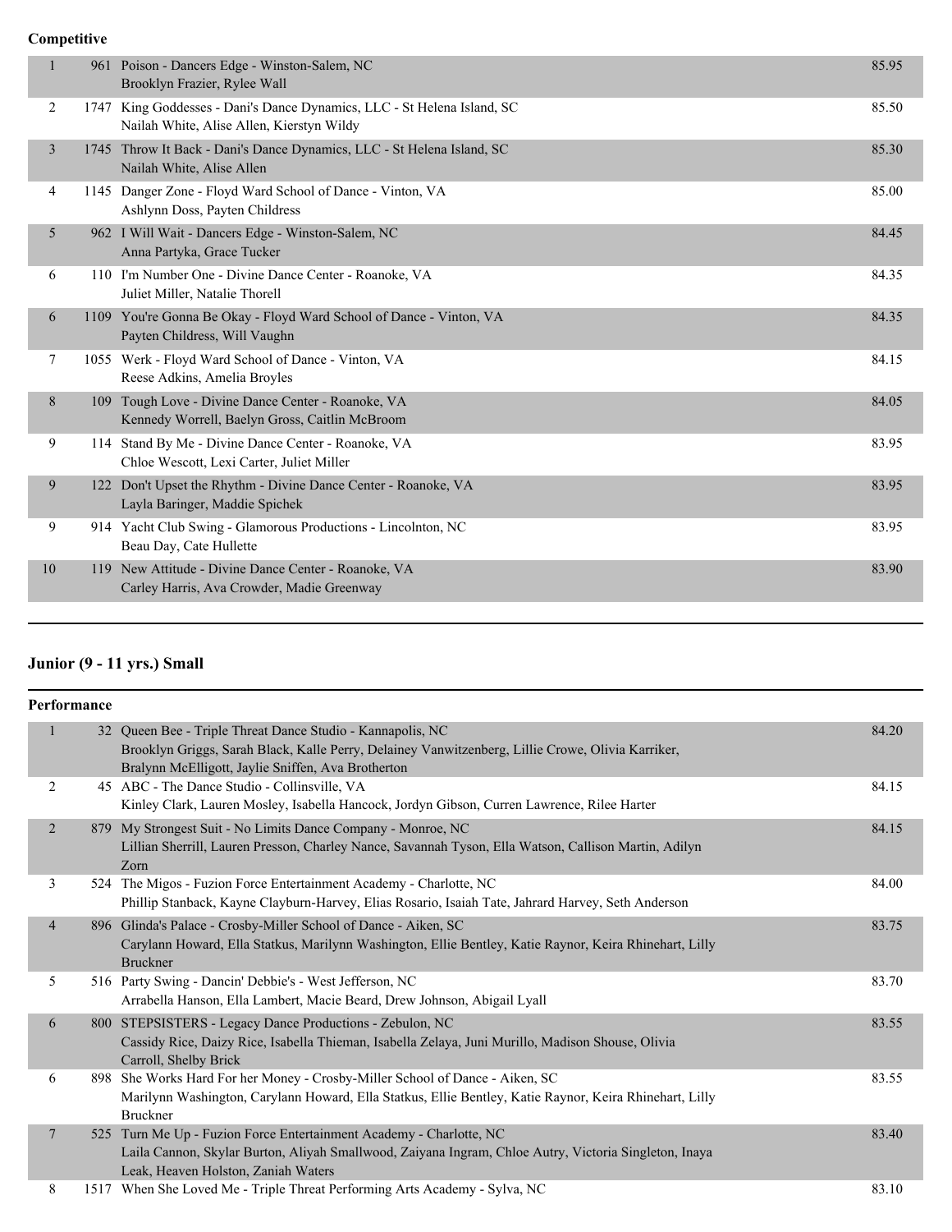**Competitive**

| Place | No. | Routine / Dancers | Score |
|---|---|---|---|
| 1 | 961 | Poison - Dancers Edge - Winston-Salem, NC<br>Brooklyn Frazier, Rylee Wall | 85.95 |
| 2 | 1747 | King Goddesses - Dani's Dance Dynamics, LLC - St Helena Island, SC<br>Nailah White, Alise Allen, Kierstyn Wildy | 85.50 |
| 3 | 1745 | Throw It Back - Dani's Dance Dynamics, LLC - St Helena Island, SC<br>Nailah White, Alise Allen | 85.30 |
| 4 | 1145 | Danger Zone - Floyd Ward School of Dance - Vinton, VA<br>Ashlynn Doss, Payten Childress | 85.00 |
| 5 | 962 | I Will Wait - Dancers Edge - Winston-Salem, NC<br>Anna Partyka, Grace Tucker | 84.45 |
| 6 | 110 | I'm Number One - Divine Dance Center - Roanoke, VA<br>Juliet Miller, Natalie Thorell | 84.35 |
| 6 | 1109 | You're Gonna Be Okay - Floyd Ward School of Dance - Vinton, VA<br>Payten Childress, Will Vaughn | 84.35 |
| 7 | 1055 | Werk - Floyd Ward School of Dance - Vinton, VA<br>Reese Adkins, Amelia Broyles | 84.15 |
| 8 | 109 | Tough Love - Divine Dance Center - Roanoke, VA<br>Kennedy Worrell, Baelyn Gross, Caitlin McBroom | 84.05 |
| 9 | 114 | Stand By Me - Divine Dance Center - Roanoke, VA<br>Chloe Wescott, Lexi Carter, Juliet Miller | 83.95 |
| 9 | 122 | Don't Upset the Rhythm - Divine Dance Center - Roanoke, VA<br>Layla Baringer, Maddie Spichek | 83.95 |
| 9 | 914 | Yacht Club Swing - Glamorous Productions - Lincolnton, NC<br>Beau Day, Cate Hullette | 83.95 |
| 10 | 119 | New Attitude - Divine Dance Center - Roanoke, VA<br>Carley Harris, Ava Crowder, Madie Greenway | 83.90 |

## Junior (9 - 11 yrs.) Small

**Performance**

| Place | No. | Routine / Dancers | Score |
|---|---|---|---|
| 1 | 32 | Queen Bee - Triple Threat Dance Studio - Kannapolis, NC<br>Brooklyn Griggs, Sarah Black, Kalle Perry, Delainey Vanwitzenberg, Lillie Crowe, Olivia Karriker, Bralynn McElligott, Jaylie Sniffen, Ava Brotherton | 84.20 |
| 2 | 45 | ABC - The Dance Studio - Collinsville, VA<br>Kinley Clark, Lauren Mosley, Isabella Hancock, Jordyn Gibson, Curren Lawrence, Rilee Harter | 84.15 |
| 2 | 879 | My Strongest Suit - No Limits Dance Company - Monroe, NC<br>Lillian Sherrill, Lauren Presson, Charley Nance, Savannah Tyson, Ella Watson, Callison Martin, Adilyn Zorn | 84.15 |
| 3 | 524 | The Migos - Fuzion Force Entertainment Academy - Charlotte, NC<br>Phillip Stanback, Kayne Clayburn-Harvey, Elias Rosario, Isaiah Tate, Jahrard Harvey, Seth Anderson | 84.00 |
| 4 | 896 | Glinda's Palace - Crosby-Miller School of Dance - Aiken, SC<br>Carylann Howard, Ella Statkus, Marilynn Washington, Ellie Bentley, Katie Raynor, Keira Rhinehart, Lilly Bruckner | 83.75 |
| 5 | 516 | Party Swing - Dancin' Debbie's - West Jefferson, NC<br>Arrabella Hanson, Ella Lambert, Macie Beard, Drew Johnson, Abigail Lyall | 83.70 |
| 6 | 800 | STEPSISTERS - Legacy Dance Productions - Zebulon, NC<br>Cassidy Rice, Daizy Rice, Isabella Thieman, Isabella Zelaya, Juni Murillo, Madison Shouse, Olivia Carroll, Shelby Brick | 83.55 |
| 6 | 898 | She Works Hard For her Money - Crosby-Miller School of Dance - Aiken, SC<br>Marilynn Washington, Carylann Howard, Ella Statkus, Ellie Bentley, Katie Raynor, Keira Rhinehart, Lilly Bruckner | 83.55 |
| 7 | 525 | Turn Me Up - Fuzion Force Entertainment Academy - Charlotte, NC<br>Laila Cannon, Skylar Burton, Aliyah Smallwood, Zaiyana Ingram, Chloe Autry, Victoria Singleton, Inaya Leak, Heaven Holston, Zaniah Waters | 83.40 |
| 8 | 1517 | When She Loved Me - Triple Threat Performing Arts Academy - Sylva, NC | 83.10 |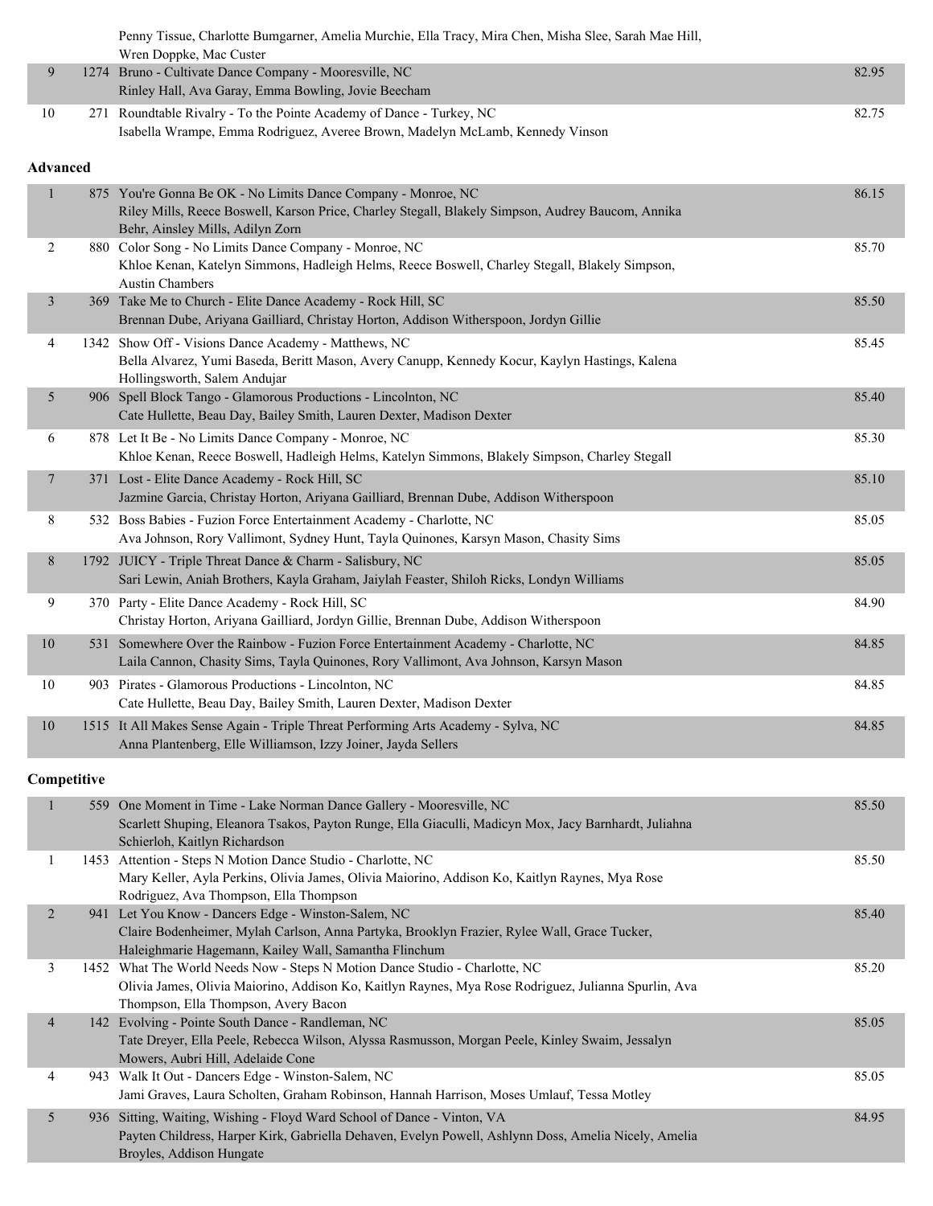| | | | |
|---|---|---|---|
| | | Penny Tissue, Charlotte Bumgarner, Amelia Murchie, Ella Tracy, Mira Chen, Misha Slee, Sarah Mae Hill, Wren Doppke, Mac Custer | |
| 9 | 1274 | Bruno - Cultivate Dance Company - Mooresville, NC<br>Rinley Hall, Ava Garay, Emma Bowling, Jovie Beecham | 82.95 |
| 10 | 271 | Roundtable Rivalry - To the Pointe Academy of Dance - Turkey, NC<br>Isabella Wrampe, Emma Rodriguez, Averee Brown, Madelyn McLamb, Kennedy Vinson | 82.75 |

**Advanced**

| | | | |
|---|---|---|---|
| 1 | 875 | You're Gonna Be OK - No Limits Dance Company - Monroe, NC<br>Riley Mills, Reece Boswell, Karson Price, Charley Stegall, Blakely Simpson, Audrey Baucom, Annika Behr, Ainsley Mills, Adilyn Zorn | 86.15 |
| 2 | 880 | Color Song - No Limits Dance Company - Monroe, NC<br>Khloe Kenan, Katelyn Simmons, Hadleigh Helms, Reece Boswell, Charley Stegall, Blakely Simpson, Austin Chambers | 85.70 |
| 3 | 369 | Take Me to Church - Elite Dance Academy - Rock Hill, SC<br>Brennan Dube, Ariyana Gailliard, Christay Horton, Addison Witherspoon, Jordyn Gillie | 85.50 |
| 4 | 1342 | Show Off - Visions Dance Academy - Matthews, NC<br>Bella Alvarez, Yumi Baseda, Beritt Mason, Avery Canupp, Kennedy Kocur, Kaylyn Hastings, Kalena Hollingsworth, Salem Andujar | 85.45 |
| 5 | 906 | Spell Block Tango - Glamorous Productions - Lincolnton, NC<br>Cate Hullette, Beau Day, Bailey Smith, Lauren Dexter, Madison Dexter | 85.40 |
| 6 | 878 | Let It Be - No Limits Dance Company - Monroe, NC<br>Khloe Kenan, Reece Boswell, Hadleigh Helms, Katelyn Simmons, Blakely Simpson, Charley Stegall | 85.30 |
| 7 | 371 | Lost - Elite Dance Academy - Rock Hill, SC<br>Jazmine Garcia, Christay Horton, Ariyana Gailliard, Brennan Dube, Addison Witherspoon | 85.10 |
| 8 | 532 | Boss Babies - Fuzion Force Entertainment Academy - Charlotte, NC<br>Ava Johnson, Rory Vallimont, Sydney Hunt, Tayla Quinones, Karsyn Mason, Chasity Sims | 85.05 |
| 8 | 1792 | JUICY - Triple Threat Dance & Charm - Salisbury, NC<br>Sari Lewin, Aniah Brothers, Kayla Graham, Jaiylah Feaster, Shiloh Ricks, Londyn Williams | 85.05 |
| 9 | 370 | Party - Elite Dance Academy - Rock Hill, SC<br>Christay Horton, Ariyana Gailliard, Jordyn Gillie, Brennan Dube, Addison Witherspoon | 84.90 |
| 10 | 531 | Somewhere Over the Rainbow - Fuzion Force Entertainment Academy - Charlotte, NC<br>Laila Cannon, Chasity Sims, Tayla Quinones, Rory Vallimont, Ava Johnson, Karsyn Mason | 84.85 |
| 10 | 903 | Pirates - Glamorous Productions - Lincolnton, NC<br>Cate Hullette, Beau Day, Bailey Smith, Lauren Dexter, Madison Dexter | 84.85 |
| 10 | 1515 | It All Makes Sense Again - Triple Threat Performing Arts Academy - Sylva, NC<br>Anna Plantenberg, Elle Williamson, Izzy Joiner, Jayda Sellers | 84.85 |

**Competitive**

| | | | |
|---|---|---|---|
| 1 | 559 | One Moment in Time - Lake Norman Dance Gallery - Mooresville, NC<br>Scarlett Shuping, Eleanora Tsakos, Payton Runge, Ella Giaculli, Madicyn Mox, Jacy Barnhardt, Juliahna Schierloh, Kaitlyn Richardson | 85.50 |
| 1 | 1453 | Attention - Steps N Motion Dance Studio - Charlotte, NC<br>Mary Keller, Ayla Perkins, Olivia James, Olivia Maiorino, Addison Ko, Kaitlyn Raynes, Mya Rose Rodriguez, Ava Thompson, Ella Thompson | 85.50 |
| 2 | 941 | Let You Know - Dancers Edge - Winston-Salem, NC<br>Claire Bodenheimer, Mylah Carlson, Anna Partyka, Brooklyn Frazier, Rylee Wall, Grace Tucker, Haleighmarie Hagemann, Kailey Wall, Samantha Flinchum | 85.40 |
| 3 | 1452 | What The World Needs Now - Steps N Motion Dance Studio - Charlotte, NC<br>Olivia James, Olivia Maiorino, Addison Ko, Kaitlyn Raynes, Mya Rose Rodriguez, Julianna Spurlin, Ava Thompson, Ella Thompson, Avery Bacon | 85.20 |
| 4 | 142 | Evolving - Pointe South Dance - Randleman, NC<br>Tate Dreyer, Ella Peele, Rebecca Wilson, Alyssa Rasmusson, Morgan Peele, Kinley Swaim, Jessalyn Mowers, Aubri Hill, Adelaide Cone | 85.05 |
| 4 | 943 | Walk It Out - Dancers Edge - Winston-Salem, NC<br>Jami Graves, Laura Scholten, Graham Robinson, Hannah Harrison, Moses Umlauf, Tessa Motley | 85.05 |
| 5 | 936 | Sitting, Waiting, Wishing - Floyd Ward School of Dance - Vinton, VA<br>Payten Childress, Harper Kirk, Gabriella Dehaven, Evelyn Powell, Ashlynn Doss, Amelia Nicely, Amelia Broyles, Addison Hungate | 84.95 |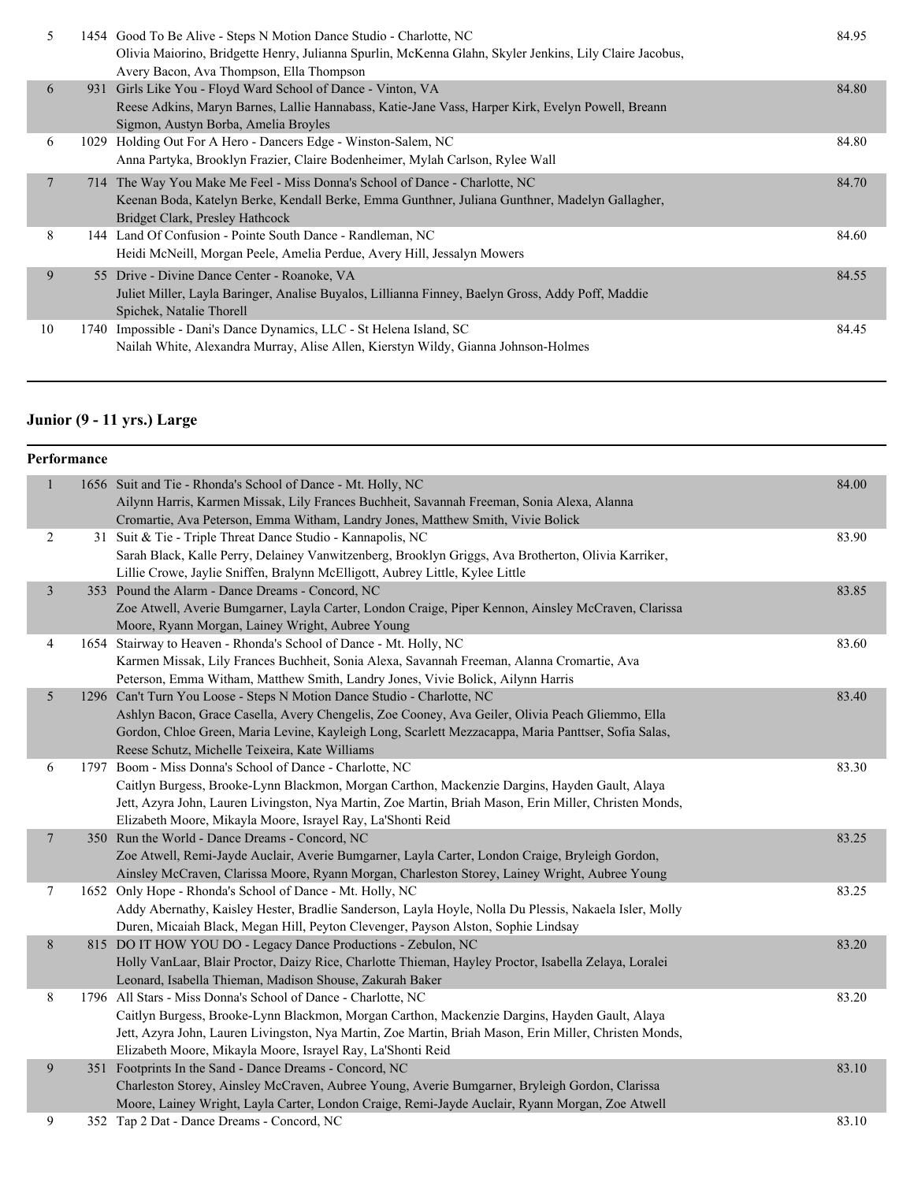| | | | |
|---|---|---|---|
| 5 | 1454 | Good To Be Alive - Steps N Motion Dance Studio - Charlotte, NC<br>Olivia Maiorino, Bridgette Henry, Julianna Spurlin, McKenna Glahn, Skyler Jenkins, Lily Claire Jacobus, Avery Bacon, Ava Thompson, Ella Thompson | 84.95 |
| 6 | 931 | Girls Like You - Floyd Ward School of Dance - Vinton, VA<br>Reese Adkins, Maryn Barnes, Lallie Hannabass, Katie-Jane Vass, Harper Kirk, Evelyn Powell, Breann Sigmon, Austyn Borba, Amelia Broyles | 84.80 |
| 6 | 1029 | Holding Out For A Hero - Dancers Edge - Winston-Salem, NC<br>Anna Partyka, Brooklyn Frazier, Claire Bodenheimer, Mylah Carlson, Rylee Wall | 84.80 |
| 7 | 714 | The Way You Make Me Feel - Miss Donna's School of Dance - Charlotte, NC<br>Keenan Boda, Katelyn Berke, Kendall Berke, Emma Gunthner, Juliana Gunthner, Madelyn Gallagher, Bridget Clark, Presley Hathcock | 84.70 |
| 8 | 144 | Land Of Confusion - Pointe South Dance - Randleman, NC<br>Heidi McNeill, Morgan Peele, Amelia Perdue, Avery Hill, Jessalyn Mowers | 84.60 |
| 9 | 55 | Drive - Divine Dance Center - Roanoke, VA<br>Juliet Miller, Layla Baringer, Analise Buyalos, Lillianna Finney, Baelyn Gross, Addy Poff, Maddie Spichek, Natalie Thorell | 84.55 |
| 10 | 1740 | Impossible - Dani's Dance Dynamics, LLC - St Helena Island, SC<br>Nailah White, Alexandra Murray, Alise Allen, Kierstyn Wildy, Gianna Johnson-Holmes | 84.45 |

## Junior (9 - 11 yrs.) Large

**Performance**

| | | | |
|---|---|---|---|
| 1 | 1656 | Suit and Tie - Rhonda's School of Dance - Mt. Holly, NC<br>Ailynn Harris, Karmen Missak, Lily Frances Buchheit, Savannah Freeman, Sonia Alexa, Alanna Cromartie, Ava Peterson, Emma Witham, Landry Jones, Matthew Smith, Vivie Bolick | 84.00 |
| 2 | 31 | Suit & Tie - Triple Threat Dance Studio - Kannapolis, NC<br>Sarah Black, Kalle Perry, Delainey Vanwitzenberg, Brooklyn Griggs, Ava Brotherton, Olivia Karriker, Lillie Crowe, Jaylie Sniffen, Bralynn McElligott, Aubrey Little, Kylee Little | 83.90 |
| 3 | 353 | Pound the Alarm - Dance Dreams - Concord, NC<br>Zoe Atwell, Averie Bumgarner, Layla Carter, London Craige, Piper Kennon, Ainsley McCraven, Clarissa Moore, Ryann Morgan, Lainey Wright, Aubree Young | 83.85 |
| 4 | 1654 | Stairway to Heaven - Rhonda's School of Dance - Mt. Holly, NC<br>Karmen Missak, Lily Frances Buchheit, Sonia Alexa, Savannah Freeman, Alanna Cromartie, Ava Peterson, Emma Witham, Matthew Smith, Landry Jones, Vivie Bolick, Ailynn Harris | 83.60 |
| 5 | 1296 | Can't Turn You Loose - Steps N Motion Dance Studio - Charlotte, NC<br>Ashlyn Bacon, Grace Casella, Avery Chengelis, Zoe Cooney, Ava Geiler, Olivia Peach Gliemmo, Ella Gordon, Chloe Green, Maria Levine, Kayleigh Long, Scarlett Mezzacappa, Maria Panttser, Sofia Salas, Reese Schutz, Michelle Teixeira, Kate Williams | 83.40 |
| 6 | 1797 | Boom - Miss Donna's School of Dance - Charlotte, NC<br>Caitlyn Burgess, Brooke-Lynn Blackmon, Morgan Carthon, Mackenzie Dargins, Hayden Gault, Alaya Jett, Azyra John, Lauren Livingston, Nya Martin, Zoe Martin, Briah Mason, Erin Miller, Christen Monds, Elizabeth Moore, Mikayla Moore, Israyel Ray, La'Shonti Reid | 83.30 |
| 7 | 350 | Run the World - Dance Dreams - Concord, NC<br>Zoe Atwell, Remi-Jayde Auclair, Averie Bumgarner, Layla Carter, London Craige, Bryleigh Gordon, Ainsley McCraven, Clarissa Moore, Ryann Morgan, Charleston Storey, Lainey Wright, Aubree Young | 83.25 |
| 7 | 1652 | Only Hope - Rhonda's School of Dance - Mt. Holly, NC<br>Addy Abernathy, Kaisley Hester, Bradlie Sanderson, Layla Hoyle, Nolla Du Plessis, Nakaela Isler, Molly Duren, Micaiah Black, Megan Hill, Peyton Clevenger, Payson Alston, Sophie Lindsay | 83.25 |
| 8 | 815 | DO IT HOW YOU DO - Legacy Dance Productions - Zebulon, NC<br>Holly VanLaar, Blair Proctor, Daizy Rice, Charlotte Thieman, Hayley Proctor, Isabella Zelaya, Loralei Leonard, Isabella Thieman, Madison Shouse, Zakurah Baker | 83.20 |
| 8 | 1796 | All Stars - Miss Donna's School of Dance - Charlotte, NC<br>Caitlyn Burgess, Brooke-Lynn Blackmon, Morgan Carthon, Mackenzie Dargins, Hayden Gault, Alaya Jett, Azyra John, Lauren Livingston, Nya Martin, Zoe Martin, Briah Mason, Erin Miller, Christen Monds, Elizabeth Moore, Mikayla Moore, Israyel Ray, La'Shonti Reid | 83.20 |
| 9 | 351 | Footprints In the Sand - Dance Dreams - Concord, NC<br>Charleston Storey, Ainsley McCraven, Aubree Young, Averie Bumgarner, Bryleigh Gordon, Clarissa Moore, Lainey Wright, Layla Carter, London Craige, Remi-Jayde Auclair, Ryann Morgan, Zoe Atwell | 83.10 |
| 9 | 352 | Tap 2 Dat - Dance Dreams - Concord, NC | 83.10 |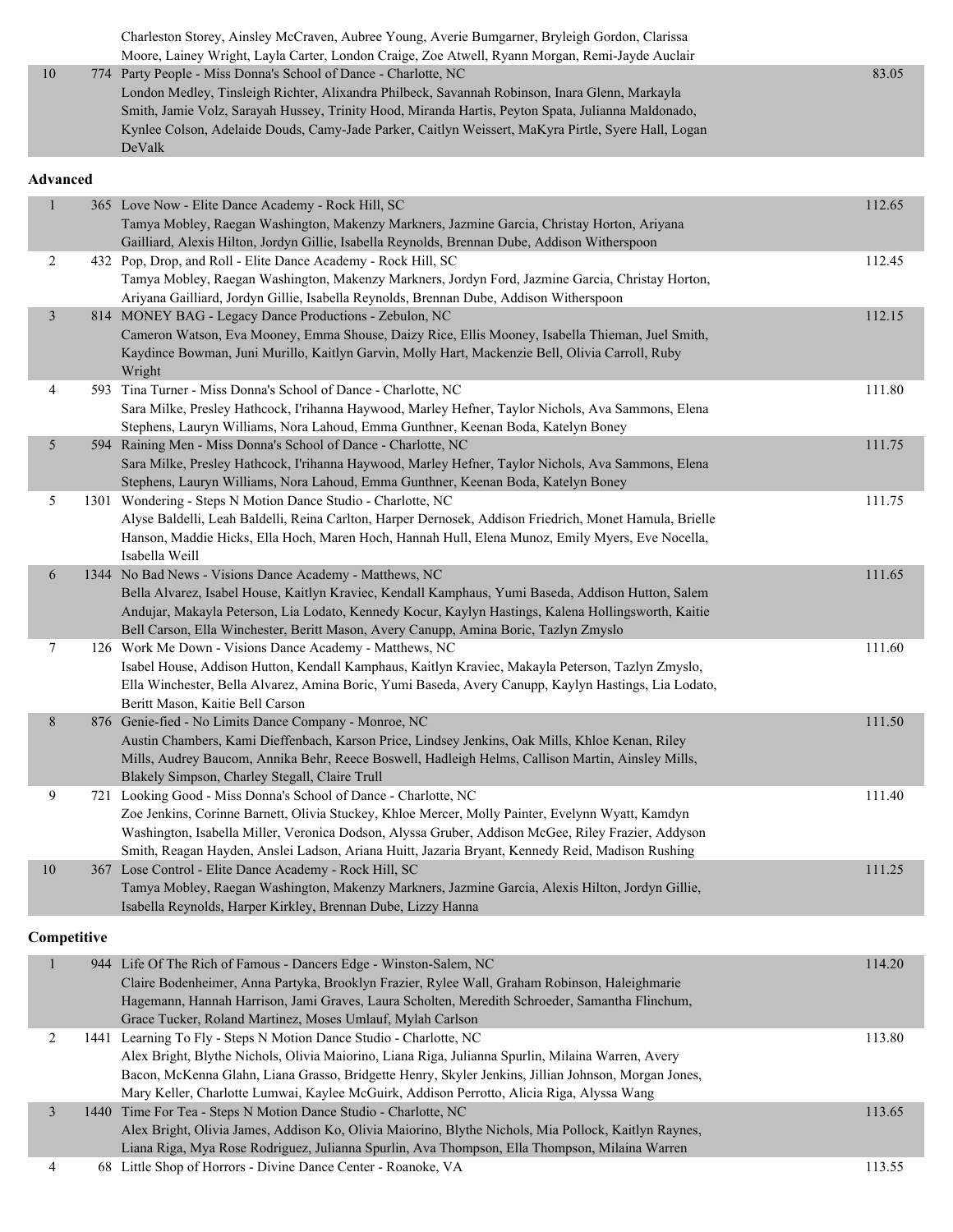| | | | |
|---|---|---|---|
| | | Charleston Storey, Ainsley McCraven, Aubree Young, Averie Bumgarner, Bryleigh Gordon, Clarissa Moore, Lainey Wright, Layla Carter, London Craige, Zoe Atwell, Ryann Morgan, Remi-Jayde Auclair | |
| 10 | 774 | Party People - Miss Donna's School of Dance - Charlotte, NC<br>London Medley, Tinsleigh Richter, Alixandra Philbeck, Savannah Robinson, Inara Glenn, Markayla Smith, Jamie Volz, Sarayah Hussey, Trinity Hood, Miranda Hartis, Peyton Spata, Julianna Maldonado, Kynlee Colson, Adelaide Douds, Camy-Jade Parker, Caitlyn Weissert, MaKyra Pirtle, Syere Hall, Logan DeValk | 83.05 |

**Advanced**

| | | | |
|---|---|---|---|
| 1 | 365 | Love Now - Elite Dance Academy - Rock Hill, SC<br>Tamya Mobley, Raegan Washington, Makenzy Markners, Jazmine Garcia, Christay Horton, Ariyana Gailliard, Alexis Hilton, Jordyn Gillie, Isabella Reynolds, Brennan Dube, Addison Witherspoon | 112.65 |
| 2 | 432 | Pop, Drop, and Roll - Elite Dance Academy - Rock Hill, SC<br>Tamya Mobley, Raegan Washington, Makenzy Markners, Jordyn Ford, Jazmine Garcia, Christay Horton, Ariyana Gailliard, Jordyn Gillie, Isabella Reynolds, Brennan Dube, Addison Witherspoon | 112.45 |
| 3 | 814 | MONEY BAG - Legacy Dance Productions - Zebulon, NC<br>Cameron Watson, Eva Mooney, Emma Shouse, Daizy Rice, Ellis Mooney, Isabella Thieman, Juel Smith, Kaydince Bowman, Juni Murillo, Kaitlyn Garvin, Molly Hart, Mackenzie Bell, Olivia Carroll, Ruby Wright | 112.15 |
| 4 | 593 | Tina Turner - Miss Donna's School of Dance - Charlotte, NC<br>Sara Milke, Presley Hathcock, I'rihanna Haywood, Marley Hefner, Taylor Nichols, Ava Sammons, Elena Stephens, Lauryn Williams, Nora Lahoud, Emma Gunthner, Keenan Boda, Katelyn Boney | 111.80 |
| 5 | 594 | Raining Men - Miss Donna's School of Dance - Charlotte, NC<br>Sara Milke, Presley Hathcock, I'rihanna Haywood, Marley Hefner, Taylor Nichols, Ava Sammons, Elena Stephens, Lauryn Williams, Nora Lahoud, Emma Gunthner, Keenan Boda, Katelyn Boney | 111.75 |
| 5 | 1301 | Wondering - Steps N Motion Dance Studio - Charlotte, NC<br>Alyse Baldelli, Leah Baldelli, Reina Carlton, Harper Dernosek, Addison Friedrich, Monet Hamula, Brielle Hanson, Maddie Hicks, Ella Hoch, Maren Hoch, Hannah Hull, Elena Munoz, Emily Myers, Eve Nocella, Isabella Weill | 111.75 |
| 6 | 1344 | No Bad News - Visions Dance Academy - Matthews, NC<br>Bella Alvarez, Isabel House, Kaitlyn Kraviec, Kendall Kamphaus, Yumi Baseda, Addison Hutton, Salem Andujar, Makayla Peterson, Lia Lodato, Kennedy Kocur, Kaylyn Hastings, Kalena Hollingsworth, Kaitie Bell Carson, Ella Winchester, Beritt Mason, Avery Canupp, Amina Boric, Tazlyn Zmyslo | 111.65 |
| 7 | 126 | Work Me Down - Visions Dance Academy - Matthews, NC<br>Isabel House, Addison Hutton, Kendall Kamphaus, Kaitlyn Kraviec, Makayla Peterson, Tazlyn Zmyslo, Ella Winchester, Bella Alvarez, Amina Boric, Yumi Baseda, Avery Canupp, Kaylyn Hastings, Lia Lodato, Beritt Mason, Kaitie Bell Carson | 111.60 |
| 8 | 876 | Genie-fied - No Limits Dance Company - Monroe, NC<br>Austin Chambers, Kami Dieffenbach, Karson Price, Lindsey Jenkins, Oak Mills, Khloe Kenan, Riley Mills, Audrey Baucom, Annika Behr, Reece Boswell, Hadleigh Helms, Callison Martin, Ainsley Mills, Blakely Simpson, Charley Stegall, Claire Trull | 111.50 |
| 9 | 721 | Looking Good - Miss Donna's School of Dance - Charlotte, NC<br>Zoe Jenkins, Corinne Barnett, Olivia Stuckey, Khloe Mercer, Molly Painter, Evelynn Wyatt, Kamdyn Washington, Isabella Miller, Veronica Dodson, Alyssa Gruber, Addison McGee, Riley Frazier, Addyson Smith, Reagan Hayden, Anslei Ladson, Ariana Huitt, Jazaria Bryant, Kennedy Reid, Madison Rushing | 111.40 |
| 10 | 367 | Lose Control - Elite Dance Academy - Rock Hill, SC<br>Tamya Mobley, Raegan Washington, Makenzy Markners, Jazmine Garcia, Alexis Hilton, Jordyn Gillie, Isabella Reynolds, Harper Kirkley, Brennan Dube, Lizzy Hanna | 111.25 |

**Competitive**

| | | | |
|---|---|---|---|
| 1 | 944 | Life Of The Rich of Famous - Dancers Edge - Winston-Salem, NC<br>Claire Bodenheimer, Anna Partyka, Brooklyn Frazier, Rylee Wall, Graham Robinson, Haleighmarie Hagemann, Hannah Harrison, Jami Graves, Laura Scholten, Meredith Schroeder, Samantha Flinchum, Grace Tucker, Roland Martinez, Moses Umlauf, Mylah Carlson | 114.20 |
| 2 | 1441 | Learning To Fly - Steps N Motion Dance Studio - Charlotte, NC<br>Alex Bright, Blythe Nichols, Olivia Maiorino, Liana Riga, Julianna Spurlin, Milaina Warren, Avery Bacon, McKenna Glahn, Liana Grasso, Bridgette Henry, Skyler Jenkins, Jillian Johnson, Morgan Jones, Mary Keller, Charlotte Lumwai, Kaylee McGuirk, Addison Perrotto, Alicia Riga, Alyssa Wang | 113.80 |
| 3 | 1440 | Time For Tea - Steps N Motion Dance Studio - Charlotte, NC<br>Alex Bright, Olivia James, Addison Ko, Olivia Maiorino, Blythe Nichols, Mia Pollock, Kaitlyn Raynes, Liana Riga, Mya Rose Rodriguez, Julianna Spurlin, Ava Thompson, Ella Thompson, Milaina Warren | 113.65 |
| 4 | 68 | Little Shop of Horrors - Divine Dance Center - Roanoke, VA | 113.55 |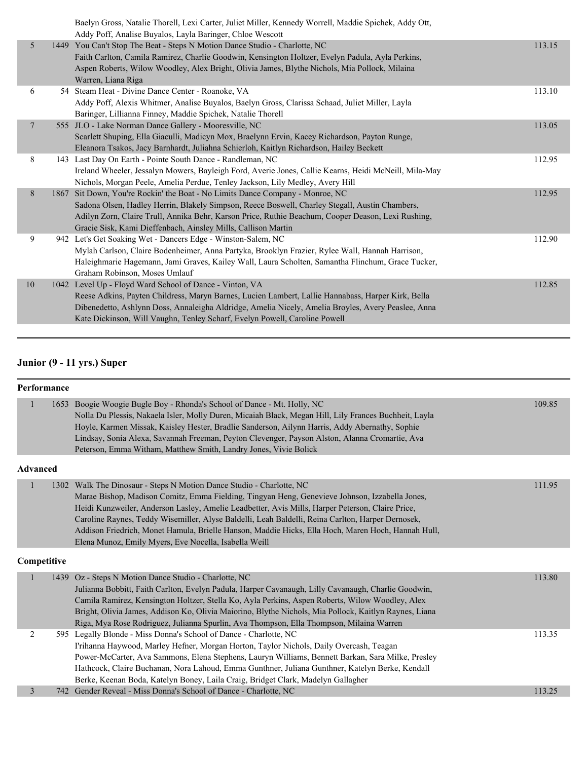| | | | |
|---|---|---|---|
| | | Baelyn Gross, Natalie Thorell, Lexi Carter, Juliet Miller, Kennedy Worrell, Maddie Spichek, Addy Ott, Addy Poff, Analise Buyalos, Layla Baringer, Chloe Wescott | |
| 5 | 1449 | You Can't Stop The Beat - Steps N Motion Dance Studio - Charlotte, NC<br>Faith Carlton, Camila Ramirez, Charlie Goodwin, Kensington Holtzer, Evelyn Padula, Ayla Perkins, Aspen Roberts, Wilow Woodley, Alex Bright, Olivia James, Blythe Nichols, Mia Pollock, Milaina Warren, Liana Riga | 113.15 |
| 6 | 54 | Steam Heat - Divine Dance Center - Roanoke, VA<br>Addy Poff, Alexis Whitmer, Analise Buyalos, Baelyn Gross, Clarissa Schaad, Juliet Miller, Layla Baringer, Lillianna Finney, Maddie Spichek, Natalie Thorell | 113.10 |
| 7 | 555 | JLO - Lake Norman Dance Gallery - Mooresville, NC<br>Scarlett Shuping, Ella Giaculli, Madicyn Mox, Braelynn Ervin, Kacey Richardson, Payton Runge, Eleanora Tsakos, Jacy Barnhardt, Juliahna Schierloh, Kaitlyn Richardson, Hailey Beckett | 113.05 |
| 8 | 143 | Last Day On Earth - Pointe South Dance - Randleman, NC<br>Ireland Wheeler, Jessalyn Mowers, Bayleigh Ford, Averie Jones, Callie Kearns, Heidi McNeill, Mila-May Nichols, Morgan Peele, Amelia Perdue, Tenley Jackson, Lily Medley, Avery Hill | 112.95 |
| 8 | 1867 | Sit Down, You're Rockin' the Boat - No Limits Dance Company - Monroe, NC<br>Sadona Olsen, Hadley Herrin, Blakely Simpson, Reece Boswell, Charley Stegall, Austin Chambers, Adilyn Zorn, Claire Trull, Annika Behr, Karson Price, Ruthie Beachum, Cooper Deason, Lexi Rushing, Gracie Sisk, Kami Dieffenbach, Ainsley Mills, Callison Martin | 112.95 |
| 9 | 942 | Let's Get Soaking Wet - Dancers Edge - Winston-Salem, NC<br>Mylah Carlson, Claire Bodenheimer, Anna Partyka, Brooklyn Frazier, Rylee Wall, Hannah Harrison, Haleighmarie Hagemann, Jami Graves, Kailey Wall, Laura Scholten, Samantha Flinchum, Grace Tucker, Graham Robinson, Moses Umlauf | 112.90 |
| 10 | 1042 | Level Up - Floyd Ward School of Dance - Vinton, VA<br>Reese Adkins, Payten Childress, Maryn Barnes, Lucien Lambert, Lallie Hannabass, Harper Kirk, Bella Dibenedetto, Ashlynn Doss, Annaleigha Aldridge, Amelia Nicely, Amelia Broyles, Avery Peaslee, Anna Kate Dickinson, Will Vaughn, Tenley Scharf, Evelyn Powell, Caroline Powell | 112.85 |

## Junior (9 - 11 yrs.) Super

### Performance

| | | | |
|---|---|---|---|
| 1 | 1653 | Boogie Woogie Bugle Boy - Rhonda's School of Dance - Mt. Holly, NC<br>Nolla Du Plessis, Nakaela Isler, Molly Duren, Micaiah Black, Megan Hill, Lily Frances Buchheit, Layla Hoyle, Karmen Missak, Kaisley Hester, Bradlie Sanderson, Ailynn Harris, Addy Abernathy, Sophie Lindsay, Sonia Alexa, Savannah Freeman, Peyton Clevenger, Payson Alston, Alanna Cromartie, Ava Peterson, Emma Witham, Matthew Smith, Landry Jones, Vivie Bolick | 109.85 |

### Advanced

| | | | |
|---|---|---|---|
| 1 | 1302 | Walk The Dinosaur - Steps N Motion Dance Studio - Charlotte, NC<br>Marae Bishop, Madison Comitz, Emma Fielding, Tingyan Heng, Genevieve Johnson, Izzabella Jones, Heidi Kunzweiler, Anderson Lasley, Amelie Leadbetter, Avis Mills, Harper Peterson, Claire Price, Caroline Raynes, Teddy Wisemiller, Alyse Baldelli, Leah Baldelli, Reina Carlton, Harper Dernosek, Addison Friedrich, Monet Hamula, Brielle Hanson, Maddie Hicks, Ella Hoch, Maren Hoch, Hannah Hull, Elena Munoz, Emily Myers, Eve Nocella, Isabella Weill | 111.95 |

### Competitive

| | | | |
|---|---|---|---|
| 1 | 1439 | Oz - Steps N Motion Dance Studio - Charlotte, NC<br>Julianna Bobbitt, Faith Carlton, Evelyn Padula, Harper Cavanaugh, Lilly Cavanaugh, Charlie Goodwin, Camila Ramirez, Kensington Holtzer, Stella Ko, Ayla Perkins, Aspen Roberts, Wilow Woodley, Alex Bright, Olivia James, Addison Ko, Olivia Maiorino, Blythe Nichols, Mia Pollock, Kaitlyn Raynes, Liana Riga, Mya Rose Rodriguez, Julianna Spurlin, Ava Thompson, Ella Thompson, Milaina Warren | 113.80 |
| 2 | 595 | Legally Blonde - Miss Donna's School of Dance - Charlotte, NC<br>I'rihanna Haywood, Marley Hefner, Morgan Horton, Taylor Nichols, Daily Overcash, Teagan Power-McCarter, Ava Sammons, Elena Stephens, Lauryn Williams, Bennett Barkan, Sara Milke, Presley Hathcock, Claire Buchanan, Nora Lahoud, Emma Gunthner, Juliana Gunthner, Katelyn Berke, Kendall Berke, Keenan Boda, Katelyn Boney, Laila Craig, Bridget Clark, Madelyn Gallagher | 113.35 |
| 3 | 742 | Gender Reveal - Miss Donna's School of Dance - Charlotte, NC | 113.25 |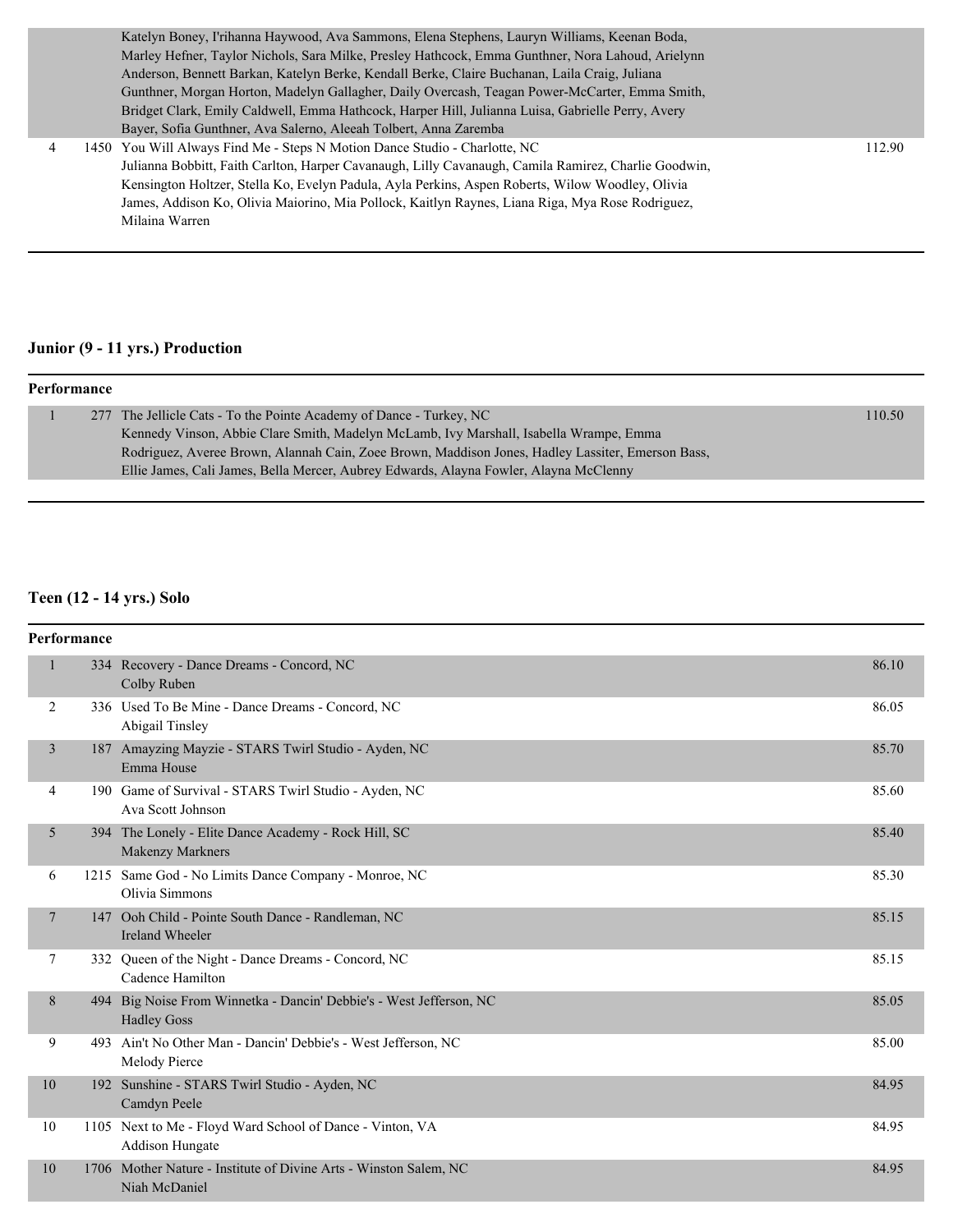| | | | |
|---|---|---|---|
| | | Katelyn Boney, I'rihanna Haywood, Ava Sammons, Elena Stephens, Lauryn Williams, Keenan Boda, Marley Hefner, Taylor Nichols, Sara Milke, Presley Hathcock, Emma Gunthner, Nora Lahoud, Arielynn Anderson, Bennett Barkan, Katelyn Berke, Kendall Berke, Claire Buchanan, Laila Craig, Juliana Gunthner, Morgan Horton, Madelyn Gallagher, Daily Overcash, Teagan Power-McCarter, Emma Smith, Bridget Clark, Emily Caldwell, Emma Hathcock, Harper Hill, Julianna Luisa, Gabrielle Perry, Avery Bayer, Sofia Gunthner, Ava Salerno, Aleeah Tolbert, Anna Zaremba | |
| 4 | 1450 | You Will Always Find Me - Steps N Motion Dance Studio - Charlotte, NC<br>Julianna Bobbitt, Faith Carlton, Harper Cavanaugh, Lilly Cavanaugh, Camila Ramirez, Charlie Goodwin, Kensington Holtzer, Stella Ko, Evelyn Padula, Ayla Perkins, Aspen Roberts, Wilow Woodley, Olivia James, Addison Ko, Olivia Maiorino, Mia Pollock, Kaitlyn Raynes, Liana Riga, Mya Rose Rodriguez, Milaina Warren | 112.90 |

## Junior (9 - 11 yrs.) Production

**Performance**

| | | | |
|---|---|---|---|
| 1 | 277 | The Jellicle Cats - To the Pointe Academy of Dance - Turkey, NC<br>Kennedy Vinson, Abbie Clare Smith, Madelyn McLamb, Ivy Marshall, Isabella Wrampe, Emma Rodriguez, Averee Brown, Alannah Cain, Zoee Brown, Maddison Jones, Hadley Lassiter, Emerson Bass, Ellie James, Cali James, Bella Mercer, Aubrey Edwards, Alayna Fowler, Alayna McClenny | 110.50 |

## Teen (12 - 14 yrs.) Solo

**Performance**

| | | | |
|---|---|---|---|
| 1 | 334 | Recovery - Dance Dreams - Concord, NC<br>Colby Ruben | 86.10 |
| 2 | 336 | Used To Be Mine - Dance Dreams - Concord, NC<br>Abigail Tinsley | 86.05 |
| 3 | 187 | Amayzing Mayzie - STARS Twirl Studio - Ayden, NC<br>Emma House | 85.70 |
| 4 | 190 | Game of Survival - STARS Twirl Studio - Ayden, NC<br>Ava Scott Johnson | 85.60 |
| 5 | 394 | The Lonely - Elite Dance Academy - Rock Hill, SC<br>Makenzy Markners | 85.40 |
| 6 | 1215 | Same God - No Limits Dance Company - Monroe, NC<br>Olivia Simmons | 85.30 |
| 7 | 147 | Ooh Child - Pointe South Dance - Randleman, NC<br>Ireland Wheeler | 85.15 |
| 7 | 332 | Queen of the Night - Dance Dreams - Concord, NC<br>Cadence Hamilton | 85.15 |
| 8 | 494 | Big Noise From Winnetka - Dancin' Debbie's - West Jefferson, NC<br>Hadley Goss | 85.05 |
| 9 | 493 | Ain't No Other Man - Dancin' Debbie's - West Jefferson, NC<br>Melody Pierce | 85.00 |
| 10 | 192 | Sunshine - STARS Twirl Studio - Ayden, NC<br>Camdyn Peele | 84.95 |
| 10 | 1105 | Next to Me - Floyd Ward School of Dance - Vinton, VA<br>Addison Hungate | 84.95 |
| 10 | 1706 | Mother Nature - Institute of Divine Arts - Winston Salem, NC<br>Niah McDaniel | 84.95 |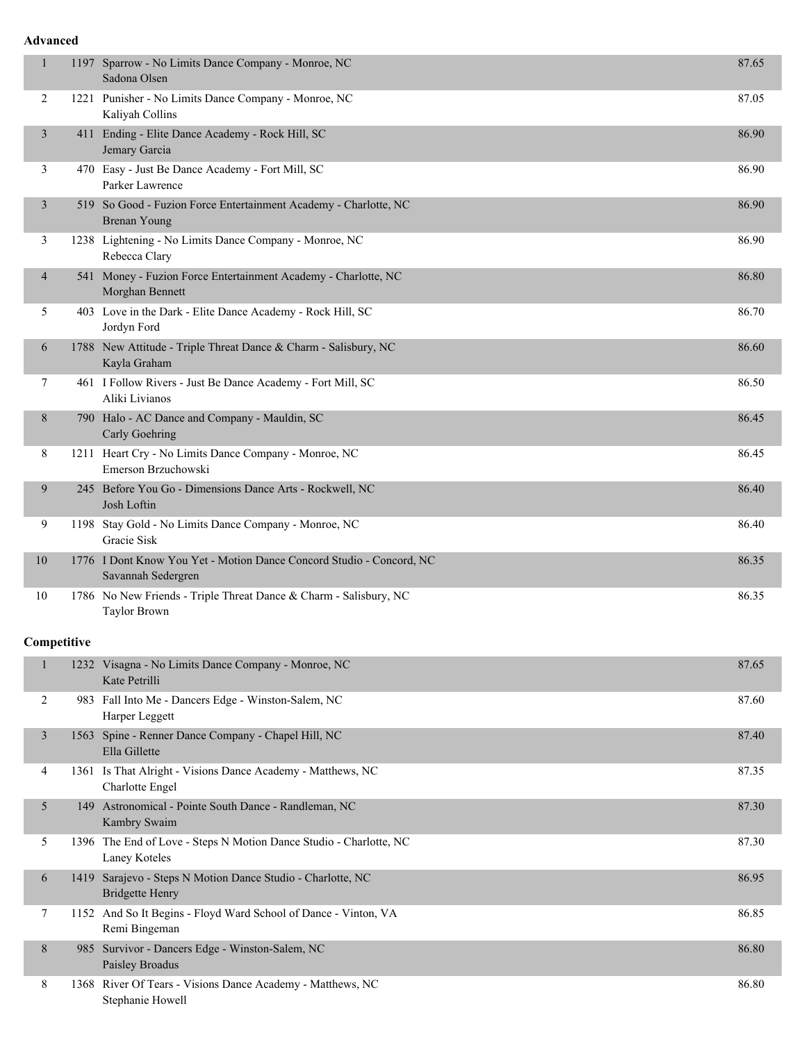**Advanced**

| Place | No. | Entry | Score |
|---|---|---|---|
| 1 | 1197 | Sparrow - No Limits Dance Company - Monroe, NC<br>Sadona Olsen | 87.65 |
| 2 | 1221 | Punisher - No Limits Dance Company - Monroe, NC<br>Kaliyah Collins | 87.05 |
| 3 | 411 | Ending - Elite Dance Academy - Rock Hill, SC<br>Jemary Garcia | 86.90 |
| 3 | 470 | Easy - Just Be Dance Academy - Fort Mill, SC<br>Parker Lawrence | 86.90 |
| 3 | 519 | So Good - Fuzion Force Entertainment Academy - Charlotte, NC<br>Brenan Young | 86.90 |
| 3 | 1238 | Lightening - No Limits Dance Company - Monroe, NC<br>Rebecca Clary | 86.90 |
| 4 | 541 | Money - Fuzion Force Entertainment Academy - Charlotte, NC<br>Morghan Bennett | 86.80 |
| 5 | 403 | Love in the Dark - Elite Dance Academy - Rock Hill, SC<br>Jordyn Ford | 86.70 |
| 6 | 1788 | New Attitude - Triple Threat Dance & Charm - Salisbury, NC<br>Kayla Graham | 86.60 |
| 7 | 461 | I Follow Rivers - Just Be Dance Academy - Fort Mill, SC<br>Aliki Livianos | 86.50 |
| 8 | 790 | Halo - AC Dance and Company - Mauldin, SC<br>Carly Goehring | 86.45 |
| 8 | 1211 | Heart Cry - No Limits Dance Company - Monroe, NC<br>Emerson Brzuchowski | 86.45 |
| 9 | 245 | Before You Go - Dimensions Dance Arts - Rockwell, NC<br>Josh Loftin | 86.40 |
| 9 | 1198 | Stay Gold - No Limits Dance Company - Monroe, NC<br>Gracie Sisk | 86.40 |
| 10 | 1776 | I Dont Know You Yet - Motion Dance Concord Studio - Concord, NC<br>Savannah Sedergren | 86.35 |
| 10 | 1786 | No New Friends - Triple Threat Dance & Charm - Salisbury, NC<br>Taylor Brown | 86.35 |

**Competitive**

| Place | No. | Entry | Score |
|---|---|---|---|
| 1 | 1232 | Visagna - No Limits Dance Company - Monroe, NC<br>Kate Petrilli | 87.65 |
| 2 | 983 | Fall Into Me - Dancers Edge - Winston-Salem, NC<br>Harper Leggett | 87.60 |
| 3 | 1563 | Spine - Renner Dance Company - Chapel Hill, NC<br>Ella Gillette | 87.40 |
| 4 | 1361 | Is That Alright - Visions Dance Academy - Matthews, NC<br>Charlotte Engel | 87.35 |
| 5 | 149 | Astronomical - Pointe South Dance - Randleman, NC<br>Kambry Swaim | 87.30 |
| 5 | 1396 | The End of Love - Steps N Motion Dance Studio - Charlotte, NC<br>Laney Koteles | 87.30 |
| 6 | 1419 | Sarajevo - Steps N Motion Dance Studio - Charlotte, NC<br>Bridgette Henry | 86.95 |
| 7 | 1152 | And So It Begins - Floyd Ward School of Dance - Vinton, VA<br>Remi Bingeman | 86.85 |
| 8 | 985 | Survivor - Dancers Edge - Winston-Salem, NC<br>Paisley Broadus | 86.80 |
| 8 | 1368 | River Of Tears - Visions Dance Academy - Matthews, NC<br>Stephanie Howell | 86.80 |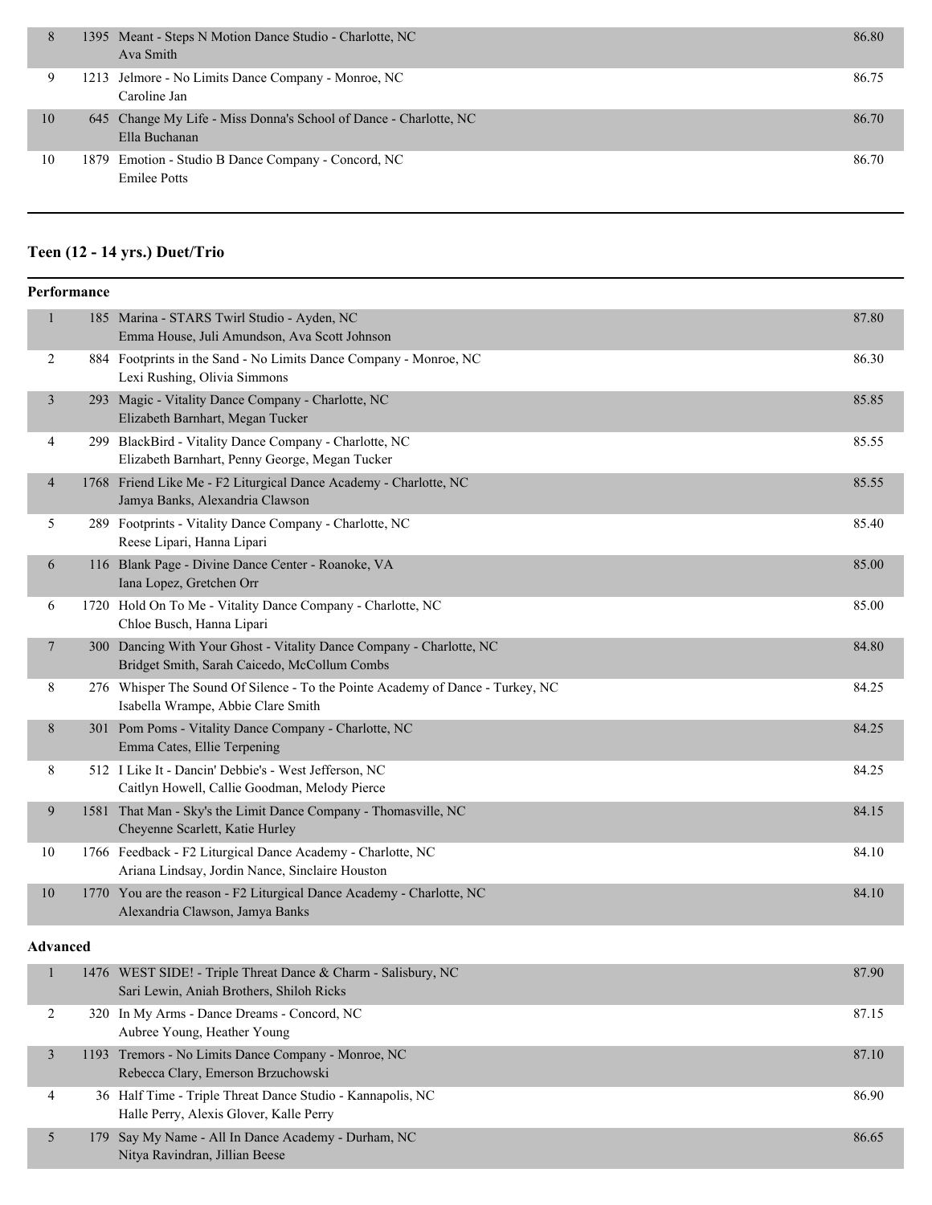| Place | No. | Entry | Score |
|---|---|---|---|
| 8 | 1395 | Meant - Steps N Motion Dance Studio - Charlotte, NC<br>Ava Smith | 86.80 |
| 9 | 1213 | Jelmore - No Limits Dance Company - Monroe, NC<br>Caroline Jan | 86.75 |
| 10 | 645 | Change My Life - Miss Donna's School of Dance - Charlotte, NC<br>Ella Buchanan | 86.70 |
| 10 | 1879 | Emotion - Studio B Dance Company - Concord, NC<br>Emilee Potts | 86.70 |

## Teen (12 - 14 yrs.) Duet/Trio

### Performance

| Place | No. | Entry | Score |
|---|---|---|---|
| 1 | 185 | Marina - STARS Twirl Studio - Ayden, NC<br>Emma House, Juli Amundson, Ava Scott Johnson | 87.80 |
| 2 | 884 | Footprints in the Sand - No Limits Dance Company - Monroe, NC<br>Lexi Rushing, Olivia Simmons | 86.30 |
| 3 | 293 | Magic - Vitality Dance Company - Charlotte, NC<br>Elizabeth Barnhart, Megan Tucker | 85.85 |
| 4 | 299 | BlackBird - Vitality Dance Company - Charlotte, NC<br>Elizabeth Barnhart, Penny George, Megan Tucker | 85.55 |
| 4 | 1768 | Friend Like Me - F2 Liturgical Dance Academy - Charlotte, NC<br>Jamya Banks, Alexandria Clawson | 85.55 |
| 5 | 289 | Footprints - Vitality Dance Company - Charlotte, NC<br>Reese Lipari, Hanna Lipari | 85.40 |
| 6 | 116 | Blank Page - Divine Dance Center - Roanoke, VA<br>Iana Lopez, Gretchen Orr | 85.00 |
| 6 | 1720 | Hold On To Me - Vitality Dance Company - Charlotte, NC<br>Chloe Busch, Hanna Lipari | 85.00 |
| 7 | 300 | Dancing With Your Ghost - Vitality Dance Company - Charlotte, NC<br>Bridget Smith, Sarah Caicedo, McCollum Combs | 84.80 |
| 8 | 276 | Whisper The Sound Of Silence - To the Pointe Academy of Dance - Turkey, NC<br>Isabella Wrampe, Abbie Clare Smith | 84.25 |
| 8 | 301 | Pom Poms - Vitality Dance Company - Charlotte, NC<br>Emma Cates, Ellie Terpening | 84.25 |
| 8 | 512 | I Like It - Dancin' Debbie's - West Jefferson, NC<br>Caitlyn Howell, Callie Goodman, Melody Pierce | 84.25 |
| 9 | 1581 | That Man - Sky's the Limit Dance Company - Thomasville, NC<br>Cheyenne Scarlett, Katie Hurley | 84.15 |
| 10 | 1766 | Feedback - F2 Liturgical Dance Academy - Charlotte, NC<br>Ariana Lindsay, Jordin Nance, Sinclaire Houston | 84.10 |
| 10 | 1770 | You are the reason - F2 Liturgical Dance Academy - Charlotte, NC<br>Alexandria Clawson, Jamya Banks | 84.10 |

### Advanced

| Place | No. | Entry | Score |
|---|---|---|---|
| 1 | 1476 | WEST SIDE! - Triple Threat Dance & Charm - Salisbury, NC<br>Sari Lewin, Aniah Brothers, Shiloh Ricks | 87.90 |
| 2 | 320 | In My Arms - Dance Dreams - Concord, NC<br>Aubree Young, Heather Young | 87.15 |
| 3 | 1193 | Tremors - No Limits Dance Company - Monroe, NC<br>Rebecca Clary, Emerson Brzuchowski | 87.10 |
| 4 | 36 | Half Time - Triple Threat Dance Studio - Kannapolis, NC<br>Halle Perry, Alexis Glover, Kalle Perry | 86.90 |
| 5 | 179 | Say My Name - All In Dance Academy - Durham, NC<br>Nitya Ravindran, Jillian Beese | 86.65 |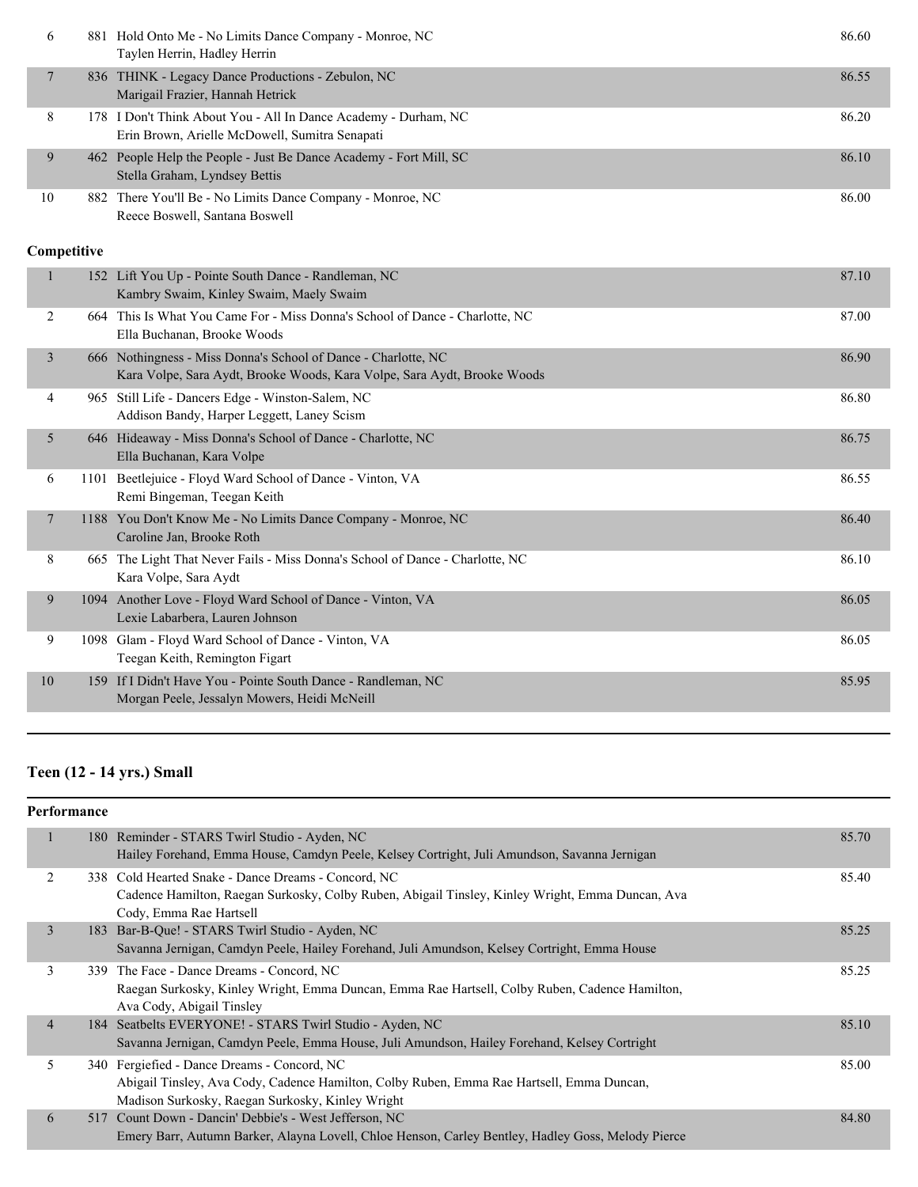| | | | |
|---|---|---|---|
| 6 | 881 | Hold Onto Me - No Limits Dance Company - Monroe, NC<br>Taylen Herrin, Hadley Herrin | 86.60 |
| 7 | 836 | THINK - Legacy Dance Productions - Zebulon, NC<br>Marigail Frazier, Hannah Hetrick | 86.55 |
| 8 | 178 | I Don't Think About You - All In Dance Academy - Durham, NC<br>Erin Brown, Arielle McDowell, Sumitra Senapati | 86.20 |
| 9 | 462 | People Help the People - Just Be Dance Academy - Fort Mill, SC<br>Stella Graham, Lyndsey Bettis | 86.10 |
| 10 | 882 | There You'll Be - No Limits Dance Company - Monroe, NC<br>Reece Boswell, Santana Boswell | 86.00 |

**Competitive**

| | | | |
|---|---|---|---|
| 1 | 152 | Lift You Up - Pointe South Dance - Randleman, NC<br>Kambry Swaim, Kinley Swaim, Maely Swaim | 87.10 |
| 2 | 664 | This Is What You Came For - Miss Donna's School of Dance - Charlotte, NC<br>Ella Buchanan, Brooke Woods | 87.00 |
| 3 | 666 | Nothingness - Miss Donna's School of Dance - Charlotte, NC<br>Kara Volpe, Sara Aydt, Brooke Woods, Kara Volpe, Sara Aydt, Brooke Woods | 86.90 |
| 4 | 965 | Still Life - Dancers Edge - Winston-Salem, NC<br>Addison Bandy, Harper Leggett, Laney Scism | 86.80 |
| 5 | 646 | Hideaway - Miss Donna's School of Dance - Charlotte, NC<br>Ella Buchanan, Kara Volpe | 86.75 |
| 6 | 1101 | Beetlejuice - Floyd Ward School of Dance - Vinton, VA<br>Remi Bingeman, Teegan Keith | 86.55 |
| 7 | 1188 | You Don't Know Me - No Limits Dance Company - Monroe, NC<br>Caroline Jan, Brooke Roth | 86.40 |
| 8 | 665 | The Light That Never Fails - Miss Donna's School of Dance - Charlotte, NC<br>Kara Volpe, Sara Aydt | 86.10 |
| 9 | 1094 | Another Love - Floyd Ward School of Dance - Vinton, VA<br>Lexie Labarbera, Lauren Johnson | 86.05 |
| 9 | 1098 | Glam - Floyd Ward School of Dance - Vinton, VA<br>Teegan Keith, Remington Figart | 86.05 |
| 10 | 159 | If I Didn't Have You - Pointe South Dance - Randleman, NC<br>Morgan Peele, Jessalyn Mowers, Heidi McNeill | 85.95 |

## Teen (12 - 14 yrs.) Small

**Performance**

| | | | |
|---|---|---|---|
| 1 | 180 | Reminder - STARS Twirl Studio - Ayden, NC<br>Hailey Forehand, Emma House, Camdyn Peele, Kelsey Cortright, Juli Amundson, Savanna Jernigan | 85.70 |
| 2 | 338 | Cold Hearted Snake - Dance Dreams - Concord, NC<br>Cadence Hamilton, Raegan Surkosky, Colby Ruben, Abigail Tinsley, Kinley Wright, Emma Duncan, Ava Cody, Emma Rae Hartsell | 85.40 |
| 3 | 183 | Bar-B-Que! - STARS Twirl Studio - Ayden, NC<br>Savanna Jernigan, Camdyn Peele, Hailey Forehand, Juli Amundson, Kelsey Cortright, Emma House | 85.25 |
| 3 | 339 | The Face - Dance Dreams - Concord, NC<br>Raegan Surkosky, Kinley Wright, Emma Duncan, Emma Rae Hartsell, Colby Ruben, Cadence Hamilton, Ava Cody, Abigail Tinsley | 85.25 |
| 4 | 184 | Seatbelts EVERYONE! - STARS Twirl Studio - Ayden, NC<br>Savanna Jernigan, Camdyn Peele, Emma House, Juli Amundson, Hailey Forehand, Kelsey Cortright | 85.10 |
| 5 | 340 | Fergiefied - Dance Dreams - Concord, NC<br>Abigail Tinsley, Ava Cody, Cadence Hamilton, Colby Ruben, Emma Rae Hartsell, Emma Duncan, Madison Surkosky, Raegan Surkosky, Kinley Wright | 85.00 |
| 6 | 517 | Count Down - Dancin' Debbie's - West Jefferson, NC<br>Emery Barr, Autumn Barker, Alayna Lovell, Chloe Henson, Carley Bentley, Hadley Goss, Melody Pierce | 84.80 |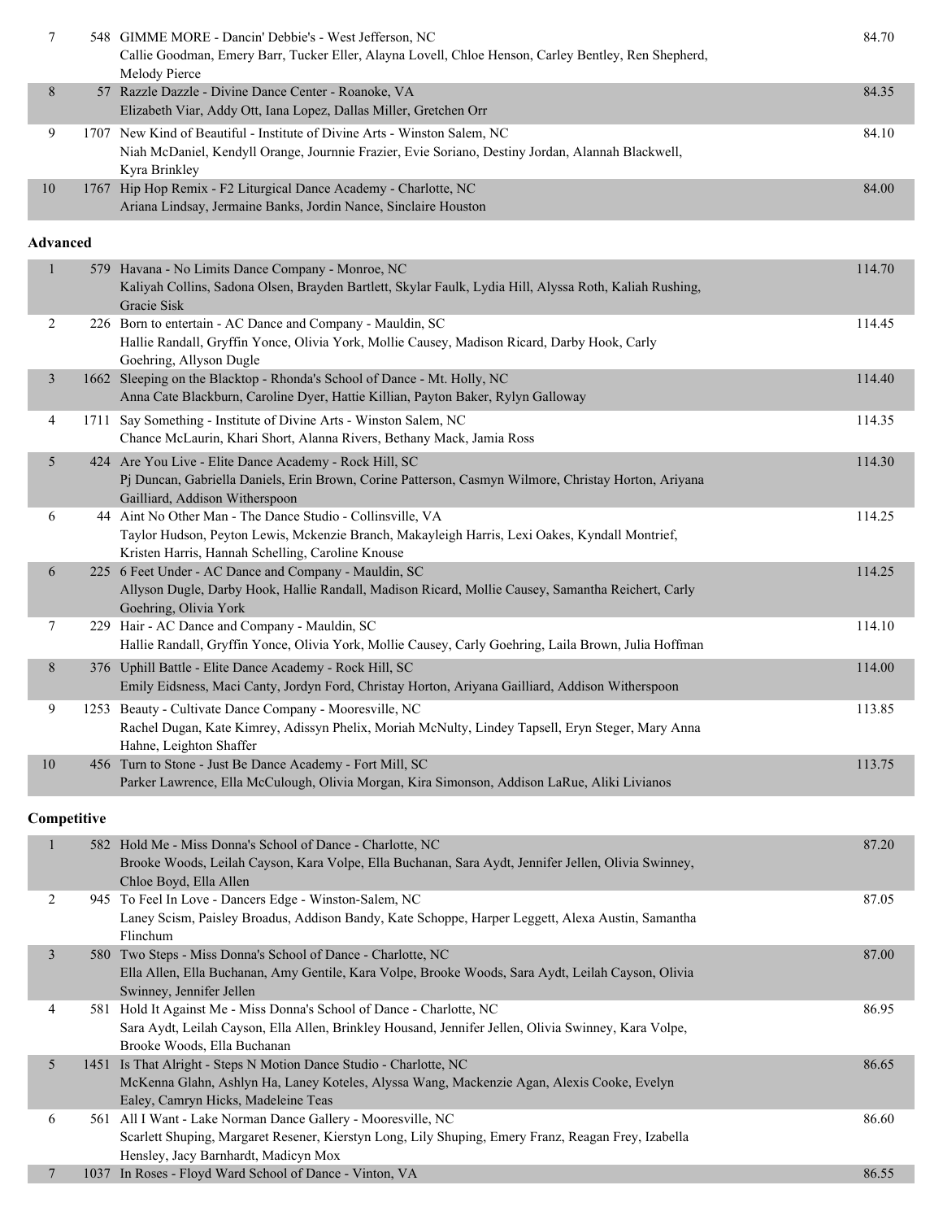| Place | No. | Entry | Score |
|---|---|---|---|
| 7 | 548 | GIMME MORE - Dancin' Debbie's - West Jefferson, NC<br>Callie Goodman, Emery Barr, Tucker Eller, Alayna Lovell, Chloe Henson, Carley Bentley, Ren Shepherd, Melody Pierce | 84.70 |
| 8 | 57 | Razzle Dazzle - Divine Dance Center - Roanoke, VA<br>Elizabeth Viar, Addy Ott, Iana Lopez, Dallas Miller, Gretchen Orr | 84.35 |
| 9 | 1707 | New Kind of Beautiful - Institute of Divine Arts - Winston Salem, NC<br>Niah McDaniel, Kendyll Orange, Journnie Frazier, Evie Soriano, Destiny Jordan, Alannah Blackwell, Kyra Brinkley | 84.10 |
| 10 | 1767 | Hip Hop Remix - F2 Liturgical Dance Academy - Charlotte, NC<br>Ariana Lindsay, Jermaine Banks, Jordin Nance, Sinclaire Houston | 84.00 |

**Advanced**

| Place | No. | Entry | Score |
|---|---|---|---|
| 1 | 579 | Havana - No Limits Dance Company - Monroe, NC<br>Kaliyah Collins, Sadona Olsen, Brayden Bartlett, Skylar Faulk, Lydia Hill, Alyssa Roth, Kaliah Rushing, Gracie Sisk | 114.70 |
| 2 | 226 | Born to entertain - AC Dance and Company - Mauldin, SC<br>Hallie Randall, Gryffin Yonce, Olivia York, Mollie Causey, Madison Ricard, Darby Hook, Carly Goehring, Allyson Dugle | 114.45 |
| 3 | 1662 | Sleeping on the Blacktop - Rhonda's School of Dance - Mt. Holly, NC<br>Anna Cate Blackburn, Caroline Dyer, Hattie Killian, Payton Baker, Rylyn Galloway | 114.40 |
| 4 | 1711 | Say Something - Institute of Divine Arts - Winston Salem, NC<br>Chance McLaurin, Khari Short, Alanna Rivers, Bethany Mack, Jamia Ross | 114.35 |
| 5 | 424 | Are You Live - Elite Dance Academy - Rock Hill, SC<br>Pj Duncan, Gabriella Daniels, Erin Brown, Corine Patterson, Casmyn Wilmore, Christay Horton, Ariyana Gailliard, Addison Witherspoon | 114.30 |
| 6 | 44 | Aint No Other Man - The Dance Studio - Collinsville, VA<br>Taylor Hudson, Peyton Lewis, Mckenzie Branch, Makayleigh Harris, Lexi Oakes, Kyndall Montrief, Kristen Harris, Hannah Schelling, Caroline Knouse | 114.25 |
| 6 | 225 | 6 Feet Under - AC Dance and Company - Mauldin, SC<br>Allyson Dugle, Darby Hook, Hallie Randall, Madison Ricard, Mollie Causey, Samantha Reichert, Carly Goehring, Olivia York | 114.25 |
| 7 | 229 | Hair - AC Dance and Company - Mauldin, SC<br>Hallie Randall, Gryffin Yonce, Olivia York, Mollie Causey, Carly Goehring, Laila Brown, Julia Hoffman | 114.10 |
| 8 | 376 | Uphill Battle - Elite Dance Academy - Rock Hill, SC<br>Emily Eidsness, Maci Canty, Jordyn Ford, Christay Horton, Ariyana Gailliard, Addison Witherspoon | 114.00 |
| 9 | 1253 | Beauty - Cultivate Dance Company - Mooresville, NC<br>Rachel Dugan, Kate Kimrey, Adissyn Phelix, Moriah McNulty, Lindey Tapsell, Eryn Steger, Mary Anna Hahne, Leighton Shaffer | 113.85 |
| 10 | 456 | Turn to Stone - Just Be Dance Academy - Fort Mill, SC<br>Parker Lawrence, Ella McCulough, Olivia Morgan, Kira Simonson, Addison LaRue, Aliki Livianos | 113.75 |

**Competitive**

| Place | No. | Entry | Score |
|---|---|---|---|
| 1 | 582 | Hold Me - Miss Donna's School of Dance - Charlotte, NC<br>Brooke Woods, Leilah Cayson, Kara Volpe, Ella Buchanan, Sara Aydt, Jennifer Jellen, Olivia Swinney, Chloe Boyd, Ella Allen | 87.20 |
| 2 | 945 | To Feel In Love - Dancers Edge - Winston-Salem, NC<br>Laney Scism, Paisley Broadus, Addison Bandy, Kate Schoppe, Harper Leggett, Alexa Austin, Samantha Flinchum | 87.05 |
| 3 | 580 | Two Steps - Miss Donna's School of Dance - Charlotte, NC<br>Ella Allen, Ella Buchanan, Amy Gentile, Kara Volpe, Brooke Woods, Sara Aydt, Leilah Cayson, Olivia Swinney, Jennifer Jellen | 87.00 |
| 4 | 581 | Hold It Against Me - Miss Donna's School of Dance - Charlotte, NC<br>Sara Aydt, Leilah Cayson, Ella Allen, Brinkley Housand, Jennifer Jellen, Olivia Swinney, Kara Volpe, Brooke Woods, Ella Buchanan | 86.95 |
| 5 | 1451 | Is That Alright - Steps N Motion Dance Studio - Charlotte, NC<br>McKenna Glahn, Ashlyn Ha, Laney Koteles, Alyssa Wang, Mackenzie Agan, Alexis Cooke, Evelyn Ealey, Camryn Hicks, Madeleine Teas | 86.65 |
| 6 | 561 | All I Want - Lake Norman Dance Gallery - Mooresville, NC<br>Scarlett Shuping, Margaret Resener, Kierstyn Long, Lily Shuping, Emery Franz, Reagan Frey, Izabella Hensley, Jacy Barnhardt, Madicyn Mox | 86.60 |
| 7 | 1037 | In Roses - Floyd Ward School of Dance - Vinton, VA | 86.55 |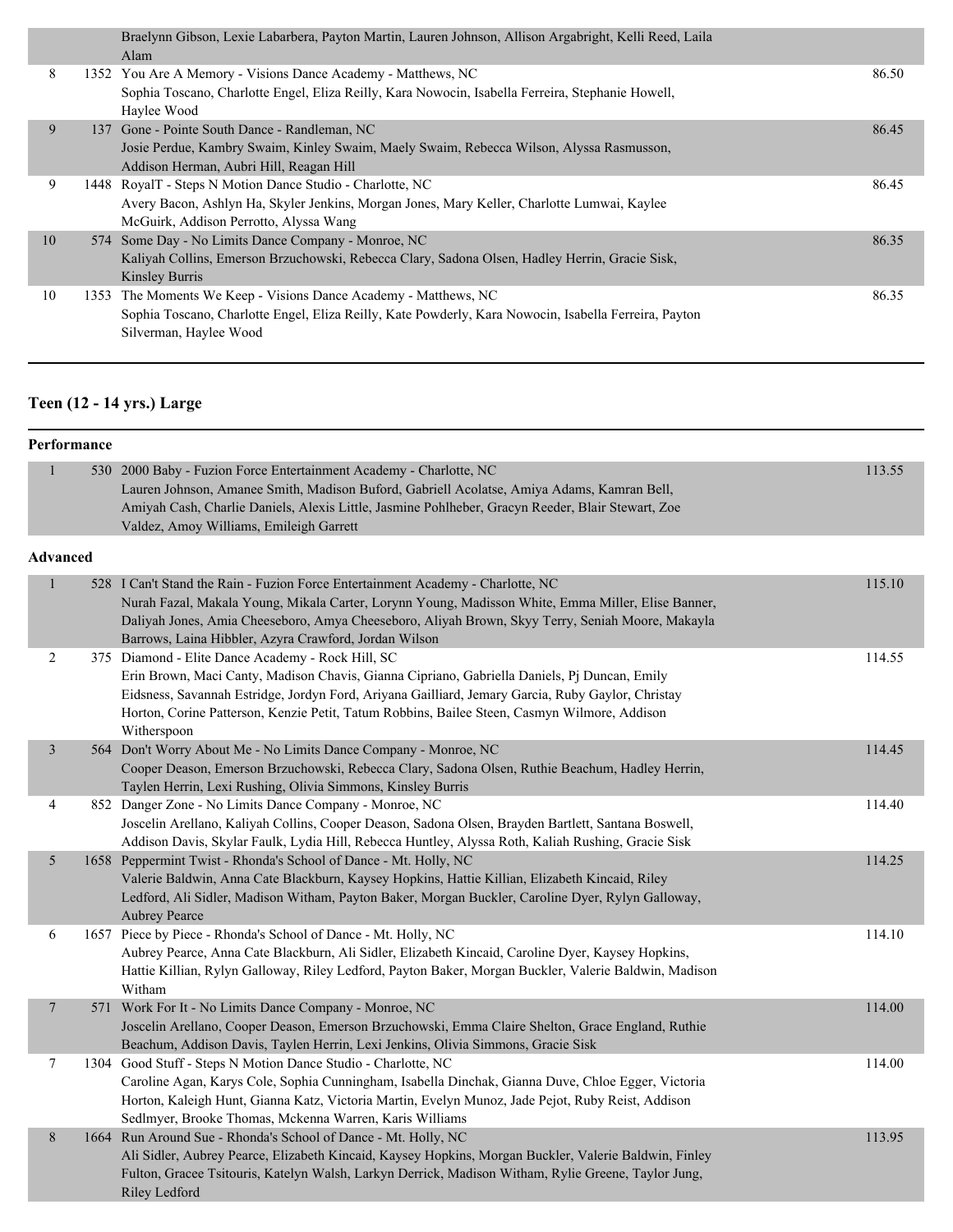| | | | |
|---|---|---|---|
| | | Braelynn Gibson, Lexie Labarbera, Payton Martin, Lauren Johnson, Allison Argabright, Kelli Reed, Laila Alam | |
| 8 | 1352 | You Are A Memory - Visions Dance Academy - Matthews, NC<br>Sophia Toscano, Charlotte Engel, Eliza Reilly, Kara Nowocin, Isabella Ferreira, Stephanie Howell, Haylee Wood | 86.50 |
| 9 | 137 | Gone - Pointe South Dance - Randleman, NC<br>Josie Perdue, Kambry Swaim, Kinley Swaim, Maely Swaim, Rebecca Wilson, Alyssa Rasmusson, Addison Herman, Aubri Hill, Reagan Hill | 86.45 |
| 9 | 1448 | RoyalT - Steps N Motion Dance Studio - Charlotte, NC<br>Avery Bacon, Ashlyn Ha, Skyler Jenkins, Morgan Jones, Mary Keller, Charlotte Lumwai, Kaylee McGuirk, Addison Perrotto, Alyssa Wang | 86.45 |
| 10 | 574 | Some Day - No Limits Dance Company - Monroe, NC<br>Kaliyah Collins, Emerson Brzuchowski, Rebecca Clary, Sadona Olsen, Hadley Herrin, Gracie Sisk, Kinsley Burris | 86.35 |
| 10 | 1353 | The Moments We Keep - Visions Dance Academy - Matthews, NC<br>Sophia Toscano, Charlotte Engel, Eliza Reilly, Kate Powderly, Kara Nowocin, Isabella Ferreira, Payton Silverman, Haylee Wood | 86.35 |

## Teen (12 - 14 yrs.) Large

### Performance

| | | | |
|---|---|---|---|
| 1 | 530 | 2000 Baby - Fuzion Force Entertainment Academy - Charlotte, NC<br>Lauren Johnson, Amanee Smith, Madison Buford, Gabriell Acolatse, Amiya Adams, Kamran Bell, Amiyah Cash, Charlie Daniels, Alexis Little, Jasmine Pohlheber, Gracyn Reeder, Blair Stewart, Zoe Valdez, Amoy Williams, Emileigh Garrett | 113.55 |

### Advanced

| | | | |
|---|---|---|---|
| 1 | 528 | I Can't Stand the Rain - Fuzion Force Entertainment Academy - Charlotte, NC<br>Nurah Fazal, Makala Young, Mikala Carter, Lorynn Young, Madisson White, Emma Miller, Elise Banner, Daliyah Jones, Amia Cheeseboro, Amya Cheeseboro, Aliyah Brown, Skyy Terry, Seniah Moore, Makayla Barrows, Laina Hibbler, Azyra Crawford, Jordan Wilson | 115.10 |
| 2 | 375 | Diamond - Elite Dance Academy - Rock Hill, SC<br>Erin Brown, Maci Canty, Madison Chavis, Gianna Cipriano, Gabriella Daniels, Pj Duncan, Emily Eidsness, Savannah Estridge, Jordyn Ford, Ariyana Gailliard, Jemary Garcia, Ruby Gaylor, Christay Horton, Corine Patterson, Kenzie Petit, Tatum Robbins, Bailee Steen, Casmyn Wilmore, Addison Witherspoon | 114.55 |
| 3 | 564 | Don't Worry About Me - No Limits Dance Company - Monroe, NC<br>Cooper Deason, Emerson Brzuchowski, Rebecca Clary, Sadona Olsen, Ruthie Beachum, Hadley Herrin, Taylen Herrin, Lexi Rushing, Olivia Simmons, Kinsley Burris | 114.45 |
| 4 | 852 | Danger Zone - No Limits Dance Company - Monroe, NC<br>Joscelin Arellano, Kaliyah Collins, Cooper Deason, Sadona Olsen, Brayden Bartlett, Santana Boswell, Addison Davis, Skylar Faulk, Lydia Hill, Rebecca Huntley, Alyssa Roth, Kaliah Rushing, Gracie Sisk | 114.40 |
| 5 | 1658 | Peppermint Twist - Rhonda's School of Dance - Mt. Holly, NC<br>Valerie Baldwin, Anna Cate Blackburn, Kaysey Hopkins, Hattie Killian, Elizabeth Kincaid, Riley Ledford, Ali Sidler, Madison Witham, Payton Baker, Morgan Buckler, Caroline Dyer, Rylyn Galloway, Aubrey Pearce | 114.25 |
| 6 | 1657 | Piece by Piece - Rhonda's School of Dance - Mt. Holly, NC<br>Aubrey Pearce, Anna Cate Blackburn, Ali Sidler, Elizabeth Kincaid, Caroline Dyer, Kaysey Hopkins, Hattie Killian, Rylyn Galloway, Riley Ledford, Payton Baker, Morgan Buckler, Valerie Baldwin, Madison Witham | 114.10 |
| 7 | 571 | Work For It - No Limits Dance Company - Monroe, NC<br>Joscelin Arellano, Cooper Deason, Emerson Brzuchowski, Emma Claire Shelton, Grace England, Ruthie Beachum, Addison Davis, Taylen Herrin, Lexi Jenkins, Olivia Simmons, Gracie Sisk | 114.00 |
| 7 | 1304 | Good Stuff - Steps N Motion Dance Studio - Charlotte, NC<br>Caroline Agan, Karys Cole, Sophia Cunningham, Isabella Dinchak, Gianna Duve, Chloe Egger, Victoria Horton, Kaleigh Hunt, Gianna Katz, Victoria Martin, Evelyn Munoz, Jade Pejot, Ruby Reist, Addison Sedlmyer, Brooke Thomas, Mckenna Warren, Karis Williams | 114.00 |
| 8 | 1664 | Run Around Sue - Rhonda's School of Dance - Mt. Holly, NC<br>Ali Sidler, Aubrey Pearce, Elizabeth Kincaid, Kaysey Hopkins, Morgan Buckler, Valerie Baldwin, Finley Fulton, Gracee Tsitouris, Katelyn Walsh, Larkyn Derrick, Madison Witham, Rylie Greene, Taylor Jung, Riley Ledford | 113.95 |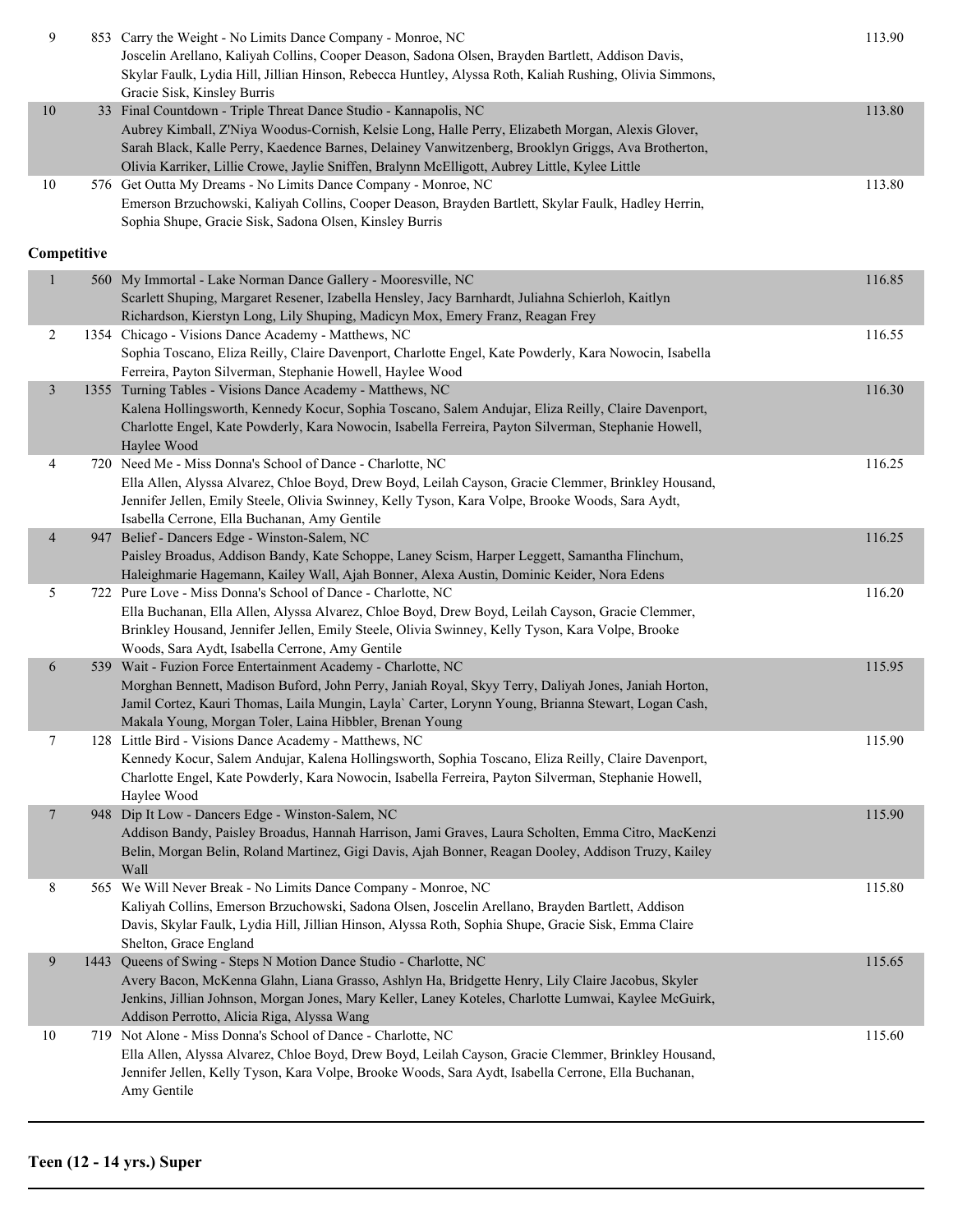| Place | No. | Entry | Score |
|---|---|---|---|
| 9 | 853 | Carry the Weight - No Limits Dance Company - Monroe, NC<br>Joscelin Arellano, Kaliyah Collins, Cooper Deason, Sadona Olsen, Brayden Bartlett, Addison Davis, Skylar Faulk, Lydia Hill, Jillian Hinson, Rebecca Huntley, Alyssa Roth, Kaliah Rushing, Olivia Simmons, Gracie Sisk, Kinsley Burris | 113.90 |
| 10 | 33 | Final Countdown - Triple Threat Dance Studio - Kannapolis, NC<br>Aubrey Kimball, Z'Niya Woodus-Cornish, Kelsie Long, Halle Perry, Elizabeth Morgan, Alexis Glover, Sarah Black, Kalle Perry, Kaedence Barnes, Delainey Vanwitzenberg, Brooklyn Griggs, Ava Brotherton, Olivia Karriker, Lillie Crowe, Jaylie Sniffen, Bralynn McElligott, Aubrey Little, Kylee Little | 113.80 |
| 10 | 576 | Get Outta My Dreams - No Limits Dance Company - Monroe, NC<br>Emerson Brzuchowski, Kaliyah Collins, Cooper Deason, Brayden Bartlett, Skylar Faulk, Hadley Herrin, Sophia Shupe, Gracie Sisk, Sadona Olsen, Kinsley Burris | 113.80 |

**Competitive**

| Place | No. | Entry | Score |
|---|---|---|---|
| 1 | 560 | My Immortal - Lake Norman Dance Gallery - Mooresville, NC<br>Scarlett Shuping, Margaret Resener, Izabella Hensley, Jacy Barnhardt, Juliahna Schierloh, Kaitlyn Richardson, Kierstyn Long, Lily Shuping, Madicyn Mox, Emery Franz, Reagan Frey | 116.85 |
| 2 | 1354 | Chicago - Visions Dance Academy - Matthews, NC<br>Sophia Toscano, Eliza Reilly, Claire Davenport, Charlotte Engel, Kate Powderly, Kara Nowocin, Isabella Ferreira, Payton Silverman, Stephanie Howell, Haylee Wood | 116.55 |
| 3 | 1355 | Turning Tables - Visions Dance Academy - Matthews, NC<br>Kalena Hollingsworth, Kennedy Kocur, Sophia Toscano, Salem Andujar, Eliza Reilly, Claire Davenport, Charlotte Engel, Kate Powderly, Kara Nowocin, Isabella Ferreira, Payton Silverman, Stephanie Howell, Haylee Wood | 116.30 |
| 4 | 720 | Need Me - Miss Donna's School of Dance - Charlotte, NC<br>Ella Allen, Alyssa Alvarez, Chloe Boyd, Drew Boyd, Leilah Cayson, Gracie Clemmer, Brinkley Housand, Jennifer Jellen, Emily Steele, Olivia Swinney, Kelly Tyson, Kara Volpe, Brooke Woods, Sara Aydt, Isabella Cerrone, Ella Buchanan, Amy Gentile | 116.25 |
| 4 | 947 | Belief - Dancers Edge - Winston-Salem, NC<br>Paisley Broadus, Addison Bandy, Kate Schoppe, Laney Scism, Harper Leggett, Samantha Flinchum, Haleighmarie Hagemann, Kailey Wall, Ajah Bonner, Alexa Austin, Dominic Keider, Nora Edens | 116.25 |
| 5 | 722 | Pure Love - Miss Donna's School of Dance - Charlotte, NC<br>Ella Buchanan, Ella Allen, Alyssa Alvarez, Chloe Boyd, Drew Boyd, Leilah Cayson, Gracie Clemmer, Brinkley Housand, Jennifer Jellen, Emily Steele, Olivia Swinney, Kelly Tyson, Kara Volpe, Brooke Woods, Sara Aydt, Isabella Cerrone, Amy Gentile | 116.20 |
| 6 | 539 | Wait - Fuzion Force Entertainment Academy - Charlotte, NC<br>Morghan Bennett, Madison Buford, John Perry, Janiah Royal, Skyy Terry, Daliyah Jones, Janiah Horton, Jamil Cortez, Kauri Thomas, Laila Mungin, Layla` Carter, Lorynn Young, Brianna Stewart, Logan Cash, Makala Young, Morgan Toler, Laina Hibbler, Brenan Young | 115.95 |
| 7 | 128 | Little Bird - Visions Dance Academy - Matthews, NC<br>Kennedy Kocur, Salem Andujar, Kalena Hollingsworth, Sophia Toscano, Eliza Reilly, Claire Davenport, Charlotte Engel, Kate Powderly, Kara Nowocin, Isabella Ferreira, Payton Silverman, Stephanie Howell, Haylee Wood | 115.90 |
| 7 | 948 | Dip It Low - Dancers Edge - Winston-Salem, NC<br>Addison Bandy, Paisley Broadus, Hannah Harrison, Jami Graves, Laura Scholten, Emma Citro, MacKenzi Belin, Morgan Belin, Roland Martinez, Gigi Davis, Ajah Bonner, Reagan Dooley, Addison Truzy, Kailey Wall | 115.90 |
| 8 | 565 | We Will Never Break - No Limits Dance Company - Monroe, NC<br>Kaliyah Collins, Emerson Brzuchowski, Sadona Olsen, Joscelin Arellano, Brayden Bartlett, Addison Davis, Skylar Faulk, Lydia Hill, Jillian Hinson, Alyssa Roth, Sophia Shupe, Gracie Sisk, Emma Claire Shelton, Grace England | 115.80 |
| 9 | 1443 | Queens of Swing - Steps N Motion Dance Studio - Charlotte, NC<br>Avery Bacon, McKenna Glahn, Liana Grasso, Ashlyn Ha, Bridgette Henry, Lily Claire Jacobus, Skyler Jenkins, Jillian Johnson, Morgan Jones, Mary Keller, Laney Koteles, Charlotte Lumwai, Kaylee McGuirk, Addison Perrotto, Alicia Riga, Alyssa Wang | 115.65 |
| 10 | 719 | Not Alone - Miss Donna's School of Dance - Charlotte, NC<br>Ella Allen, Alyssa Alvarez, Chloe Boyd, Drew Boyd, Leilah Cayson, Gracie Clemmer, Brinkley Housand, Jennifer Jellen, Kelly Tyson, Kara Volpe, Brooke Woods, Sara Aydt, Isabella Cerrone, Ella Buchanan, Amy Gentile | 115.60 |

## Teen (12 - 14 yrs.) Super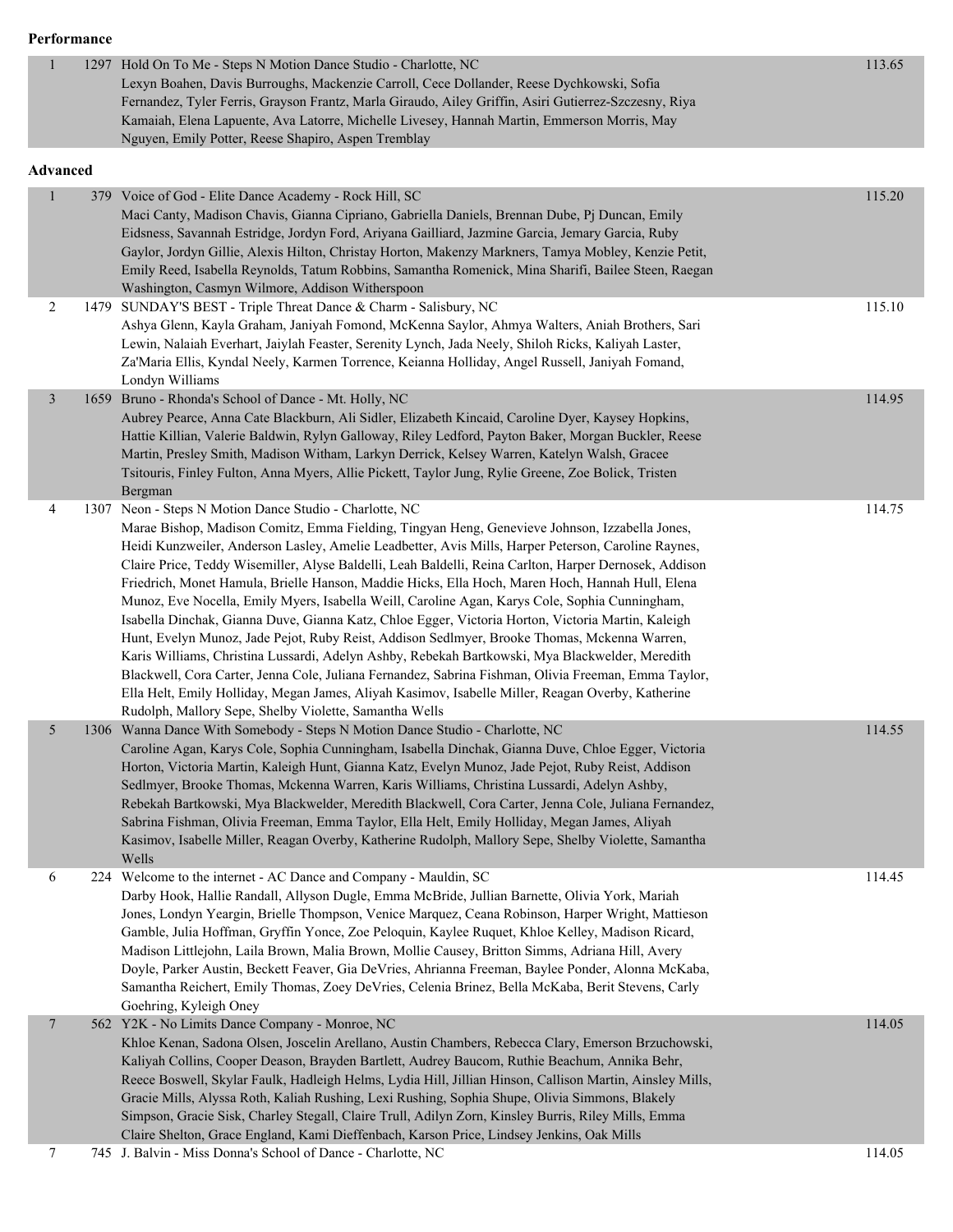**Performance**

| Place | No. | Entry | Score |
|---|---|---|---|
| 1 | 1297 | Hold On To Me - Steps N Motion Dance Studio - Charlotte, NC<br>Lexyn Boahen, Davis Burroughs, Mackenzie Carroll, Cece Dollander, Reese Dychkowski, Sofia Fernandez, Tyler Ferris, Grayson Frantz, Marla Giraudo, Ailey Griffin, Asiri Gutierrez-Szczesny, Riya Kamaiah, Elena Lapuente, Ava Latorre, Michelle Livesey, Hannah Martin, Emmerson Morris, May Nguyen, Emily Potter, Reese Shapiro, Aspen Tremblay | 113.65 |

**Advanced**

| Place | No. | Entry | Score |
|---|---|---|---|
| 1 | 379 | Voice of God - Elite Dance Academy - Rock Hill, SC<br>Maci Canty, Madison Chavis, Gianna Cipriano, Gabriella Daniels, Brennan Dube, Pj Duncan, Emily Eidsness, Savannah Estridge, Jordyn Ford, Ariyana Gailliard, Jazmine Garcia, Jemary Garcia, Ruby Gaylor, Jordyn Gillie, Alexis Hilton, Christay Horton, Makenzy Markners, Tamya Mobley, Kenzie Petit, Emily Reed, Isabella Reynolds, Tatum Robbins, Samantha Romenick, Mina Sharifi, Bailee Steen, Raegan Washington, Casmyn Wilmore, Addison Witherspoon | 115.20 |
| 2 | 1479 | SUNDAY'S BEST - Triple Threat Dance & Charm - Salisbury, NC<br>Ashya Glenn, Kayla Graham, Janiyah Fomond, McKenna Saylor, Ahmya Walters, Aniah Brothers, Sari Lewin, Nalaiah Everhart, Jaiylah Feaster, Serenity Lynch, Jada Neely, Shiloh Ricks, Kaliyah Laster, Za'Maria Ellis, Kyndal Neely, Karmen Torrence, Keianna Holliday, Angel Russell, Janiyah Fomand, Londyn Williams | 115.10 |
| 3 | 1659 | Bruno - Rhonda's School of Dance - Mt. Holly, NC<br>Aubrey Pearce, Anna Cate Blackburn, Ali Sidler, Elizabeth Kincaid, Caroline Dyer, Kaysey Hopkins, Hattie Killian, Valerie Baldwin, Rylyn Galloway, Riley Ledford, Payton Baker, Morgan Buckler, Reese Martin, Presley Smith, Madison Witham, Larkyn Derrick, Kelsey Warren, Katelyn Walsh, Gracee Tsitouris, Finley Fulton, Anna Myers, Allie Pickett, Taylor Jung, Rylie Greene, Zoe Bolick, Tristen Bergman | 114.95 |
| 4 | 1307 | Neon - Steps N Motion Dance Studio - Charlotte, NC<br>Marae Bishop, Madison Comitz, Emma Fielding, Tingyan Heng, Genevieve Johnson, Izzabella Jones, Heidi Kunzweiler, Anderson Lasley, Amelie Leadbetter, Avis Mills, Harper Peterson, Caroline Raynes, Claire Price, Teddy Wisemiller, Alyse Baldelli, Leah Baldelli, Reina Carlton, Harper Dernosek, Addison Friedrich, Monet Hamula, Brielle Hanson, Maddie Hicks, Ella Hoch, Maren Hoch, Hannah Hull, Elena Munoz, Eve Nocella, Emily Myers, Isabella Weill, Caroline Agan, Karys Cole, Sophia Cunningham, Isabella Dinchak, Gianna Duve, Gianna Katz, Chloe Egger, Victoria Horton, Victoria Martin, Kaleigh Hunt, Evelyn Munoz, Jade Pejot, Ruby Reist, Addison Sedlmyer, Brooke Thomas, Mckenna Warren, Karis Williams, Christina Lussardi, Adelyn Ashby, Rebekah Bartkowski, Mya Blackwelder, Meredith Blackwell, Cora Carter, Jenna Cole, Juliana Fernandez, Sabrina Fishman, Olivia Freeman, Emma Taylor, Ella Helt, Emily Holliday, Megan James, Aliyah Kasimov, Isabelle Miller, Reagan Overby, Katherine Rudolph, Mallory Sepe, Shelby Violette, Samantha Wells | 114.75 |
| 5 | 1306 | Wanna Dance With Somebody - Steps N Motion Dance Studio - Charlotte, NC<br>Caroline Agan, Karys Cole, Sophia Cunningham, Isabella Dinchak, Gianna Duve, Chloe Egger, Victoria Horton, Victoria Martin, Kaleigh Hunt, Gianna Katz, Evelyn Munoz, Jade Pejot, Ruby Reist, Addison Sedlmyer, Brooke Thomas, Mckenna Warren, Karis Williams, Christina Lussardi, Adelyn Ashby, Rebekah Bartkowski, Mya Blackwelder, Meredith Blackwell, Cora Carter, Jenna Cole, Juliana Fernandez, Sabrina Fishman, Olivia Freeman, Emma Taylor, Ella Helt, Emily Holliday, Megan James, Aliyah Kasimov, Isabelle Miller, Reagan Overby, Katherine Rudolph, Mallory Sepe, Shelby Violette, Samantha Wells | 114.55 |
| 6 | 224 | Welcome to the internet - AC Dance and Company - Mauldin, SC<br>Darby Hook, Hallie Randall, Allyson Dugle, Emma McBride, Jullian Barnette, Olivia York, Mariah Jones, Londyn Yeargin, Brielle Thompson, Venice Marquez, Ceana Robinson, Harper Wright, Mattieson Gamble, Julia Hoffman, Gryffin Yonce, Zoe Peloquin, Kaylee Ruquet, Khloe Kelley, Madison Ricard, Madison Littlejohn, Laila Brown, Malia Brown, Mollie Causey, Britton Simms, Adriana Hill, Avery Doyle, Parker Austin, Beckett Feaver, Gia DeVries, Ahrianna Freeman, Baylee Ponder, Alonna McKaba, Samantha Reichert, Emily Thomas, Zoey DeVries, Celenia Brinez, Bella McKaba, Berit Stevens, Carly Goehring, Kyleigh Oney | 114.45 |
| 7 | 562 | Y2K - No Limits Dance Company - Monroe, NC<br>Khloe Kenan, Sadona Olsen, Joscelin Arellano, Austin Chambers, Rebecca Clary, Emerson Brzuchowski, Kaliyah Collins, Cooper Deason, Brayden Bartlett, Audrey Baucom, Ruthie Beachum, Annika Behr, Reece Boswell, Skylar Faulk, Hadleigh Helms, Lydia Hill, Jillian Hinson, Callison Martin, Ainsley Mills, Gracie Mills, Alyssa Roth, Kaliah Rushing, Lexi Rushing, Sophia Shupe, Olivia Simmons, Blakely Simpson, Gracie Sisk, Charley Stegall, Claire Trull, Adilyn Zorn, Kinsley Burris, Riley Mills, Emma Claire Shelton, Grace England, Kami Dieffenbach, Karson Price, Lindsey Jenkins, Oak Mills | 114.05 |
| 7 | 745 | J. Balvin - Miss Donna's School of Dance - Charlotte, NC | 114.05 |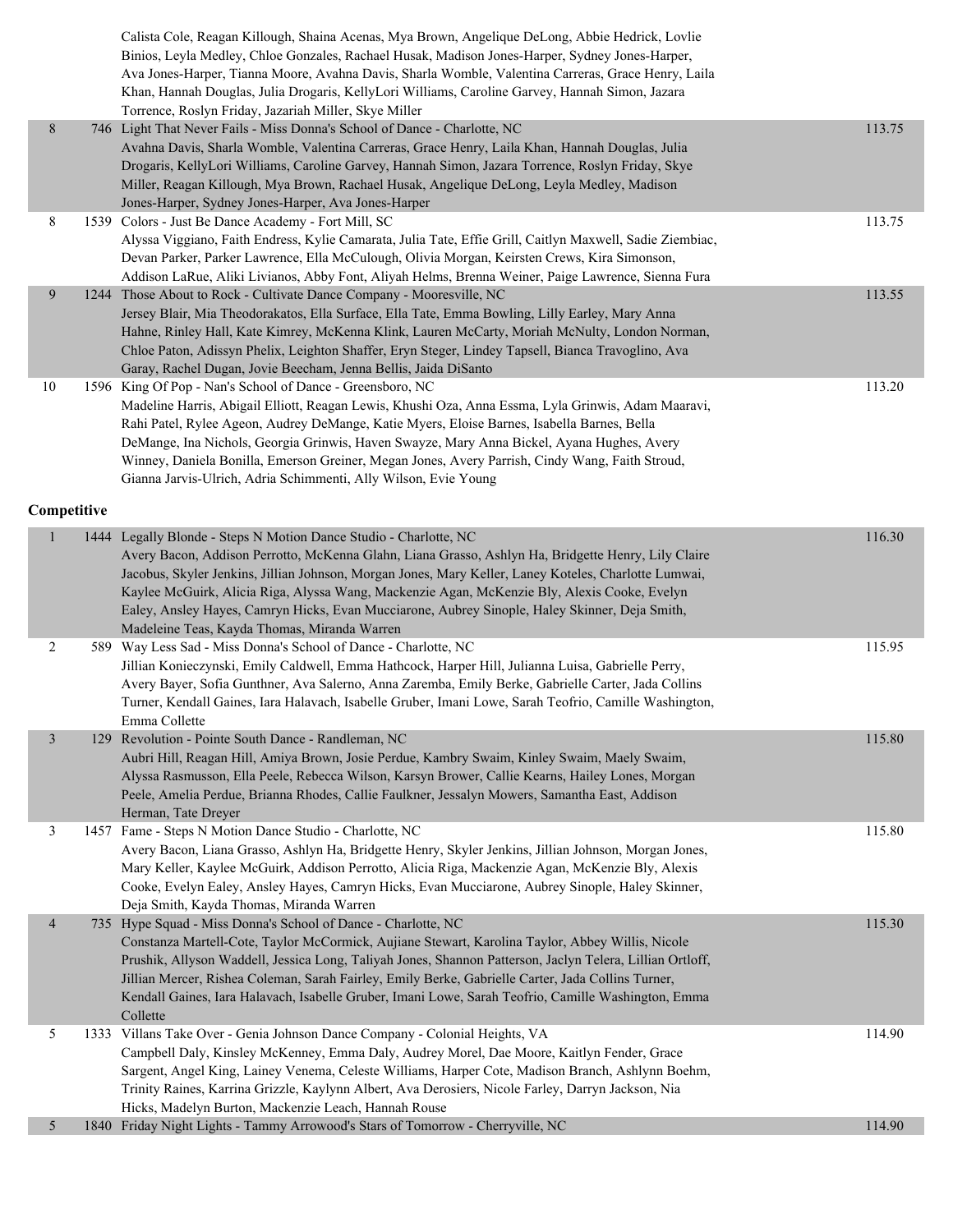| Place | No. | Entry | Score |
|---|---|---|---|
| | | Calista Cole, Reagan Killough, Shaina Acenas, Mya Brown, Angelique DeLong, Abbie Hedrick, Lovlie Binios, Leyla Medley, Chloe Gonzales, Rachael Husak, Madison Jones-Harper, Sydney Jones-Harper, Ava Jones-Harper, Tianna Moore, Avahna Davis, Sharla Womble, Valentina Carreras, Grace Henry, Laila Khan, Hannah Douglas, Julia Drogaris, KellyLori Williams, Caroline Garvey, Hannah Simon, Jazara Torrence, Roslyn Friday, Jazariah Miller, Skye Miller | |
| 8 | 746 | Light That Never Fails - Miss Donna's School of Dance - Charlotte, NC<br>Avahna Davis, Sharla Womble, Valentina Carreras, Grace Henry, Laila Khan, Hannah Douglas, Julia Drogaris, KellyLori Williams, Caroline Garvey, Hannah Simon, Jazara Torrence, Roslyn Friday, Skye Miller, Reagan Killough, Mya Brown, Rachael Husak, Angelique DeLong, Leyla Medley, Madison Jones-Harper, Sydney Jones-Harper, Ava Jones-Harper | 113.75 |
| 8 | 1539 | Colors - Just Be Dance Academy - Fort Mill, SC<br>Alyssa Viggiano, Faith Endress, Kylie Camarata, Julia Tate, Effie Grill, Caitlyn Maxwell, Sadie Ziembiac, Devan Parker, Parker Lawrence, Ella McCulough, Olivia Morgan, Keirsten Crews, Kira Simonson, Addison LaRue, Aliki Livianos, Abby Font, Aliyah Helms, Brenna Weiner, Paige Lawrence, Sienna Fura | 113.75 |
| 9 | 1244 | Those About to Rock - Cultivate Dance Company - Mooresville, NC<br>Jersey Blair, Mia Theodorakatos, Ella Surface, Ella Tate, Emma Bowling, Lilly Earley, Mary Anna Hahne, Rinley Hall, Kate Kimrey, McKenna Klink, Lauren McCarty, Moriah McNulty, London Norman, Chloe Paton, Adissyn Phelix, Leighton Shaffer, Eryn Steger, Lindey Tapsell, Bianca Travoglino, Ava Garay, Rachel Dugan, Jovie Beecham, Jenna Bellis, Jaida DiSanto | 113.55 |
| 10 | 1596 | King Of Pop - Nan's School of Dance - Greensboro, NC<br>Madeline Harris, Abigail Elliott, Reagan Lewis, Khushi Oza, Anna Essma, Lyla Grinwis, Adam Maaravi, Rahi Patel, Rylee Ageon, Audrey DeMange, Katie Myers, Eloise Barnes, Isabella Barnes, Bella DeMange, Ina Nichols, Georgia Grinwis, Haven Swayze, Mary Anna Bickel, Ayana Hughes, Avery Winney, Daniela Bonilla, Emerson Greiner, Megan Jones, Avery Parrish, Cindy Wang, Faith Stroud, Gianna Jarvis-Ulrich, Adria Schimmenti, Ally Wilson, Evie Young | 113.20 |

**Competitive**

| Place | No. | Entry | Score |
|---|---|---|---|
| 1 | 1444 | Legally Blonde - Steps N Motion Dance Studio - Charlotte, NC<br>Avery Bacon, Addison Perrotto, McKenna Glahn, Liana Grasso, Ashlyn Ha, Bridgette Henry, Lily Claire Jacobus, Skyler Jenkins, Jillian Johnson, Morgan Jones, Mary Keller, Laney Koteles, Charlotte Lumwai, Kaylee McGuirk, Alicia Riga, Alyssa Wang, Mackenzie Agan, McKenzie Bly, Alexis Cooke, Evelyn Ealey, Ansley Hayes, Camryn Hicks, Evan Mucciarone, Aubrey Sinople, Haley Skinner, Deja Smith, Madeleine Teas, Kayda Thomas, Miranda Warren | 116.30 |
| 2 | 589 | Way Less Sad - Miss Donna's School of Dance - Charlotte, NC<br>Jillian Konieczynski, Emily Caldwell, Emma Hathcock, Harper Hill, Julianna Luisa, Gabrielle Perry, Avery Bayer, Sofia Gunthner, Ava Salerno, Anna Zaremba, Emily Berke, Gabrielle Carter, Jada Collins Turner, Kendall Gaines, Iara Halavach, Isabelle Gruber, Imani Lowe, Sarah Teofrio, Camille Washington, Emma Collette | 115.95 |
| 3 | 129 | Revolution - Pointe South Dance - Randleman, NC<br>Aubri Hill, Reagan Hill, Amiya Brown, Josie Perdue, Kambry Swaim, Kinley Swaim, Maely Swaim, Alyssa Rasmusson, Ella Peele, Rebecca Wilson, Karsyn Brower, Callie Kearns, Hailey Lones, Morgan Peele, Amelia Perdue, Brianna Rhodes, Callie Faulkner, Jessalyn Mowers, Samantha East, Addison Herman, Tate Dreyer | 115.80 |
| 3 | 1457 | Fame - Steps N Motion Dance Studio - Charlotte, NC<br>Avery Bacon, Liana Grasso, Ashlyn Ha, Bridgette Henry, Skyler Jenkins, Jillian Johnson, Morgan Jones, Mary Keller, Kaylee McGuirk, Addison Perrotto, Alicia Riga, Mackenzie Agan, McKenzie Bly, Alexis Cooke, Evelyn Ealey, Ansley Hayes, Camryn Hicks, Evan Mucciarone, Aubrey Sinople, Haley Skinner, Deja Smith, Kayda Thomas, Miranda Warren | 115.80 |
| 4 | 735 | Hype Squad - Miss Donna's School of Dance - Charlotte, NC<br>Constanza Martell-Cote, Taylor McCormick, Aujiane Stewart, Karolina Taylor, Abbey Willis, Nicole Prushik, Allyson Waddell, Jessica Long, Taliyah Jones, Shannon Patterson, Jaclyn Telera, Lillian Ortloff, Jillian Mercer, Rishea Coleman, Sarah Fairley, Emily Berke, Gabrielle Carter, Jada Collins Turner, Kendall Gaines, Iara Halavach, Isabelle Gruber, Imani Lowe, Sarah Teofrio, Camille Washington, Emma Collette | 115.30 |
| 5 | 1333 | Villans Take Over - Genia Johnson Dance Company - Colonial Heights, VA<br>Campbell Daly, Kinsley McKenney, Emma Daly, Audrey Morel, Dae Moore, Kaitlyn Fender, Grace Sargent, Angel King, Lainey Venema, Celeste Williams, Harper Cote, Madison Branch, Ashlynn Boehm, Trinity Raines, Karrina Grizzle, Kaylynn Albert, Ava Derosiers, Nicole Farley, Darryn Jackson, Nia Hicks, Madelyn Burton, Mackenzie Leach, Hannah Rouse | 114.90 |
| 5 | 1840 | Friday Night Lights - Tammy Arrowood's Stars of Tomorrow - Cherryville, NC | 114.90 |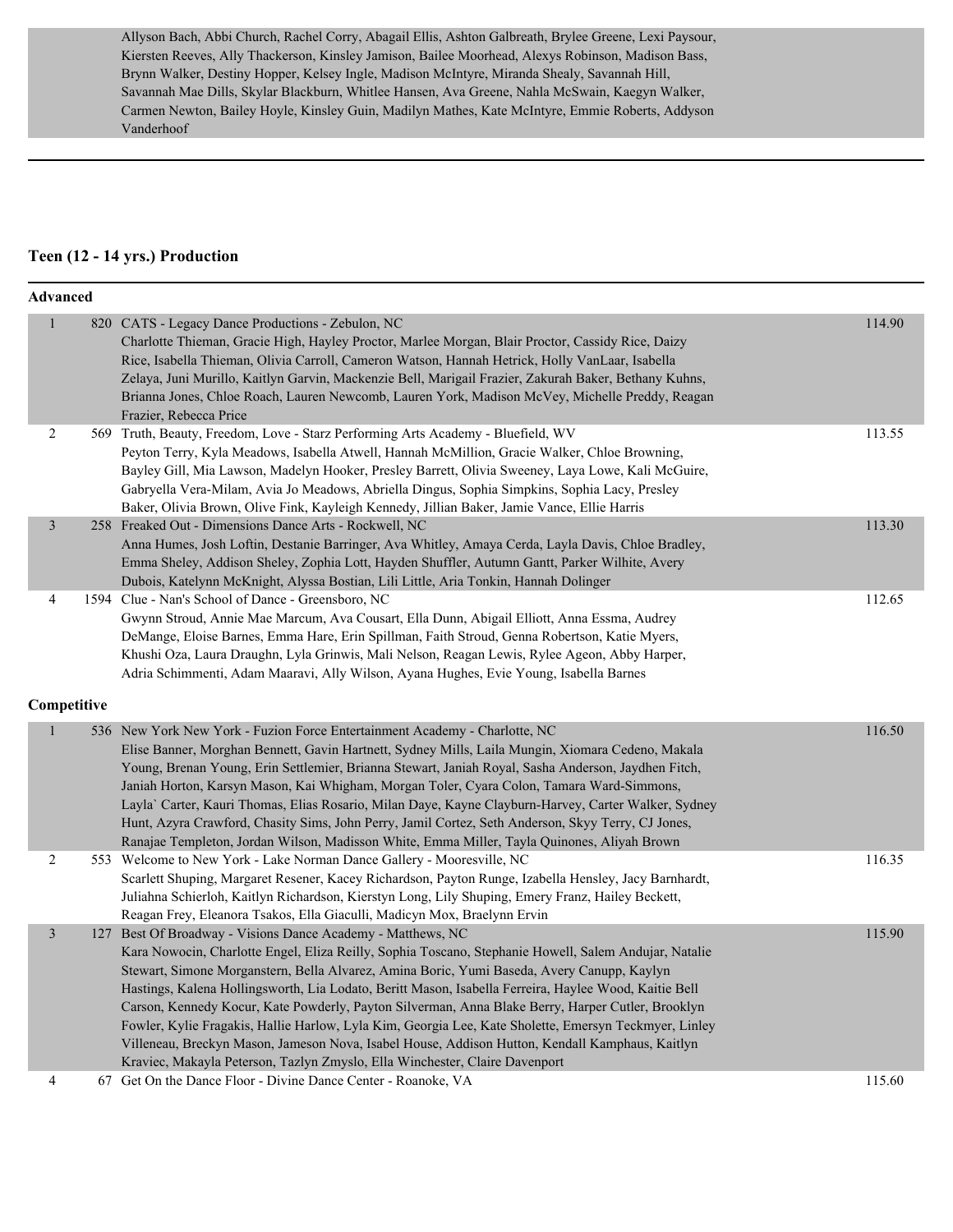Allyson Bach, Abbi Church, Rachel Corry, Abagail Ellis, Ashton Galbreath, Brylee Greene, Lexi Paysour, Kiersten Reeves, Ally Thackerson, Kinsley Jamison, Bailee Moorhead, Alexys Robinson, Madison Bass, Brynn Walker, Destiny Hopper, Kelsey Ingle, Madison McIntyre, Miranda Shealy, Savannah Hill, Savannah Mae Dills, Skylar Blackburn, Whitlee Hansen, Ava Greene, Nahla McSwain, Kaegyn Walker, Carmen Newton, Bailey Hoyle, Kinsley Guin, Madilyn Mathes, Kate McIntyre, Emmie Roberts, Addyson Vanderhoof

## Teen (12 - 14 yrs.) Production

### Advanced

| Place | # | Entry | Score |
|---|---|---|---|
| 1 | 820 | CATS - Legacy Dance Productions - Zebulon, NC<br>Charlotte Thieman, Gracie High, Hayley Proctor, Marlee Morgan, Blair Proctor, Cassidy Rice, Daizy Rice, Isabella Thieman, Olivia Carroll, Cameron Watson, Hannah Hetrick, Holly VanLaar, Isabella Zelaya, Juni Murillo, Kaitlyn Garvin, Mackenzie Bell, Marigail Frazier, Zakurah Baker, Bethany Kuhns, Brianna Jones, Chloe Roach, Lauren Newcomb, Lauren York, Madison McVey, Michelle Preddy, Reagan Frazier, Rebecca Price | 114.90 |
| 2 | 569 | Truth, Beauty, Freedom, Love - Starz Performing Arts Academy - Bluefield, WV<br>Peyton Terry, Kyla Meadows, Isabella Atwell, Hannah McMillion, Gracie Walker, Chloe Browning, Bayley Gill, Mia Lawson, Madelyn Hooker, Presley Barrett, Olivia Sweeney, Laya Lowe, Kali McGuire, Gabryella Vera-Milam, Avia Jo Meadows, Abriella Dingus, Sophia Simpkins, Sophia Lacy, Presley Baker, Olivia Brown, Olive Fink, Kayleigh Kennedy, Jillian Baker, Jamie Vance, Ellie Harris | 113.55 |
| 3 | 258 | Freaked Out - Dimensions Dance Arts - Rockwell, NC<br>Anna Humes, Josh Loftin, Destanie Barringer, Ava Whitley, Amaya Cerda, Layla Davis, Chloe Bradley, Emma Sheley, Addison Sheley, Zophia Lott, Hayden Shuffler, Autumn Gantt, Parker Wilhite, Avery Dubois, Katelynn McKnight, Alyssa Bostian, Lili Little, Aria Tonkin, Hannah Dolinger | 113.30 |
| 4 | 1594 | Clue - Nan's School of Dance - Greensboro, NC<br>Gwynn Stroud, Annie Mae Marcum, Ava Cousart, Ella Dunn, Abigail Elliott, Anna Essma, Audrey DeMange, Eloise Barnes, Emma Hare, Erin Spillman, Faith Stroud, Genna Robertson, Katie Myers, Khushi Oza, Laura Draughn, Lyla Grinwis, Mali Nelson, Reagan Lewis, Rylee Ageon, Abby Harper, Adria Schimmenti, Adam Maaravi, Ally Wilson, Ayana Hughes, Evie Young, Isabella Barnes | 112.65 |

### Competitive

| Place | # | Entry | Score |
|---|---|---|---|
| 1 | 536 | New York New York - Fuzion Force Entertainment Academy - Charlotte, NC<br>Elise Banner, Morghan Bennett, Gavin Hartnett, Sydney Mills, Laila Mungin, Xiomara Cedeno, Makala Young, Brenan Young, Erin Settlemier, Brianna Stewart, Janiah Royal, Sasha Anderson, Jaydhen Fitch, Janiah Horton, Karsyn Mason, Kai Whigham, Morgan Toler, Cyara Colon, Tamara Ward-Simmons, Layla` Carter, Kauri Thomas, Elias Rosario, Milan Daye, Kayne Clayburn-Harvey, Carter Walker, Sydney Hunt, Azyra Crawford, Chasity Sims, John Perry, Jamil Cortez, Seth Anderson, Skyy Terry, CJ Jones, Ranajae Templeton, Jordan Wilson, Madisson White, Emma Miller, Tayla Quinones, Aliyah Brown | 116.50 |
| 2 | 553 | Welcome to New York - Lake Norman Dance Gallery - Mooresville, NC<br>Scarlett Shuping, Margaret Resener, Kacey Richardson, Payton Runge, Izabella Hensley, Jacy Barnhardt, Juliahna Schierloh, Kaitlyn Richardson, Kierstyn Long, Lily Shuping, Emery Franz, Hailey Beckett, Reagan Frey, Eleanora Tsakos, Ella Giaculli, Madicyn Mox, Braelynn Ervin | 116.35 |
| 3 | 127 | Best Of Broadway - Visions Dance Academy - Matthews, NC<br>Kara Nowocin, Charlotte Engel, Eliza Reilly, Sophia Toscano, Stephanie Howell, Salem Andujar, Natalie Stewart, Simone Morganstern, Bella Alvarez, Amina Boric, Yumi Baseda, Avery Canupp, Kaylyn Hastings, Kalena Hollingsworth, Lia Lodato, Beritt Mason, Isabella Ferreira, Haylee Wood, Kaitie Bell Carson, Kennedy Kocur, Kate Powderly, Payton Silverman, Anna Blake Berry, Harper Cutler, Brooklyn Fowler, Kylie Fragakis, Hallie Harlow, Lyla Kim, Georgia Lee, Kate Sholette, Emersyn Teckmyer, Linley Villeneau, Breckyn Mason, Jameson Nova, Isabel House, Addison Hutton, Kendall Kamphaus, Kaitlyn Kraviec, Makayla Peterson, Tazlyn Zmyslo, Ella Winchester, Claire Davenport | 115.90 |
| 4 | 67 | Get On the Dance Floor - Divine Dance Center - Roanoke, VA | 115.60 |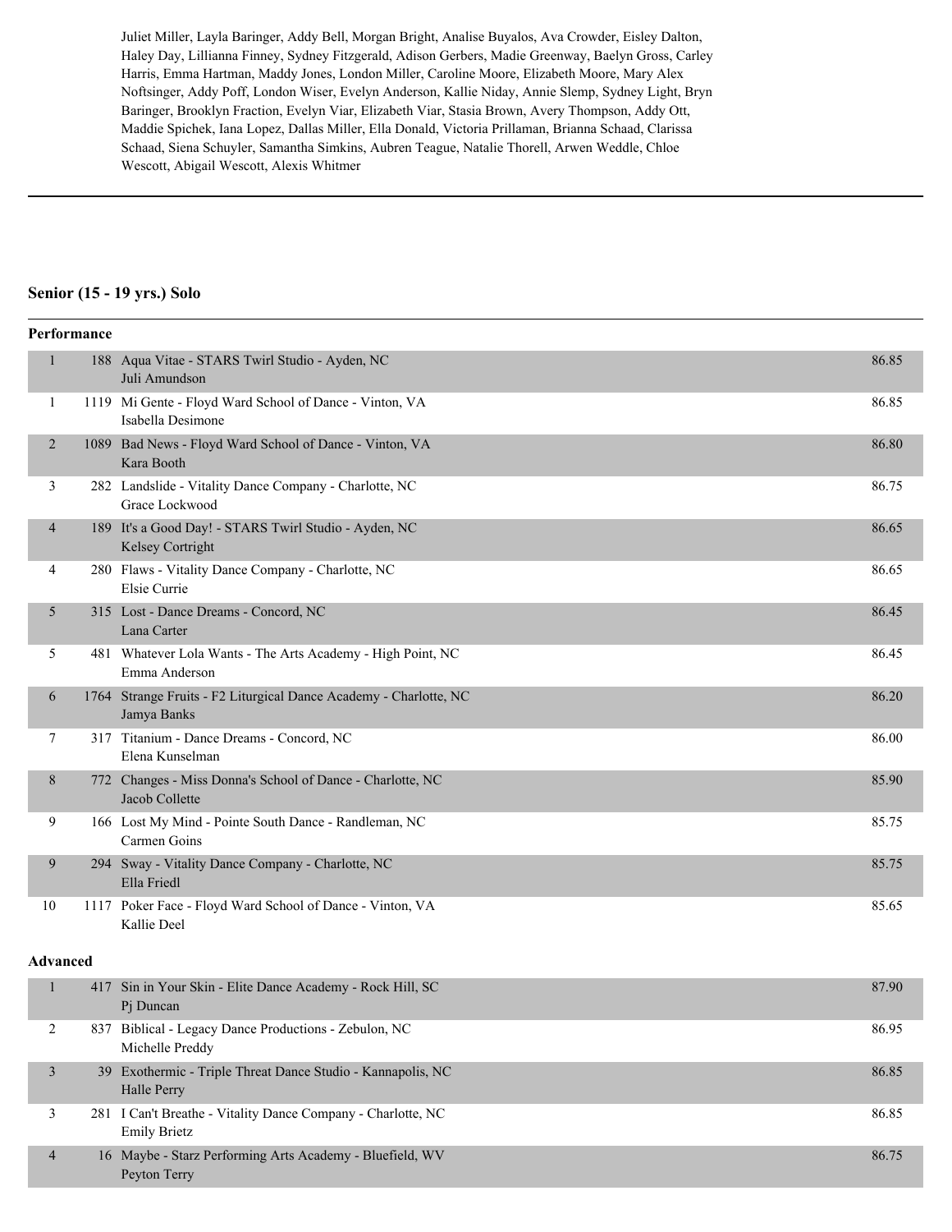Juliet Miller, Layla Baringer, Addy Bell, Morgan Bright, Analise Buyalos, Ava Crowder, Eisley Dalton, Haley Day, Lillianna Finney, Sydney Fitzgerald, Adison Gerbers, Madie Greenway, Baelyn Gross, Carley Harris, Emma Hartman, Maddy Jones, London Miller, Caroline Moore, Elizabeth Moore, Mary Alex Noftsinger, Addy Poff, London Wiser, Evelyn Anderson, Kallie Niday, Annie Slemp, Sydney Light, Bryn Baringer, Brooklyn Fraction, Evelyn Viar, Elizabeth Viar, Stasia Brown, Avery Thompson, Addy Ott, Maddie Spichek, Iana Lopez, Dallas Miller, Ella Donald, Victoria Prillaman, Brianna Schaad, Clarissa Schaad, Siena Schuyler, Samantha Simkins, Aubren Teague, Natalie Thorell, Arwen Weddle, Chloe Wescott, Abigail Wescott, Alexis Whitmer

---

## Senior (15 - 19 yrs.) Solo

### Performance

| Place | # | Entry | Score |
|---|---|---|---|
| 1 | 188 | Aqua Vitae - STARS Twirl Studio - Ayden, NC<br>Juli Amundson | 86.85 |
| 1 | 1119 | Mi Gente - Floyd Ward School of Dance - Vinton, VA<br>Isabella Desimone | 86.85 |
| 2 | 1089 | Bad News - Floyd Ward School of Dance - Vinton, VA<br>Kara Booth | 86.80 |
| 3 | 282 | Landslide - Vitality Dance Company - Charlotte, NC<br>Grace Lockwood | 86.75 |
| 4 | 189 | It's a Good Day! - STARS Twirl Studio - Ayden, NC<br>Kelsey Cortright | 86.65 |
| 4 | 280 | Flaws - Vitality Dance Company - Charlotte, NC<br>Elsie Currie | 86.65 |
| 5 | 315 | Lost - Dance Dreams - Concord, NC<br>Lana Carter | 86.45 |
| 5 | 481 | Whatever Lola Wants - The Arts Academy - High Point, NC<br>Emma Anderson | 86.45 |
| 6 | 1764 | Strange Fruits - F2 Liturgical Dance Academy - Charlotte, NC<br>Jamya Banks | 86.20 |
| 7 | 317 | Titanium - Dance Dreams - Concord, NC<br>Elena Kunselman | 86.00 |
| 8 | 772 | Changes - Miss Donna's School of Dance - Charlotte, NC<br>Jacob Collette | 85.90 |
| 9 | 166 | Lost My Mind - Pointe South Dance - Randleman, NC<br>Carmen Goins | 85.75 |
| 9 | 294 | Sway - Vitality Dance Company - Charlotte, NC<br>Ella Friedl | 85.75 |
| 10 | 1117 | Poker Face - Floyd Ward School of Dance - Vinton, VA<br>Kallie Deel | 85.65 |

### Advanced

| Place | # | Entry | Score |
|---|---|---|---|
| 1 | 417 | Sin in Your Skin - Elite Dance Academy - Rock Hill, SC<br>Pj Duncan | 87.90 |
| 2 | 837 | Biblical - Legacy Dance Productions - Zebulon, NC<br>Michelle Preddy | 86.95 |
| 3 | 39 | Exothermic - Triple Threat Dance Studio - Kannapolis, NC<br>Halle Perry | 86.85 |
| 3 | 281 | I Can't Breathe - Vitality Dance Company - Charlotte, NC<br>Emily Brietz | 86.85 |
| 4 | 16 | Maybe - Starz Performing Arts Academy - Bluefield, WV<br>Peyton Terry | 86.75 |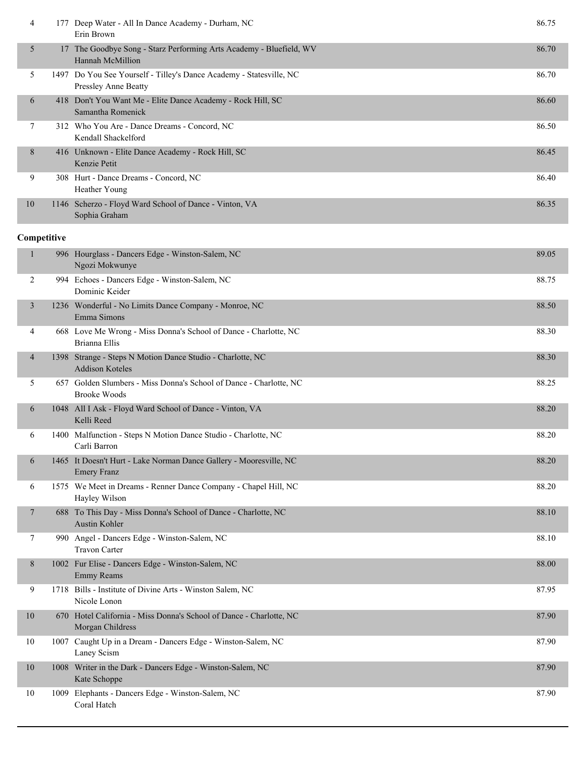| | | | |
|---|---|---|---|
| 4 | 177 | Deep Water - All In Dance Academy - Durham, NC<br>Erin Brown | 86.75 |
| 5 | 17 | The Goodbye Song - Starz Performing Arts Academy - Bluefield, WV<br>Hannah McMillion | 86.70 |
| 5 | 1497 | Do You See Yourself - Tilley's Dance Academy - Statesville, NC<br>Pressley Anne Beatty | 86.70 |
| 6 | 418 | Don't You Want Me - Elite Dance Academy - Rock Hill, SC<br>Samantha Romenick | 86.60 |
| 7 | 312 | Who You Are - Dance Dreams - Concord, NC<br>Kendall Shackelford | 86.50 |
| 8 | 416 | Unknown - Elite Dance Academy - Rock Hill, SC<br>Kenzie Petit | 86.45 |
| 9 | 308 | Hurt - Dance Dreams - Concord, NC<br>Heather Young | 86.40 |
| 10 | 1146 | Scherzo - Floyd Ward School of Dance - Vinton, VA<br>Sophia Graham | 86.35 |

**Competitive**

| | | | |
|---|---|---|---|
| 1 | 996 | Hourglass - Dancers Edge - Winston-Salem, NC<br>Ngozi Mokwunye | 89.05 |
| 2 | 994 | Echoes - Dancers Edge - Winston-Salem, NC<br>Dominic Keider | 88.75 |
| 3 | 1236 | Wonderful - No Limits Dance Company - Monroe, NC<br>Emma Simons | 88.50 |
| 4 | 668 | Love Me Wrong - Miss Donna's School of Dance - Charlotte, NC<br>Brianna Ellis | 88.30 |
| 4 | 1398 | Strange - Steps N Motion Dance Studio - Charlotte, NC<br>Addison Koteles | 88.30 |
| 5 | 657 | Golden Slumbers - Miss Donna's School of Dance - Charlotte, NC<br>Brooke Woods | 88.25 |
| 6 | 1048 | All I Ask - Floyd Ward School of Dance - Vinton, VA<br>Kelli Reed | 88.20 |
| 6 | 1400 | Malfunction - Steps N Motion Dance Studio - Charlotte, NC<br>Carli Barron | 88.20 |
| 6 | 1465 | It Doesn't Hurt - Lake Norman Dance Gallery - Mooresville, NC<br>Emery Franz | 88.20 |
| 6 | 1575 | We Meet in Dreams - Renner Dance Company - Chapel Hill, NC<br>Hayley Wilson | 88.20 |
| 7 | 688 | To This Day - Miss Donna's School of Dance - Charlotte, NC<br>Austin Kohler | 88.10 |
| 7 | 990 | Angel - Dancers Edge - Winston-Salem, NC<br>Travon Carter | 88.10 |
| 8 | 1002 | Fur Elise - Dancers Edge - Winston-Salem, NC<br>Emmy Reams | 88.00 |
| 9 | 1718 | Bills - Institute of Divine Arts - Winston Salem, NC<br>Nicole Lonon | 87.95 |
| 10 | 670 | Hotel California - Miss Donna's School of Dance - Charlotte, NC<br>Morgan Childress | 87.90 |
| 10 | 1007 | Caught Up in a Dream - Dancers Edge - Winston-Salem, NC<br>Laney Scism | 87.90 |
| 10 | 1008 | Writer in the Dark - Dancers Edge - Winston-Salem, NC<br>Kate Schoppe | 87.90 |
| 10 | 1009 | Elephants - Dancers Edge - Winston-Salem, NC<br>Coral Hatch | 87.90 |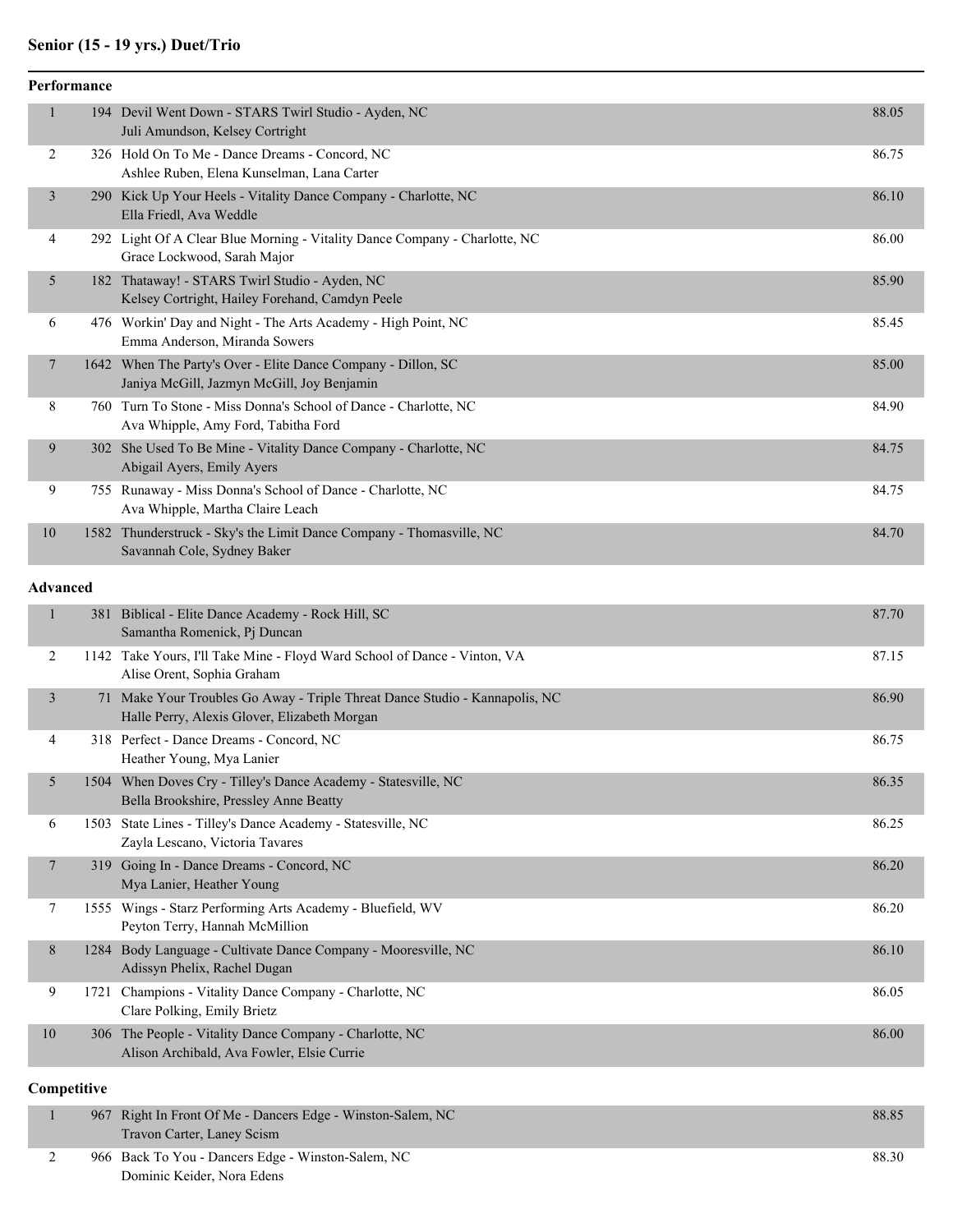### Senior (15 - 19 yrs.) Duet/Trio

#### Performance

| Place | No. | Entry | Score |
|---|---|---|---|
| 1 | 194 | Devil Went Down - STARS Twirl Studio - Ayden, NC<br>Juli Amundson, Kelsey Cortright | 88.05 |
| 2 | 326 | Hold On To Me - Dance Dreams - Concord, NC<br>Ashlee Ruben, Elena Kunselman, Lana Carter | 86.75 |
| 3 | 290 | Kick Up Your Heels - Vitality Dance Company - Charlotte, NC<br>Ella Friedl, Ava Weddle | 86.10 |
| 4 | 292 | Light Of A Clear Blue Morning - Vitality Dance Company - Charlotte, NC<br>Grace Lockwood, Sarah Major | 86.00 |
| 5 | 182 | Thataway! - STARS Twirl Studio - Ayden, NC<br>Kelsey Cortright, Hailey Forehand, Camdyn Peele | 85.90 |
| 6 | 476 | Workin' Day and Night - The Arts Academy - High Point, NC<br>Emma Anderson, Miranda Sowers | 85.45 |
| 7 | 1642 | When The Party's Over - Elite Dance Company - Dillon, SC<br>Janiya McGill, Jazmyn McGill, Joy Benjamin | 85.00 |
| 8 | 760 | Turn To Stone - Miss Donna's School of Dance - Charlotte, NC<br>Ava Whipple, Amy Ford, Tabitha Ford | 84.90 |
| 9 | 302 | She Used To Be Mine - Vitality Dance Company - Charlotte, NC<br>Abigail Ayers, Emily Ayers | 84.75 |
| 9 | 755 | Runaway - Miss Donna's School of Dance - Charlotte, NC<br>Ava Whipple, Martha Claire Leach | 84.75 |
| 10 | 1582 | Thunderstruck - Sky's the Limit Dance Company - Thomasville, NC<br>Savannah Cole, Sydney Baker | 84.70 |

#### Advanced

| Place | No. | Entry | Score |
|---|---|---|---|
| 1 | 381 | Biblical - Elite Dance Academy - Rock Hill, SC<br>Samantha Romenick, Pj Duncan | 87.70 |
| 2 | 1142 | Take Yours, I'll Take Mine - Floyd Ward School of Dance - Vinton, VA<br>Alise Orent, Sophia Graham | 87.15 |
| 3 | 71 | Make Your Troubles Go Away - Triple Threat Dance Studio - Kannapolis, NC<br>Halle Perry, Alexis Glover, Elizabeth Morgan | 86.90 |
| 4 | 318 | Perfect - Dance Dreams - Concord, NC<br>Heather Young, Mya Lanier | 86.75 |
| 5 | 1504 | When Doves Cry - Tilley's Dance Academy - Statesville, NC<br>Bella Brookshire, Pressley Anne Beatty | 86.35 |
| 6 | 1503 | State Lines - Tilley's Dance Academy - Statesville, NC<br>Zayla Lescano, Victoria Tavares | 86.25 |
| 7 | 319 | Going In - Dance Dreams - Concord, NC<br>Mya Lanier, Heather Young | 86.20 |
| 7 | 1555 | Wings - Starz Performing Arts Academy - Bluefield, WV<br>Peyton Terry, Hannah McMillion | 86.20 |
| 8 | 1284 | Body Language - Cultivate Dance Company - Mooresville, NC<br>Adissyn Phelix, Rachel Dugan | 86.10 |
| 9 | 1721 | Champions - Vitality Dance Company - Charlotte, NC<br>Clare Polking, Emily Brietz | 86.05 |
| 10 | 306 | The People - Vitality Dance Company - Charlotte, NC<br>Alison Archibald, Ava Fowler, Elsie Currie | 86.00 |

#### Competitive

| Place | No. | Entry | Score |
|---|---|---|---|
| 1 | 967 | Right In Front Of Me - Dancers Edge - Winston-Salem, NC<br>Travon Carter, Laney Scism | 88.85 |
| 2 | 966 | Back To You - Dancers Edge - Winston-Salem, NC<br>Dominic Keider, Nora Edens | 88.30 |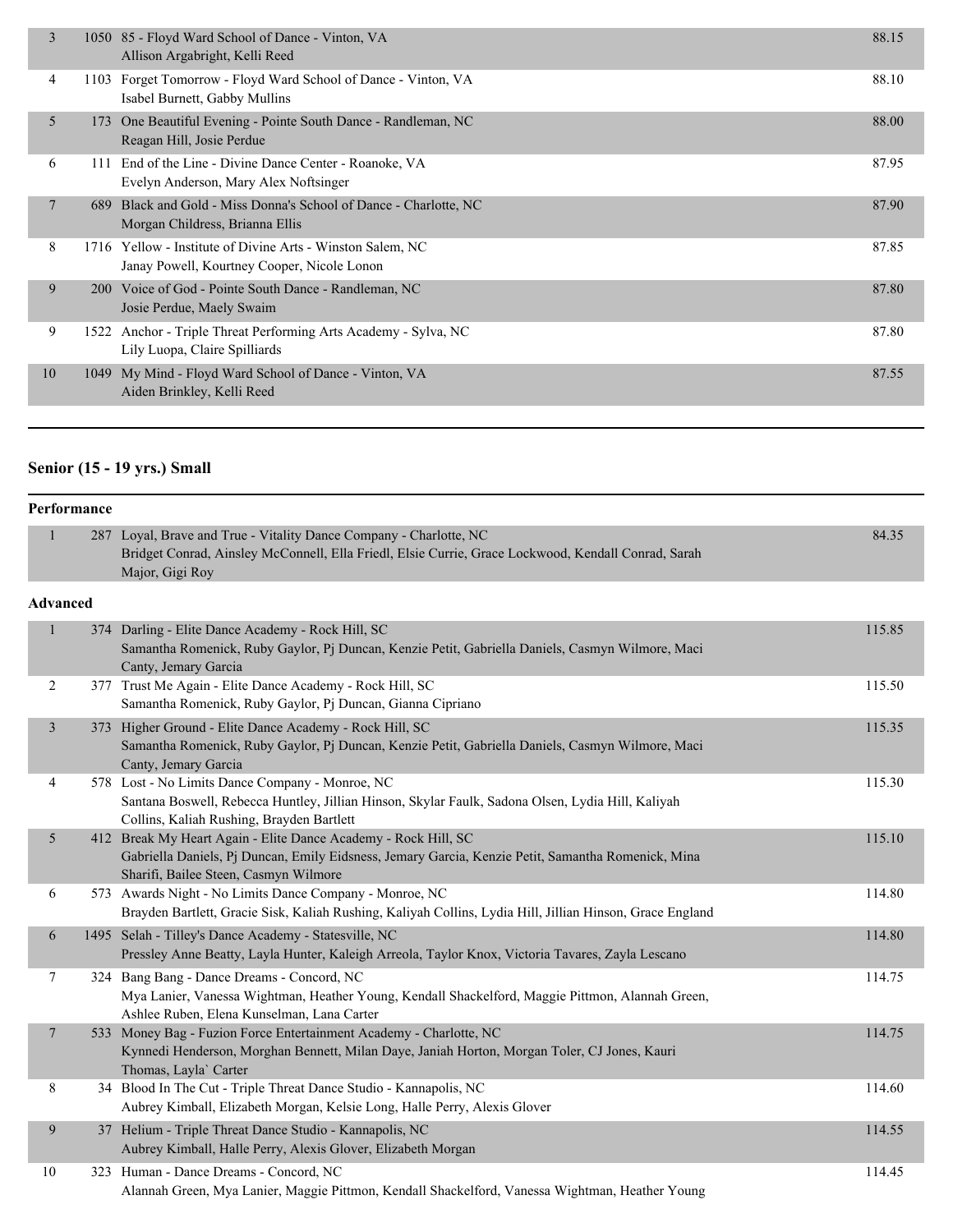| Place | No. | Entry | Score |
|---|---|---|---|
| 3 | 1050 | 85 - Floyd Ward School of Dance - Vinton, VA<br>Allison Argabright, Kelli Reed | 88.15 |
| 4 | 1103 | Forget Tomorrow - Floyd Ward School of Dance - Vinton, VA<br>Isabel Burnett, Gabby Mullins | 88.10 |
| 5 | 173 | One Beautiful Evening - Pointe South Dance - Randleman, NC<br>Reagan Hill, Josie Perdue | 88.00 |
| 6 | 111 | End of the Line - Divine Dance Center - Roanoke, VA<br>Evelyn Anderson, Mary Alex Noftsinger | 87.95 |
| 7 | 689 | Black and Gold - Miss Donna's School of Dance - Charlotte, NC<br>Morgan Childress, Brianna Ellis | 87.90 |
| 8 | 1716 | Yellow - Institute of Divine Arts - Winston Salem, NC<br>Janay Powell, Kourtney Cooper, Nicole Lonon | 87.85 |
| 9 | 200 | Voice of God - Pointe South Dance - Randleman, NC<br>Josie Perdue, Maely Swaim | 87.80 |
| 9 | 1522 | Anchor - Triple Threat Performing Arts Academy - Sylva, NC<br>Lily Luopa, Claire Spilliards | 87.80 |
| 10 | 1049 | My Mind - Floyd Ward School of Dance - Vinton, VA<br>Aiden Brinkley, Kelli Reed | 87.55 |

## Senior (15 - 19 yrs.) Small

### Performance

| Place | No. | Entry | Score |
|---|---|---|---|
| 1 | 287 | Loyal, Brave and True - Vitality Dance Company - Charlotte, NC<br>Bridget Conrad, Ainsley McConnell, Ella Friedl, Elsie Currie, Grace Lockwood, Kendall Conrad, Sarah Major, Gigi Roy | 84.35 |

### Advanced

| Place | No. | Entry | Score |
|---|---|---|---|
| 1 | 374 | Darling - Elite Dance Academy - Rock Hill, SC<br>Samantha Romenick, Ruby Gaylor, Pj Duncan, Kenzie Petit, Gabriella Daniels, Casmyn Wilmore, Maci Canty, Jemary Garcia | 115.85 |
| 2 | 377 | Trust Me Again - Elite Dance Academy - Rock Hill, SC<br>Samantha Romenick, Ruby Gaylor, Pj Duncan, Gianna Cipriano | 115.50 |
| 3 | 373 | Higher Ground - Elite Dance Academy - Rock Hill, SC<br>Samantha Romenick, Ruby Gaylor, Pj Duncan, Kenzie Petit, Gabriella Daniels, Casmyn Wilmore, Maci Canty, Jemary Garcia | 115.35 |
| 4 | 578 | Lost - No Limits Dance Company - Monroe, NC<br>Santana Boswell, Rebecca Huntley, Jillian Hinson, Skylar Faulk, Sadona Olsen, Lydia Hill, Kaliyah Collins, Kaliah Rushing, Brayden Bartlett | 115.30 |
| 5 | 412 | Break My Heart Again - Elite Dance Academy - Rock Hill, SC<br>Gabriella Daniels, Pj Duncan, Emily Eidsness, Jemary Garcia, Kenzie Petit, Samantha Romenick, Mina Sharifi, Bailee Steen, Casmyn Wilmore | 115.10 |
| 6 | 573 | Awards Night - No Limits Dance Company - Monroe, NC<br>Brayden Bartlett, Gracie Sisk, Kaliah Rushing, Kaliyah Collins, Lydia Hill, Jillian Hinson, Grace England | 114.80 |
| 6 | 1495 | Selah - Tilley's Dance Academy - Statesville, NC<br>Pressley Anne Beatty, Layla Hunter, Kaleigh Arreola, Taylor Knox, Victoria Tavares, Zayla Lescano | 114.80 |
| 7 | 324 | Bang Bang - Dance Dreams - Concord, NC<br>Mya Lanier, Vanessa Wightman, Heather Young, Kendall Shackelford, Maggie Pittmon, Alannah Green, Ashlee Ruben, Elena Kunselman, Lana Carter | 114.75 |
| 7 | 533 | Money Bag - Fuzion Force Entertainment Academy - Charlotte, NC<br>Kynnedi Henderson, Morghan Bennett, Milan Daye, Janiah Horton, Morgan Toler, CJ Jones, Kauri Thomas, Layla` Carter | 114.75 |
| 8 | 34 | Blood In The Cut - Triple Threat Dance Studio - Kannapolis, NC<br>Aubrey Kimball, Elizabeth Morgan, Kelsie Long, Halle Perry, Alexis Glover | 114.60 |
| 9 | 37 | Helium - Triple Threat Dance Studio - Kannapolis, NC<br>Aubrey Kimball, Halle Perry, Alexis Glover, Elizabeth Morgan | 114.55 |
| 10 | 323 | Human - Dance Dreams - Concord, NC<br>Alannah Green, Mya Lanier, Maggie Pittmon, Kendall Shackelford, Vanessa Wightman, Heather Young | 114.45 |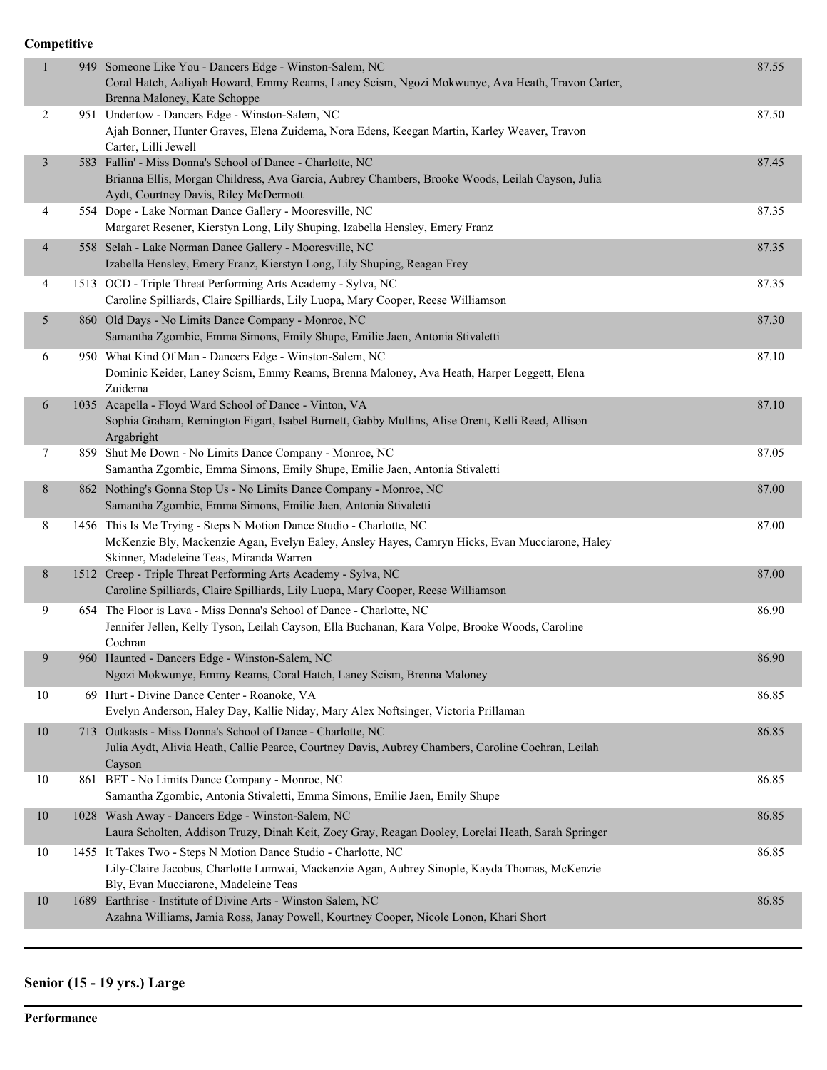**Competitive**

| Place | # | Routine / Studio / Dancers | Score |
|---|---|---|---|
| 1 | 949 | Someone Like You - Dancers Edge - Winston-Salem, NC<br>Coral Hatch, Aaliyah Howard, Emmy Reams, Laney Scism, Ngozi Mokwunye, Ava Heath, Travon Carter, Brenna Maloney, Kate Schoppe | 87.55 |
| 2 | 951 | Undertow - Dancers Edge - Winston-Salem, NC<br>Ajah Bonner, Hunter Graves, Elena Zuidema, Nora Edens, Keegan Martin, Karley Weaver, Travon Carter, Lilli Jewell | 87.50 |
| 3 | 583 | Fallin' - Miss Donna's School of Dance - Charlotte, NC<br>Brianna Ellis, Morgan Childress, Ava Garcia, Aubrey Chambers, Brooke Woods, Leilah Cayson, Julia Aydt, Courtney Davis, Riley McDermott | 87.45 |
| 4 | 554 | Dope - Lake Norman Dance Gallery - Mooresville, NC<br>Margaret Resener, Kierstyn Long, Lily Shuping, Izabella Hensley, Emery Franz | 87.35 |
| 4 | 558 | Selah - Lake Norman Dance Gallery - Mooresville, NC<br>Izabella Hensley, Emery Franz, Kierstyn Long, Lily Shuping, Reagan Frey | 87.35 |
| 4 | 1513 | OCD - Triple Threat Performing Arts Academy - Sylva, NC<br>Caroline Spilliards, Claire Spilliards, Lily Luopa, Mary Cooper, Reese Williamson | 87.35 |
| 5 | 860 | Old Days - No Limits Dance Company - Monroe, NC<br>Samantha Zgombic, Emma Simons, Emily Shupe, Emilie Jaen, Antonia Stivaletti | 87.30 |
| 6 | 950 | What Kind Of Man - Dancers Edge - Winston-Salem, NC<br>Dominic Keider, Laney Scism, Emmy Reams, Brenna Maloney, Ava Heath, Harper Leggett, Elena Zuidema | 87.10 |
| 6 | 1035 | Acapella - Floyd Ward School of Dance - Vinton, VA<br>Sophia Graham, Remington Figart, Isabel Burnett, Gabby Mullins, Alise Orent, Kelli Reed, Allison Argabright | 87.10 |
| 7 | 859 | Shut Me Down - No Limits Dance Company - Monroe, NC<br>Samantha Zgombic, Emma Simons, Emily Shupe, Emilie Jaen, Antonia Stivaletti | 87.05 |
| 8 | 862 | Nothing's Gonna Stop Us - No Limits Dance Company - Monroe, NC<br>Samantha Zgombic, Emma Simons, Emilie Jaen, Antonia Stivaletti | 87.00 |
| 8 | 1456 | This Is Me Trying - Steps N Motion Dance Studio - Charlotte, NC<br>McKenzie Bly, Mackenzie Agan, Evelyn Ealey, Ansley Hayes, Camryn Hicks, Evan Mucciarone, Haley Skinner, Madeleine Teas, Miranda Warren | 87.00 |
| 8 | 1512 | Creep - Triple Threat Performing Arts Academy - Sylva, NC<br>Caroline Spilliards, Claire Spilliards, Lily Luopa, Mary Cooper, Reese Williamson | 87.00 |
| 9 | 654 | The Floor is Lava - Miss Donna's School of Dance - Charlotte, NC<br>Jennifer Jellen, Kelly Tyson, Leilah Cayson, Ella Buchanan, Kara Volpe, Brooke Woods, Caroline Cochran | 86.90 |
| 9 | 960 | Haunted - Dancers Edge - Winston-Salem, NC<br>Ngozi Mokwunye, Emmy Reams, Coral Hatch, Laney Scism, Brenna Maloney | 86.90 |
| 10 | 69 | Hurt - Divine Dance Center - Roanoke, VA<br>Evelyn Anderson, Haley Day, Kallie Niday, Mary Alex Noftsinger, Victoria Prillaman | 86.85 |
| 10 | 713 | Outkasts - Miss Donna's School of Dance - Charlotte, NC<br>Julia Aydt, Alivia Heath, Callie Pearce, Courtney Davis, Aubrey Chambers, Caroline Cochran, Leilah Cayson | 86.85 |
| 10 | 861 | BET - No Limits Dance Company - Monroe, NC<br>Samantha Zgombic, Antonia Stivaletti, Emma Simons, Emilie Jaen, Emily Shupe | 86.85 |
| 10 | 1028 | Wash Away - Dancers Edge - Winston-Salem, NC<br>Laura Scholten, Addison Truzy, Dinah Keit, Zoey Gray, Reagan Dooley, Lorelai Heath, Sarah Springer | 86.85 |
| 10 | 1455 | It Takes Two - Steps N Motion Dance Studio - Charlotte, NC<br>Lily-Claire Jacobus, Charlotte Lumwai, Mackenzie Agan, Aubrey Sinople, Kayda Thomas, McKenzie Bly, Evan Mucciarone, Madeleine Teas | 86.85 |
| 10 | 1689 | Earthrise - Institute of Divine Arts - Winston Salem, NC<br>Azahna Williams, Jamia Ross, Janay Powell, Kourtney Cooper, Nicole Lonon, Khari Short | 86.85 |

## Senior (15 - 19 yrs.) Large

**Performance**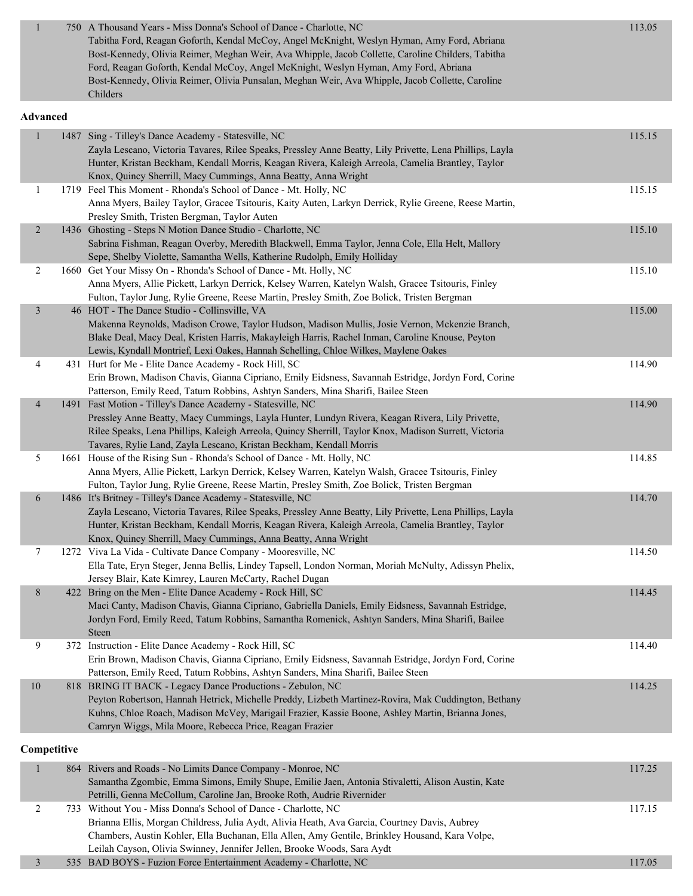| Place | No. | Entry | Score |
|---|---|---|---|
| 1 | 750 | A Thousand Years - Miss Donna's School of Dance - Charlotte, NC<br>Tabitha Ford, Reagan Goforth, Kendal McCoy, Angel McKnight, Weslyn Hyman, Amy Ford, Abriana Bost-Kennedy, Olivia Reimer, Meghan Weir, Ava Whipple, Jacob Collette, Caroline Childers, Tabitha Ford, Reagan Goforth, Kendal McCoy, Angel McKnight, Weslyn Hyman, Amy Ford, Abriana Bost-Kennedy, Olivia Reimer, Olivia Punsalan, Meghan Weir, Ava Whipple, Jacob Collette, Caroline Childers | 113.05 |

**Advanced**

| Place | No. | Entry | Score |
|---|---|---|---|
| 1 | 1487 | Sing - Tilley's Dance Academy - Statesville, NC<br>Zayla Lescano, Victoria Tavares, Rilee Speaks, Pressley Anne Beatty, Lily Privette, Lena Phillips, Layla Hunter, Kristan Beckham, Kendall Morris, Keagan Rivera, Kaleigh Arreola, Camelia Brantley, Taylor Knox, Quincy Sherrill, Macy Cummings, Anna Beatty, Anna Wright | 115.15 |
| 1 | 1719 | Feel This Moment - Rhonda's School of Dance - Mt. Holly, NC<br>Anna Myers, Bailey Taylor, Gracee Tsitouris, Kaity Auten, Larkyn Derrick, Rylie Greene, Reese Martin, Presley Smith, Tristen Bergman, Taylor Auten | 115.15 |
| 2 | 1436 | Ghosting - Steps N Motion Dance Studio - Charlotte, NC<br>Sabrina Fishman, Reagan Overby, Meredith Blackwell, Emma Taylor, Jenna Cole, Ella Helt, Mallory Sepe, Shelby Violette, Samantha Wells, Katherine Rudolph, Emily Holliday | 115.10 |
| 2 | 1660 | Get Your Missy On - Rhonda's School of Dance - Mt. Holly, NC<br>Anna Myers, Allie Pickett, Larkyn Derrick, Kelsey Warren, Katelyn Walsh, Gracee Tsitouris, Finley Fulton, Taylor Jung, Rylie Greene, Reese Martin, Presley Smith, Zoe Bolick, Tristen Bergman | 115.10 |
| 3 | 46 | HOT - The Dance Studio - Collinsville, VA<br>Makenna Reynolds, Madison Crowe, Taylor Hudson, Madison Mullis, Josie Vernon, Mckenzie Branch, Blake Deal, Macy Deal, Kristen Harris, Makayleigh Harris, Rachel Inman, Caroline Knouse, Peyton Lewis, Kyndall Montrief, Lexi Oakes, Hannah Schelling, Chloe Wilkes, Maylene Oakes | 115.00 |
| 4 | 431 | Hurt for Me - Elite Dance Academy - Rock Hill, SC<br>Erin Brown, Madison Chavis, Gianna Cipriano, Emily Eidsness, Savannah Estridge, Jordyn Ford, Corine Patterson, Emily Reed, Tatum Robbins, Ashtyn Sanders, Mina Sharifi, Bailee Steen | 114.90 |
| 4 | 1491 | Fast Motion - Tilley's Dance Academy - Statesville, NC<br>Pressley Anne Beatty, Macy Cummings, Layla Hunter, Lundyn Rivera, Keagan Rivera, Lily Privette, Rilee Speaks, Lena Phillips, Kaleigh Arreola, Quincy Sherrill, Taylor Knox, Madison Surrett, Victoria Tavares, Rylie Land, Zayla Lescano, Kristan Beckham, Kendall Morris | 114.90 |
| 5 | 1661 | House of the Rising Sun - Rhonda's School of Dance - Mt. Holly, NC<br>Anna Myers, Allie Pickett, Larkyn Derrick, Kelsey Warren, Katelyn Walsh, Gracee Tsitouris, Finley Fulton, Taylor Jung, Rylie Greene, Reese Martin, Presley Smith, Zoe Bolick, Tristen Bergman | 114.85 |
| 6 | 1486 | It's Britney - Tilley's Dance Academy - Statesville, NC<br>Zayla Lescano, Victoria Tavares, Rilee Speaks, Pressley Anne Beatty, Lily Privette, Lena Phillips, Layla Hunter, Kristan Beckham, Kendall Morris, Keagan Rivera, Kaleigh Arreola, Camelia Brantley, Taylor Knox, Quincy Sherrill, Macy Cummings, Anna Beatty, Anna Wright | 114.70 |
| 7 | 1272 | Viva La Vida - Cultivate Dance Company - Mooresville, NC<br>Ella Tate, Eryn Steger, Jenna Bellis, Lindey Tapsell, London Norman, Moriah McNulty, Adissyn Phelix, Jersey Blair, Kate Kimrey, Lauren McCarty, Rachel Dugan | 114.50 |
| 8 | 422 | Bring on the Men - Elite Dance Academy - Rock Hill, SC<br>Maci Canty, Madison Chavis, Gianna Cipriano, Gabriella Daniels, Emily Eidsness, Savannah Estridge, Jordyn Ford, Emily Reed, Tatum Robbins, Samantha Romenick, Ashtyn Sanders, Mina Sharifi, Bailee Steen | 114.45 |
| 9 | 372 | Instruction - Elite Dance Academy - Rock Hill, SC<br>Erin Brown, Madison Chavis, Gianna Cipriano, Emily Eidsness, Savannah Estridge, Jordyn Ford, Corine Patterson, Emily Reed, Tatum Robbins, Ashtyn Sanders, Mina Sharifi, Bailee Steen | 114.40 |
| 10 | 818 | BRING IT BACK - Legacy Dance Productions - Zebulon, NC<br>Peyton Robertson, Hannah Hetrick, Michelle Preddy, Lizbeth Martinez-Rovira, Mak Cuddington, Bethany Kuhns, Chloe Roach, Madison McVey, Marigail Frazier, Kassie Boone, Ashley Martin, Brianna Jones, Camryn Wiggs, Mila Moore, Rebecca Price, Reagan Frazier | 114.25 |

**Competitive**

| Place | No. | Entry | Score |
|---|---|---|---|
| 1 | 864 | Rivers and Roads - No Limits Dance Company - Monroe, NC<br>Samantha Zgombic, Emma Simons, Emily Shupe, Emilie Jaen, Antonia Stivaletti, Alison Austin, Kate Petrilli, Genna McCollum, Caroline Jan, Brooke Roth, Audrie Rivernider | 117.25 |
| 2 | 733 | Without You - Miss Donna's School of Dance - Charlotte, NC<br>Brianna Ellis, Morgan Childress, Julia Aydt, Alivia Heath, Ava Garcia, Courtney Davis, Aubrey Chambers, Austin Kohler, Ella Buchanan, Ella Allen, Amy Gentile, Brinkley Housand, Kara Volpe, Leilah Cayson, Olivia Swinney, Jennifer Jellen, Brooke Woods, Sara Aydt | 117.15 |
| 3 | 535 | BAD BOYS - Fuzion Force Entertainment Academy - Charlotte, NC | 117.05 |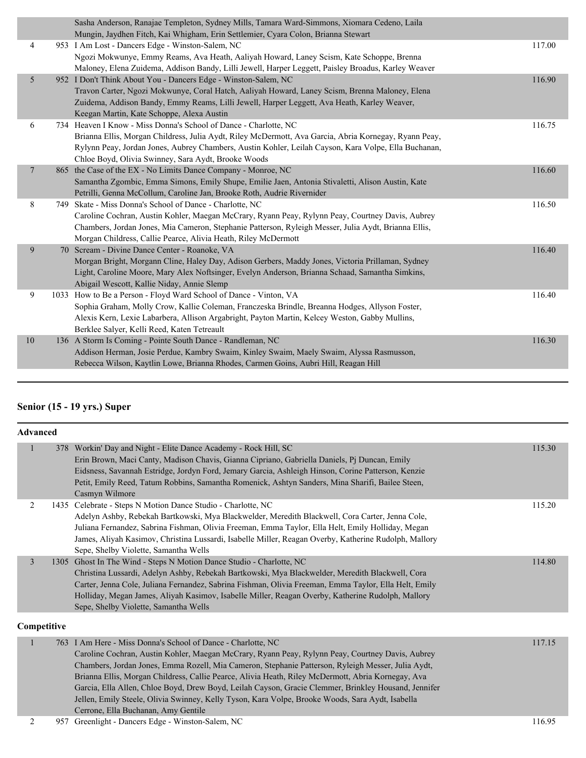| Place | No. | Routine / Studio / Dancers | Score |
|---|---|---|---|
| | | Sasha Anderson, Ranajae Templeton, Sydney Mills, Tamara Ward-Simmons, Xiomara Cedeno, Laila Mungin, Jaydhen Fitch, Kai Whigham, Erin Settlemier, Cyara Colon, Brianna Stewart | |
| 4 | 953 | I Am Lost - Dancers Edge - Winston-Salem, NC<br>Ngozi Mokwunye, Emmy Reams, Ava Heath, Aaliyah Howard, Laney Scism, Kate Schoppe, Brenna Maloney, Elena Zuidema, Addison Bandy, Lilli Jewell, Harper Leggett, Paisley Broadus, Karley Weaver | 117.00 |
| 5 | 952 | I Don't Think About You - Dancers Edge - Winston-Salem, NC<br>Travon Carter, Ngozi Mokwunye, Coral Hatch, Aaliyah Howard, Laney Scism, Brenna Maloney, Elena Zuidema, Addison Bandy, Emmy Reams, Lilli Jewell, Harper Leggett, Ava Heath, Karley Weaver, Keegan Martin, Kate Schoppe, Alexa Austin | 116.90 |
| 6 | 734 | Heaven I Know - Miss Donna's School of Dance - Charlotte, NC<br>Brianna Ellis, Morgan Childress, Julia Aydt, Riley McDermott, Ava Garcia, Abria Kornegay, Ryann Peay, Rylynn Peay, Jordan Jones, Aubrey Chambers, Austin Kohler, Leilah Cayson, Kara Volpe, Ella Buchanan, Chloe Boyd, Olivia Swinney, Sara Aydt, Brooke Woods | 116.75 |
| 7 | 865 | the Case of the EX - No Limits Dance Company - Monroe, NC<br>Samantha Zgombic, Emma Simons, Emily Shupe, Emilie Jaen, Antonia Stivaletti, Alison Austin, Kate Petrilli, Genna McCollum, Caroline Jan, Brooke Roth, Audrie Rivernider | 116.60 |
| 8 | 749 | Skate - Miss Donna's School of Dance - Charlotte, NC<br>Caroline Cochran, Austin Kohler, Maegan McCrary, Ryann Peay, Rylynn Peay, Courtney Davis, Aubrey Chambers, Jordan Jones, Mia Cameron, Stephanie Patterson, Ryleigh Messer, Julia Aydt, Brianna Ellis, Morgan Childress, Callie Pearce, Alivia Heath, Riley McDermott | 116.50 |
| 9 | 70 | Scream - Divine Dance Center - Roanoke, VA<br>Morgan Bright, Morgann Cline, Haley Day, Adison Gerbers, Maddy Jones, Victoria Prillaman, Sydney Light, Caroline Moore, Mary Alex Noftsinger, Evelyn Anderson, Brianna Schaad, Samantha Simkins, Abigail Wescott, Kallie Niday, Annie Slemp | 116.40 |
| 9 | 1033 | How to Be a Person - Floyd Ward School of Dance - Vinton, VA<br>Sophia Graham, Molly Crow, Kallie Coleman, Franczeska Brindle, Breanna Hodges, Allyson Foster, Alexis Kern, Lexie Labarbera, Allison Argabright, Payton Martin, Kelcey Weston, Gabby Mullins, Berklee Salyer, Kelli Reed, Katen Tetreault | 116.40 |
| 10 | 136 | A Storm Is Coming - Pointe South Dance - Randleman, NC<br>Addison Herman, Josie Perdue, Kambry Swaim, Kinley Swaim, Maely Swaim, Alyssa Rasmusson, Rebecca Wilson, Kaytlin Lowe, Brianna Rhodes, Carmen Goins, Aubri Hill, Reagan Hill | 116.30 |

## Senior (15 - 19 yrs.) Super

### Advanced

| Place | No. | Routine / Studio / Dancers | Score |
|---|---|---|---|
| 1 | 378 | Workin' Day and Night - Elite Dance Academy - Rock Hill, SC<br>Erin Brown, Maci Canty, Madison Chavis, Gianna Cipriano, Gabriella Daniels, Pj Duncan, Emily Eidsness, Savannah Estridge, Jordyn Ford, Jemary Garcia, Ashleigh Hinson, Corine Patterson, Kenzie Petit, Emily Reed, Tatum Robbins, Samantha Romenick, Ashtyn Sanders, Mina Sharifi, Bailee Steen, Casmyn Wilmore | 115.30 |
| 2 | 1435 | Celebrate - Steps N Motion Dance Studio - Charlotte, NC<br>Adelyn Ashby, Rebekah Bartkowski, Mya Blackwelder, Meredith Blackwell, Cora Carter, Jenna Cole, Juliana Fernandez, Sabrina Fishman, Olivia Freeman, Emma Taylor, Ella Helt, Emily Holliday, Megan James, Aliyah Kasimov, Christina Lussardi, Isabelle Miller, Reagan Overby, Katherine Rudolph, Mallory Sepe, Shelby Violette, Samantha Wells | 115.20 |
| 3 | 1305 | Ghost In The Wind - Steps N Motion Dance Studio - Charlotte, NC<br>Christina Lussardi, Adelyn Ashby, Rebekah Bartkowski, Mya Blackwelder, Meredith Blackwell, Cora Carter, Jenna Cole, Juliana Fernandez, Sabrina Fishman, Olivia Freeman, Emma Taylor, Ella Helt, Emily Holliday, Megan James, Aliyah Kasimov, Isabelle Miller, Reagan Overby, Katherine Rudolph, Mallory Sepe, Shelby Violette, Samantha Wells | 114.80 |

### Competitive

| Place | No. | Routine / Studio / Dancers | Score |
|---|---|---|---|
| 1 | 763 | I Am Here - Miss Donna's School of Dance - Charlotte, NC<br>Caroline Cochran, Austin Kohler, Maegan McCrary, Ryann Peay, Rylynn Peay, Courtney Davis, Aubrey Chambers, Jordan Jones, Emma Rozell, Mia Cameron, Stephanie Patterson, Ryleigh Messer, Julia Aydt, Brianna Ellis, Morgan Childress, Callie Pearce, Alivia Heath, Riley McDermott, Abria Kornegay, Ava Garcia, Ella Allen, Chloe Boyd, Drew Boyd, Leilah Cayson, Gracie Clemmer, Brinkley Housand, Jennifer Jellen, Emily Steele, Olivia Swinney, Kelly Tyson, Kara Volpe, Brooke Woods, Sara Aydt, Isabella Cerrone, Ella Buchanan, Amy Gentile | 117.15 |
| 2 | 957 | Greenlight - Dancers Edge - Winston-Salem, NC | 116.95 |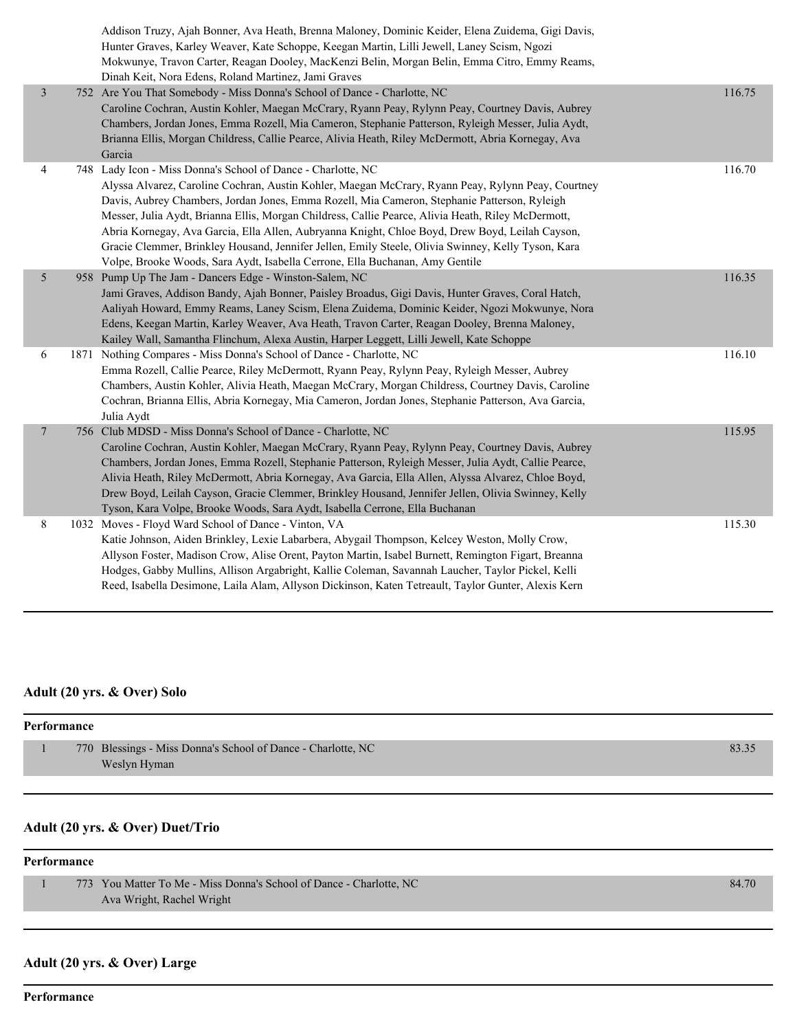| | | | |
|---|---|---|---|
| | | Addison Truzy, Ajah Bonner, Ava Heath, Brenna Maloney, Dominic Keider, Elena Zuidema, Gigi Davis, Hunter Graves, Karley Weaver, Kate Schoppe, Keegan Martin, Lilli Jewell, Laney Scism, Ngozi Mokwunye, Travon Carter, Reagan Dooley, MacKenzi Belin, Morgan Belin, Emma Citro, Emmy Reams, Dinah Keit, Nora Edens, Roland Martinez, Jami Graves | |
| 3 | 752 | Are You That Somebody - Miss Donna's School of Dance - Charlotte, NC<br>Caroline Cochran, Austin Kohler, Maegan McCrary, Ryann Peay, Rylynn Peay, Courtney Davis, Aubrey Chambers, Jordan Jones, Emma Rozell, Mia Cameron, Stephanie Patterson, Ryleigh Messer, Julia Aydt, Brianna Ellis, Morgan Childress, Callie Pearce, Alivia Heath, Riley McDermott, Abria Kornegay, Ava Garcia | 116.75 |
| 4 | 748 | Lady Icon - Miss Donna's School of Dance - Charlotte, NC<br>Alyssa Alvarez, Caroline Cochran, Austin Kohler, Maegan McCrary, Ryann Peay, Rylynn Peay, Courtney Davis, Aubrey Chambers, Jordan Jones, Emma Rozell, Mia Cameron, Stephanie Patterson, Ryleigh Messer, Julia Aydt, Brianna Ellis, Morgan Childress, Callie Pearce, Alivia Heath, Riley McDermott, Abria Kornegay, Ava Garcia, Ella Allen, Aubryanna Knight, Chloe Boyd, Drew Boyd, Leilah Cayson, Gracie Clemmer, Brinkley Housand, Jennifer Jellen, Emily Steele, Olivia Swinney, Kelly Tyson, Kara Volpe, Brooke Woods, Sara Aydt, Isabella Cerrone, Ella Buchanan, Amy Gentile | 116.70 |
| 5 | 958 | Pump Up The Jam - Dancers Edge - Winston-Salem, NC<br>Jami Graves, Addison Bandy, Ajah Bonner, Paisley Broadus, Gigi Davis, Hunter Graves, Coral Hatch, Aaliyah Howard, Emmy Reams, Laney Scism, Elena Zuidema, Dominic Keider, Ngozi Mokwunye, Nora Edens, Keegan Martin, Karley Weaver, Ava Heath, Travon Carter, Reagan Dooley, Brenna Maloney, Kailey Wall, Samantha Flinchum, Alexa Austin, Harper Leggett, Lilli Jewell, Kate Schoppe | 116.35 |
| 6 | 1871 | Nothing Compares - Miss Donna's School of Dance - Charlotte, NC<br>Emma Rozell, Callie Pearce, Riley McDermott, Ryann Peay, Rylynn Peay, Ryleigh Messer, Aubrey Chambers, Austin Kohler, Alivia Heath, Maegan McCrary, Morgan Childress, Courtney Davis, Caroline Cochran, Brianna Ellis, Abria Kornegay, Mia Cameron, Jordan Jones, Stephanie Patterson, Ava Garcia, Julia Aydt | 116.10 |
| 7 | 756 | Club MDSD - Miss Donna's School of Dance - Charlotte, NC<br>Caroline Cochran, Austin Kohler, Maegan McCrary, Ryann Peay, Rylynn Peay, Courtney Davis, Aubrey Chambers, Jordan Jones, Emma Rozell, Stephanie Patterson, Ryleigh Messer, Julia Aydt, Callie Pearce, Alivia Heath, Riley McDermott, Abria Kornegay, Ava Garcia, Ella Allen, Alyssa Alvarez, Chloe Boyd, Drew Boyd, Leilah Cayson, Gracie Clemmer, Brinkley Housand, Jennifer Jellen, Olivia Swinney, Kelly Tyson, Kara Volpe, Brooke Woods, Sara Aydt, Isabella Cerrone, Ella Buchanan | 115.95 |
| 8 | 1032 | Moves - Floyd Ward School of Dance - Vinton, VA<br>Katie Johnson, Aiden Brinkley, Lexie Labarbera, Abygail Thompson, Kelcey Weston, Molly Crow, Allyson Foster, Madison Crow, Alise Orent, Payton Martin, Isabel Burnett, Remington Figart, Breanna Hodges, Gabby Mullins, Allison Argabright, Kallie Coleman, Savannah Laucher, Taylor Pickel, Kelli Reed, Isabella Desimone, Laila Alam, Allyson Dickinson, Katen Tetreault, Taylor Gunter, Alexis Kern | 115.30 |

## Adult (20 yrs. & Over) Solo

**Performance**

| | | | |
|---|---|---|---|
| 1 | 770 | Blessings - Miss Donna's School of Dance - Charlotte, NC<br>Weslyn Hyman | 83.35 |

## Adult (20 yrs. & Over) Duet/Trio

**Performance**

| | | | |
|---|---|---|---|
| 1 | 773 | You Matter To Me - Miss Donna's School of Dance - Charlotte, NC<br>Ava Wright, Rachel Wright | 84.70 |

## Adult (20 yrs. & Over) Large

**Performance**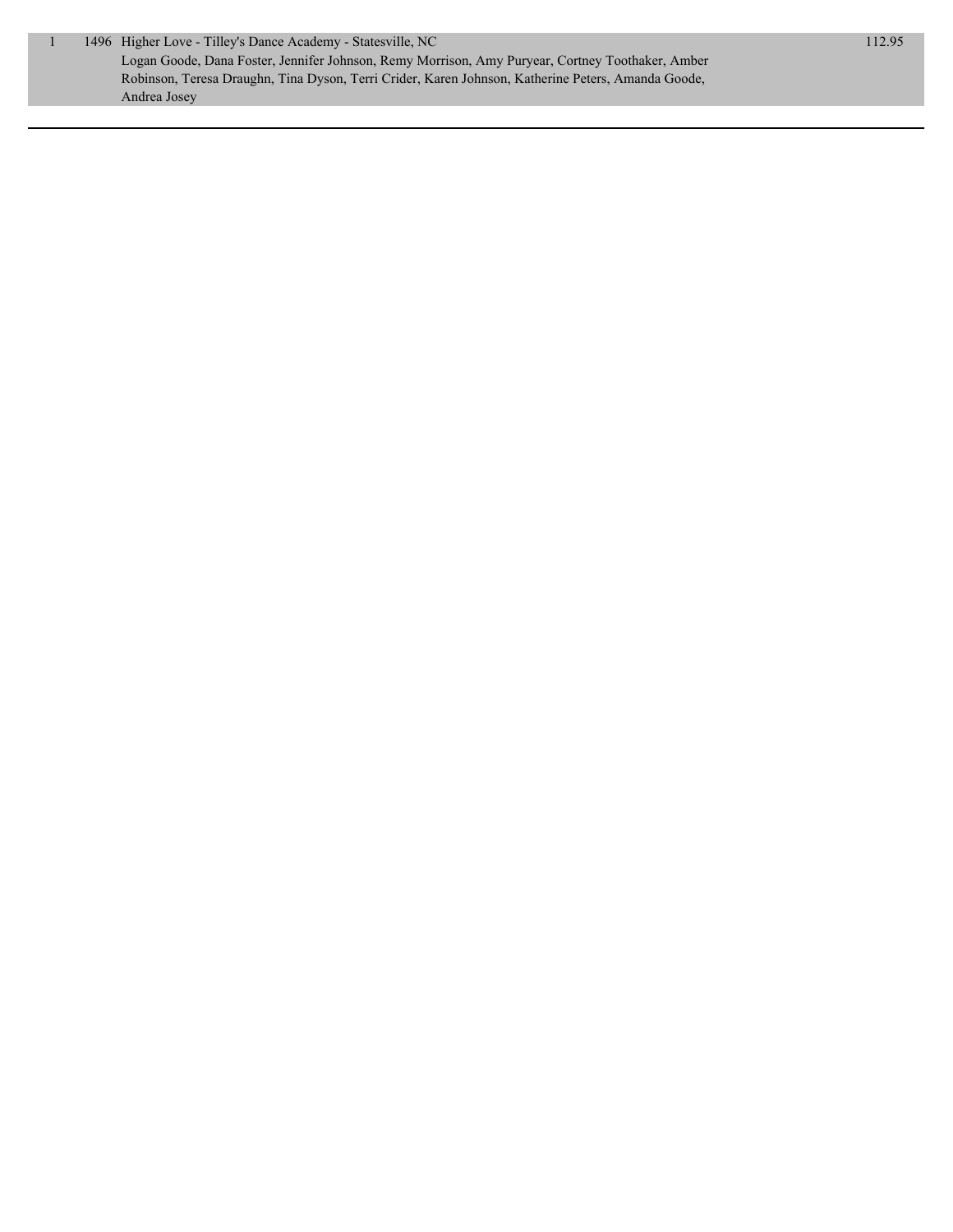| | | | |
|---|---|---|---|
| 1 | 1496 | Higher Love - Tilley's Dance Academy - Statesville, NC<br>Logan Goode, Dana Foster, Jennifer Johnson, Remy Morrison, Amy Puryear, Cortney Toothaker, Amber Robinson, Teresa Draughn, Tina Dyson, Terri Crider, Karen Johnson, Katherine Peters, Amanda Goode, Andrea Josey | 112.95 |